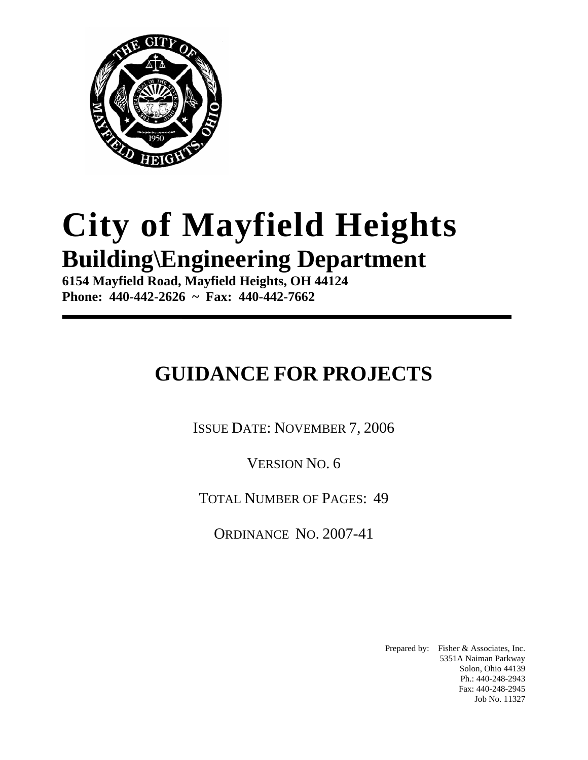# City of Mayfield Heights

## Building\Engineering Department

**6154 Mayfield Road, Mayfield Heights, OH 44124**
**Phone: 440-442-2626 ~ Fax: 440-442-7662**

---

# GUIDANCE FOR PROJECTS

ISSUE DATE: NOVEMBER 7, 2006

VERSION NO. 6

TOTAL NUMBER OF PAGES: 49

ORDINANCE NO. 2007-41

Prepared by: Fisher & Associates, Inc.
5351A Naiman Parkway
Solon, Ohio 44139
Ph.: 440-248-2943
Fax: 440-248-2945
Job No. 11327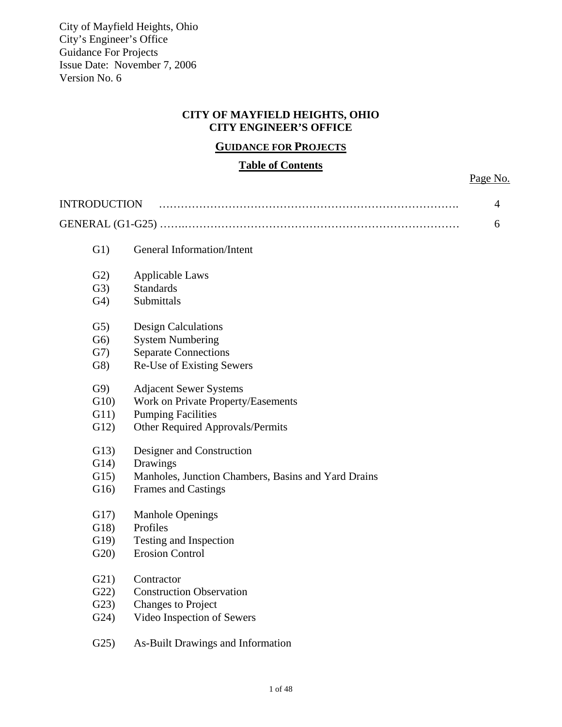City of Mayfield Heights, Ohio
City's Engineer's Office
Guidance For Projects
Issue Date: November 7, 2006
Version No. 6

**CITY OF MAYFIELD HEIGHTS, OHIO**
**CITY ENGINEER'S OFFICE**

## GUIDANCE FOR PROJECTS

### Table of Contents

| | Page No. |
|---|---|
| INTRODUCTION ………………………………………………………………………. | 4 |
| GENERAL (G1-G25) ……..………………………………………………………………… | 6 |

- G1) General Information/Intent

- G2) Applicable Laws
- G3) Standards
- G4) Submittals

- G5) Design Calculations
- G6) System Numbering
- G7) Separate Connections
- G8) Re-Use of Existing Sewers

- G9) Adjacent Sewer Systems
- G10) Work on Private Property/Easements
- G11) Pumping Facilities
- G12) Other Required Approvals/Permits

- G13) Designer and Construction
- G14) Drawings
- G15) Manholes, Junction Chambers, Basins and Yard Drains
- G16) Frames and Castings

- G17) Manhole Openings
- G18) Profiles
- G19) Testing and Inspection
- G20) Erosion Control

- G21) Contractor
- G22) Construction Observation
- G23) Changes to Project
- G24) Video Inspection of Sewers

- G25) As-Built Drawings and Information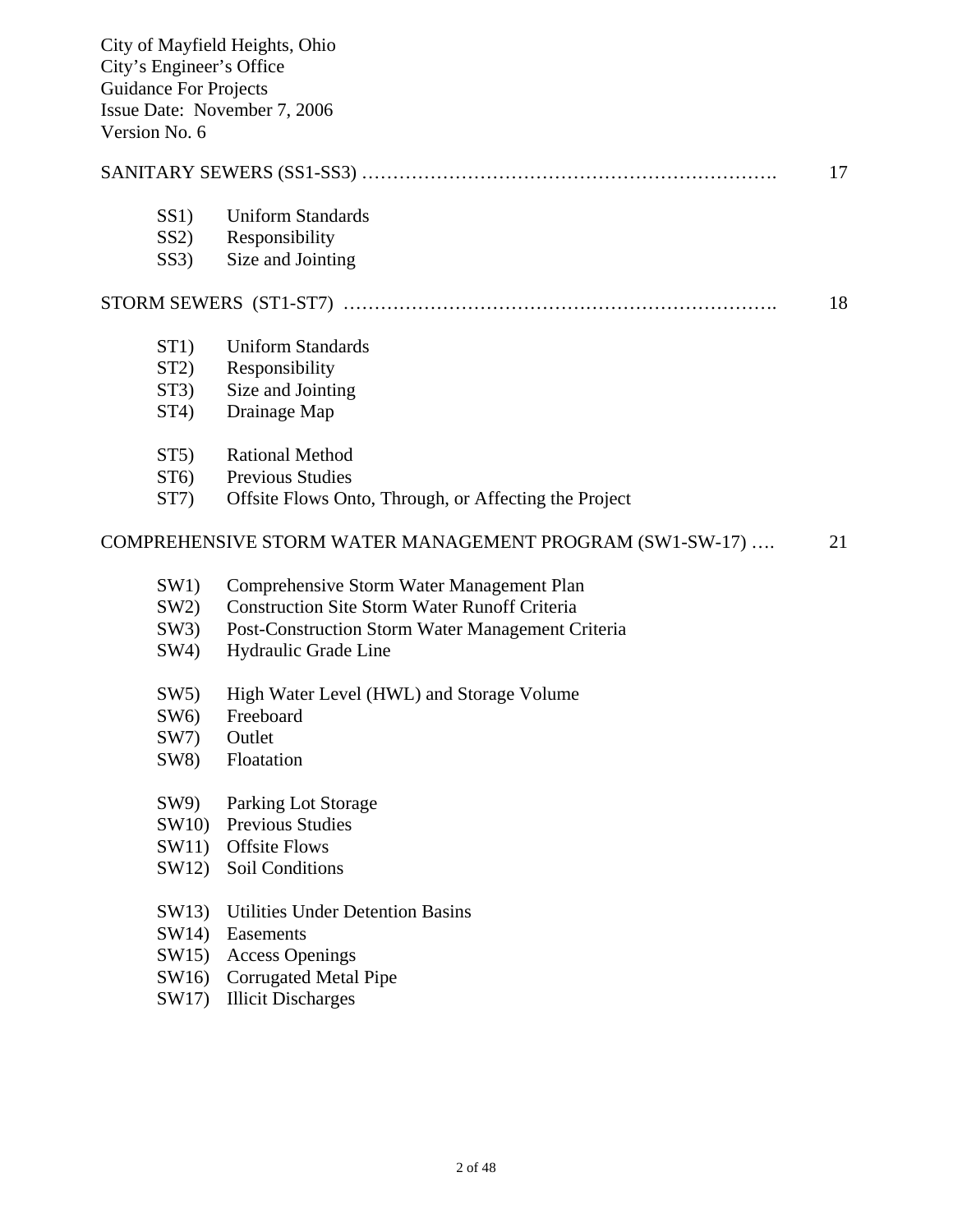City of Mayfield Heights, Ohio
City's Engineer's Office
Guidance For Projects
Issue Date: November 7, 2006
Version No. 6

SANITARY SEWERS (SS1-SS3) ………………………………………………………. 17

- SS1) Uniform Standards
- SS2) Responsibility
- SS3) Size and Jointing

STORM SEWERS (ST1-ST7) ………………………………………………………. 18

- ST1) Uniform Standards
- ST2) Responsibility
- ST3) Size and Jointing
- ST4) Drainage Map
- ST5) Rational Method
- ST6) Previous Studies
- ST7) Offsite Flows Onto, Through, or Affecting the Project

COMPREHENSIVE STORM WATER MANAGEMENT PROGRAM (SW1-SW-17) …. 21

- SW1) Comprehensive Storm Water Management Plan
- SW2) Construction Site Storm Water Runoff Criteria
- SW3) Post-Construction Storm Water Management Criteria
- SW4) Hydraulic Grade Line
- SW5) High Water Level (HWL) and Storage Volume
- SW6) Freeboard
- SW7) Outlet
- SW8) Floatation
- SW9) Parking Lot Storage
- SW10) Previous Studies
- SW11) Offsite Flows
- SW12) Soil Conditions
- SW13) Utilities Under Detention Basins
- SW14) Easements
- SW15) Access Openings
- SW16) Corrugated Metal Pipe
- SW17) Illicit Discharges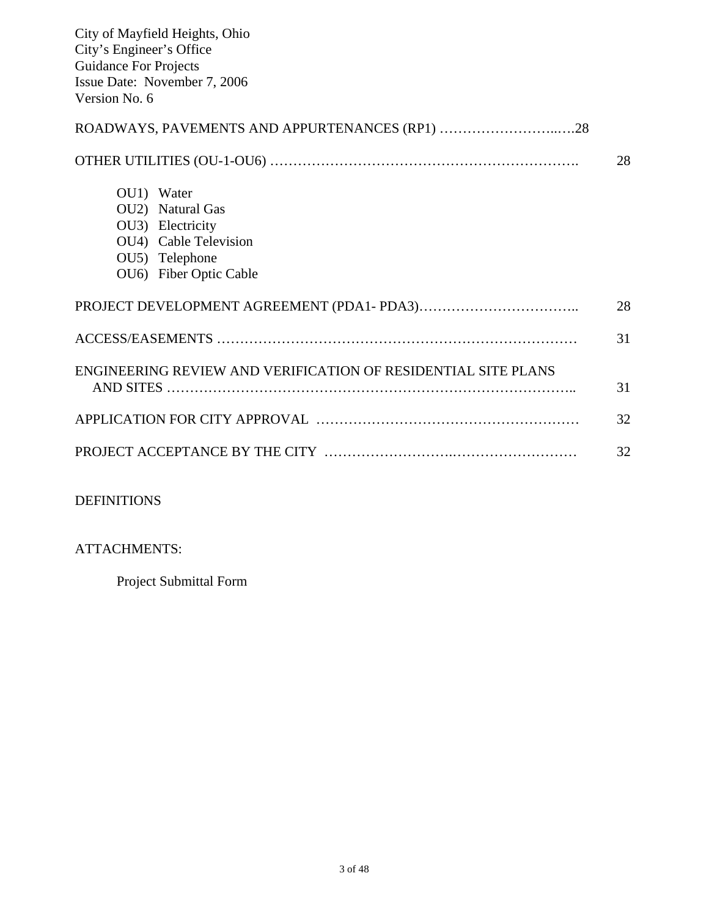ROADWAYS, PAVEMENTS AND APPURTENANCES (RP1) ……………………..….28

OTHER UTILITIES (OU-1-OU6) ………………………………………………………. 28

- OU1) Water
- OU2) Natural Gas
- OU3) Electricity
- OU4) Cable Television
- OU5) Telephone
- OU6) Fiber Optic Cable

PROJECT DEVELOPMENT AGREEMENT (PDA1- PDA3)…………………………….. 28

ACCESS/EASEMENTS ………………………………………………………………… 31

ENGINEERING REVIEW AND VERIFICATION OF RESIDENTIAL SITE PLANS AND SITES ……………………………………………………………………….. 31

APPLICATION FOR CITY APPROVAL ……………………………………………… 32

PROJECT ACCEPTANCE BY THE CITY …………………….……………………… 32

DEFINITIONS

ATTACHMENTS:

Project Submittal Form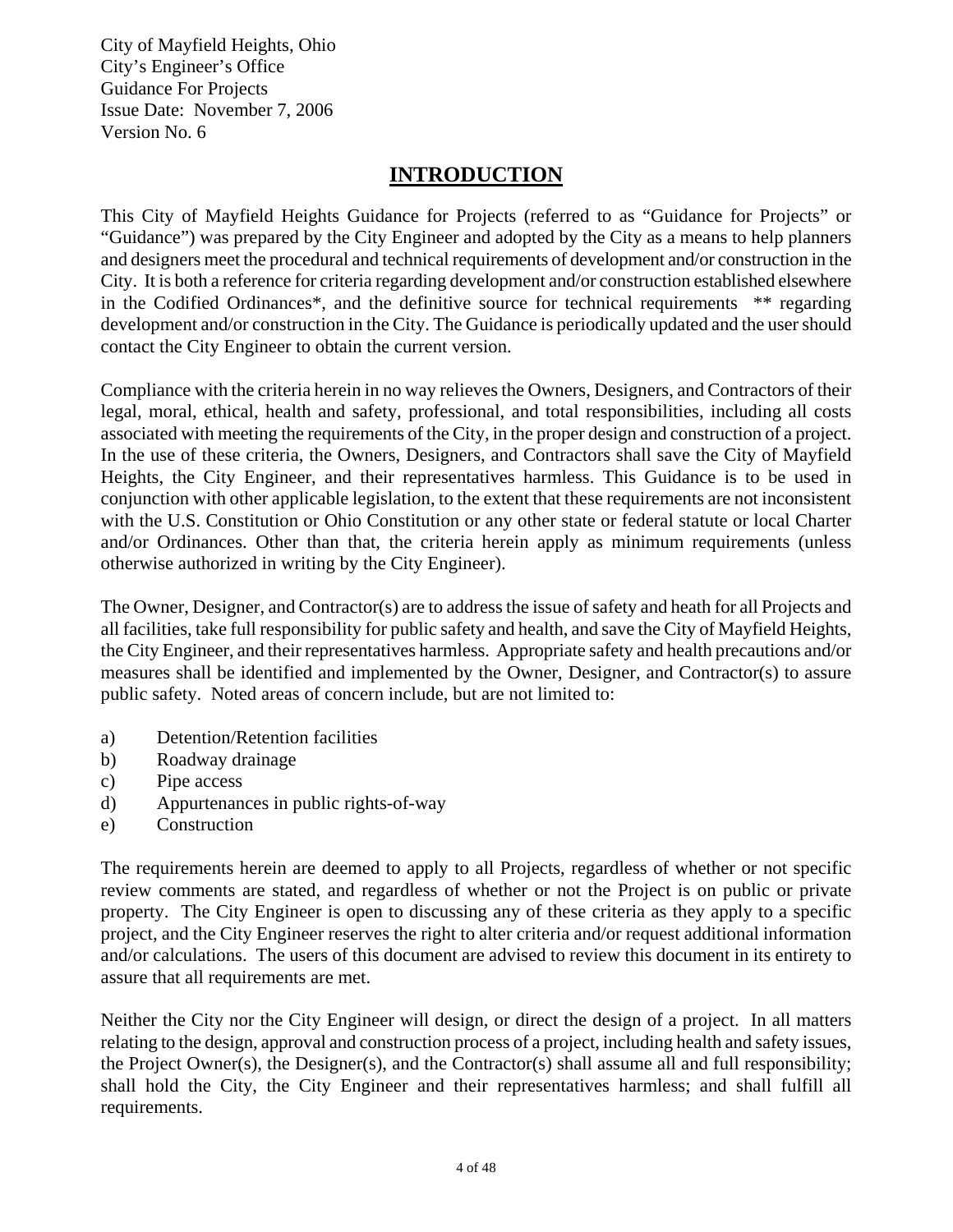City of Mayfield Heights, Ohio
City's Engineer's Office
Guidance For Projects
Issue Date: November 7, 2006
Version No. 6

# INTRODUCTION

This City of Mayfield Heights Guidance for Projects (referred to as "Guidance for Projects" or "Guidance") was prepared by the City Engineer and adopted by the City as a means to help planners and designers meet the procedural and technical requirements of development and/or construction in the City. It is both a reference for criteria regarding development and/or construction established elsewhere in the Codified Ordinances*, and the definitive source for technical requirements ** regarding development and/or construction in the City. The Guidance is periodically updated and the user should contact the City Engineer to obtain the current version.

Compliance with the criteria herein in no way relieves the Owners, Designers, and Contractors of their legal, moral, ethical, health and safety, professional, and total responsibilities, including all costs associated with meeting the requirements of the City, in the proper design and construction of a project. In the use of these criteria, the Owners, Designers, and Contractors shall save the City of Mayfield Heights, the City Engineer, and their representatives harmless. This Guidance is to be used in conjunction with other applicable legislation, to the extent that these requirements are not inconsistent with the U.S. Constitution or Ohio Constitution or any other state or federal statute or local Charter and/or Ordinances. Other than that, the criteria herein apply as minimum requirements (unless otherwise authorized in writing by the City Engineer).

The Owner, Designer, and Contractor(s) are to address the issue of safety and heath for all Projects and all facilities, take full responsibility for public safety and health, and save the City of Mayfield Heights, the City Engineer, and their representatives harmless. Appropriate safety and health precautions and/or measures shall be identified and implemented by the Owner, Designer, and Contractor(s) to assure public safety. Noted areas of concern include, but are not limited to:

a) Detention/Retention facilities
b) Roadway drainage
c) Pipe access
d) Appurtenances in public rights-of-way
e) Construction

The requirements herein are deemed to apply to all Projects, regardless of whether or not specific review comments are stated, and regardless of whether or not the Project is on public or private property. The City Engineer is open to discussing any of these criteria as they apply to a specific project, and the City Engineer reserves the right to alter criteria and/or request additional information and/or calculations. The users of this document are advised to review this document in its entirety to assure that all requirements are met.

Neither the City nor the City Engineer will design, or direct the design of a project. In all matters relating to the design, approval and construction process of a project, including health and safety issues, the Project Owner(s), the Designer(s), and the Contractor(s) shall assume all and full responsibility; shall hold the City, the City Engineer and their representatives harmless; and shall fulfill all requirements.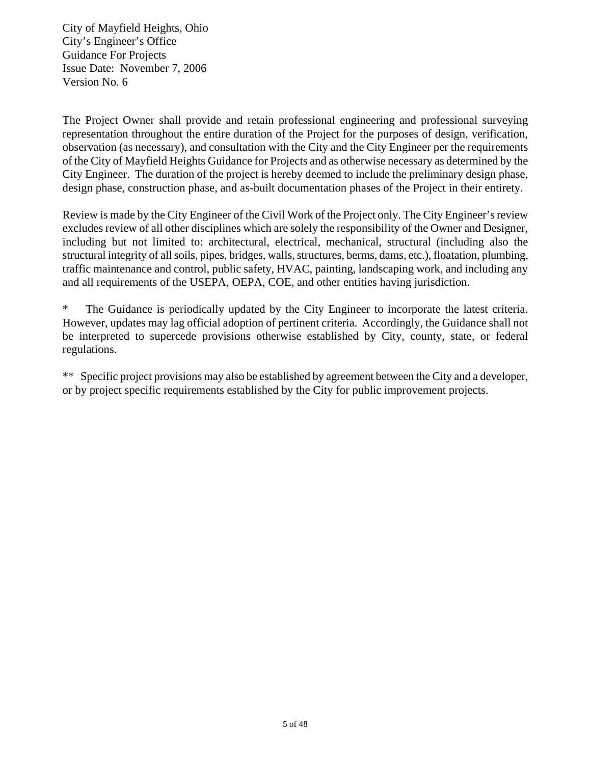The Project Owner shall provide and retain professional engineering and professional surveying representation throughout the entire duration of the Project for the purposes of design, verification, observation (as necessary), and consultation with the City and the City Engineer per the requirements of the City of Mayfield Heights Guidance for Projects and as otherwise necessary as determined by the City Engineer. The duration of the project is hereby deemed to include the preliminary design phase, design phase, construction phase, and as-built documentation phases of the Project in their entirety.

Review is made by the City Engineer of the Civil Work of the Project only. The City Engineer's review excludes review of all other disciplines which are solely the responsibility of the Owner and Designer, including but not limited to: architectural, electrical, mechanical, structural (including also the structural integrity of all soils, pipes, bridges, walls, structures, berms, dams, etc.), floatation, plumbing, traffic maintenance and control, public safety, HVAC, painting, landscaping work, and including any and all requirements of the USEPA, OEPA, COE, and other entities having jurisdiction.

\* The Guidance is periodically updated by the City Engineer to incorporate the latest criteria. However, updates may lag official adoption of pertinent criteria. Accordingly, the Guidance shall not be interpreted to supercede provisions otherwise established by City, county, state, or federal regulations.

\*\* Specific project provisions may also be established by agreement between the City and a developer, or by project specific requirements established by the City for public improvement projects.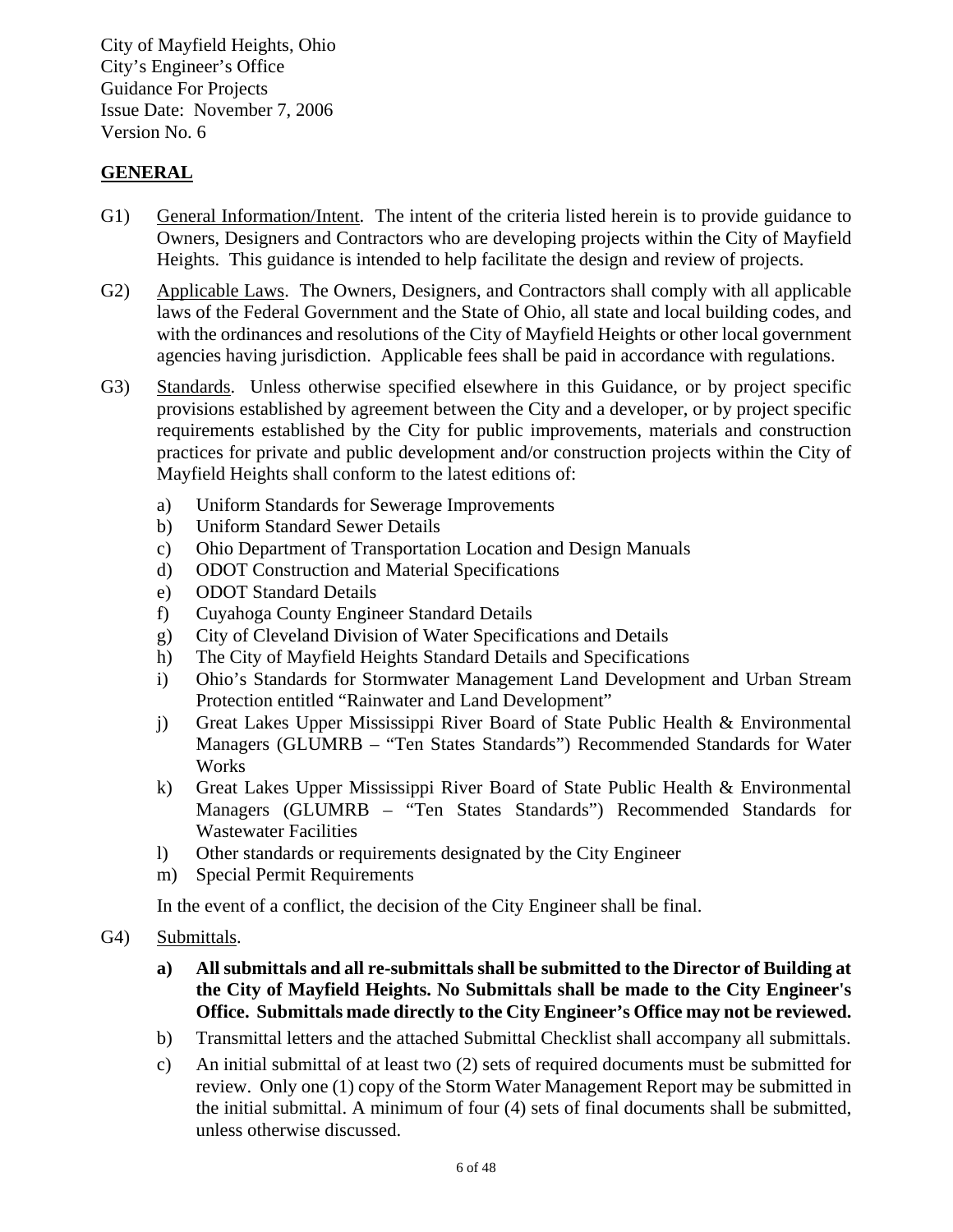City of Mayfield Heights, Ohio
City's Engineer's Office
Guidance For Projects
Issue Date: November 7, 2006
Version No. 6

## GENERAL

G1) General Information/Intent. The intent of the criteria listed herein is to provide guidance to Owners, Designers and Contractors who are developing projects within the City of Mayfield Heights. This guidance is intended to help facilitate the design and review of projects.

G2) Applicable Laws. The Owners, Designers, and Contractors shall comply with all applicable laws of the Federal Government and the State of Ohio, all state and local building codes, and with the ordinances and resolutions of the City of Mayfield Heights or other local government agencies having jurisdiction. Applicable fees shall be paid in accordance with regulations.

G3) Standards. Unless otherwise specified elsewhere in this Guidance, or by project specific provisions established by agreement between the City and a developer, or by project specific requirements established by the City for public improvements, materials and construction practices for private and public development and/or construction projects within the City of Mayfield Heights shall conform to the latest editions of:

- a) Uniform Standards for Sewerage Improvements
- b) Uniform Standard Sewer Details
- c) Ohio Department of Transportation Location and Design Manuals
- d) ODOT Construction and Material Specifications
- e) ODOT Standard Details
- f) Cuyahoga County Engineer Standard Details
- g) City of Cleveland Division of Water Specifications and Details
- h) The City of Mayfield Heights Standard Details and Specifications
- i) Ohio's Standards for Stormwater Management Land Development and Urban Stream Protection entitled "Rainwater and Land Development"
- j) Great Lakes Upper Mississippi River Board of State Public Health & Environmental Managers (GLUMRB – "Ten States Standards") Recommended Standards for Water Works
- k) Great Lakes Upper Mississippi River Board of State Public Health & Environmental Managers (GLUMRB – "Ten States Standards") Recommended Standards for Wastewater Facilities
- l) Other standards or requirements designated by the City Engineer
- m) Special Permit Requirements

In the event of a conflict, the decision of the City Engineer shall be final.

G4) Submittals.

- **a) All submittals and all re-submittals shall be submitted to the Director of Building at the City of Mayfield Heights. No Submittals shall be made to the City Engineer's Office. Submittals made directly to the City Engineer's Office may not be reviewed.**
- b) Transmittal letters and the attached Submittal Checklist shall accompany all submittals.
- c) An initial submittal of at least two (2) sets of required documents must be submitted for review. Only one (1) copy of the Storm Water Management Report may be submitted in the initial submittal. A minimum of four (4) sets of final documents shall be submitted, unless otherwise discussed.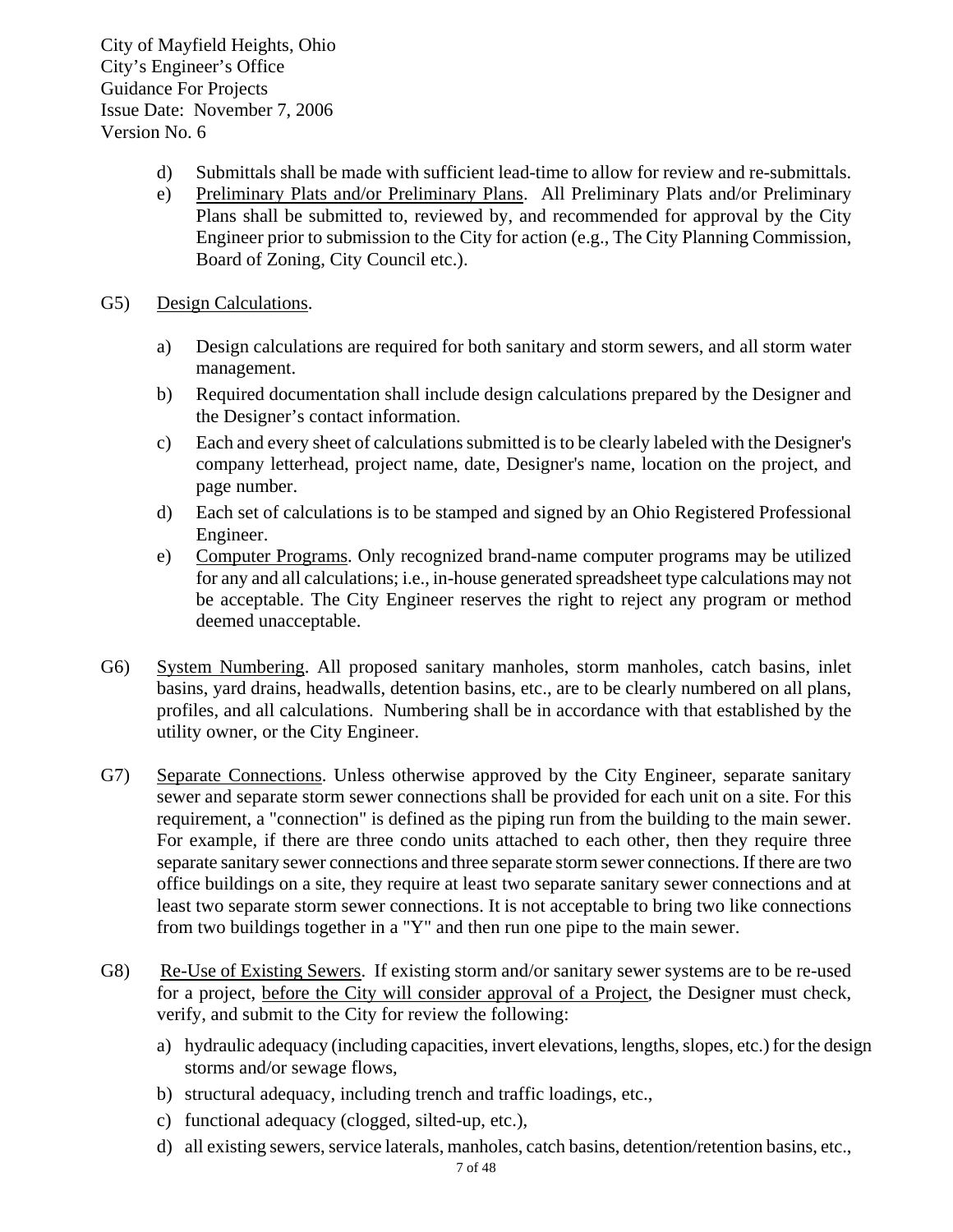d) Submittals shall be made with sufficient lead-time to allow for review and re-submittals.

e) Preliminary Plats and/or Preliminary Plans. All Preliminary Plats and/or Preliminary Plans shall be submitted to, reviewed by, and recommended for approval by the City Engineer prior to submission to the City for action (e.g., The City Planning Commission, Board of Zoning, City Council etc.).

G5) Design Calculations.

a) Design calculations are required for both sanitary and storm sewers, and all storm water management.

b) Required documentation shall include design calculations prepared by the Designer and the Designer's contact information.

c) Each and every sheet of calculations submitted is to be clearly labeled with the Designer's company letterhead, project name, date, Designer's name, location on the project, and page number.

d) Each set of calculations is to be stamped and signed by an Ohio Registered Professional Engineer.

e) Computer Programs. Only recognized brand-name computer programs may be utilized for any and all calculations; i.e., in-house generated spreadsheet type calculations may not be acceptable. The City Engineer reserves the right to reject any program or method deemed unacceptable.

G6) System Numbering. All proposed sanitary manholes, storm manholes, catch basins, inlet basins, yard drains, headwalls, detention basins, etc., are to be clearly numbered on all plans, profiles, and all calculations. Numbering shall be in accordance with that established by the utility owner, or the City Engineer.

G7) Separate Connections. Unless otherwise approved by the City Engineer, separate sanitary sewer and separate storm sewer connections shall be provided for each unit on a site. For this requirement, a "connection" is defined as the piping run from the building to the main sewer. For example, if there are three condo units attached to each other, then they require three separate sanitary sewer connections and three separate storm sewer connections. If there are two office buildings on a site, they require at least two separate sanitary sewer connections and at least two separate storm sewer connections. It is not acceptable to bring two like connections from two buildings together in a "Y" and then run one pipe to the main sewer.

G8) Re-Use of Existing Sewers. If existing storm and/or sanitary sewer systems are to be re-used for a project, before the City will consider approval of a Project, the Designer must check, verify, and submit to the City for review the following:

a) hydraulic adequacy (including capacities, invert elevations, lengths, slopes, etc.) for the design storms and/or sewage flows,

b) structural adequacy, including trench and traffic loadings, etc.,

c) functional adequacy (clogged, silted-up, etc.),

d) all existing sewers, service laterals, manholes, catch basins, detention/retention basins, etc.,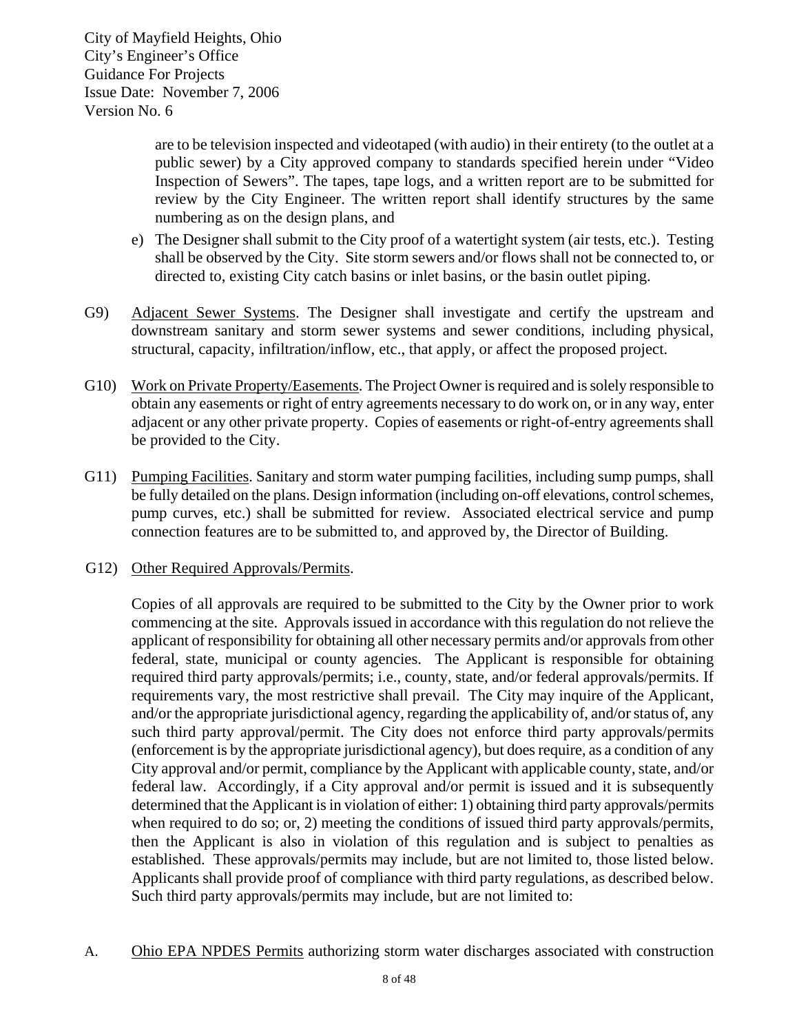are to be television inspected and videotaped (with audio) in their entirety (to the outlet at a public sewer) by a City approved company to standards specified herein under "Video Inspection of Sewers". The tapes, tape logs, and a written report are to be submitted for review by the City Engineer. The written report shall identify structures by the same numbering as on the design plans, and

e) The Designer shall submit to the City proof of a watertight system (air tests, etc.). Testing shall be observed by the City. Site storm sewers and/or flows shall not be connected to, or directed to, existing City catch basins or inlet basins, or the basin outlet piping.

G9) Adjacent Sewer Systems. The Designer shall investigate and certify the upstream and downstream sanitary and storm sewer systems and sewer conditions, including physical, structural, capacity, infiltration/inflow, etc., that apply, or affect the proposed project.

G10) Work on Private Property/Easements. The Project Owner is required and is solely responsible to obtain any easements or right of entry agreements necessary to do work on, or in any way, enter adjacent or any other private property. Copies of easements or right-of-entry agreements shall be provided to the City.

G11) Pumping Facilities. Sanitary and storm water pumping facilities, including sump pumps, shall be fully detailed on the plans. Design information (including on-off elevations, control schemes, pump curves, etc.) shall be submitted for review. Associated electrical service and pump connection features are to be submitted to, and approved by, the Director of Building.

G12) Other Required Approvals/Permits.

Copies of all approvals are required to be submitted to the City by the Owner prior to work commencing at the site. Approvals issued in accordance with this regulation do not relieve the applicant of responsibility for obtaining all other necessary permits and/or approvals from other federal, state, municipal or county agencies. The Applicant is responsible for obtaining required third party approvals/permits; i.e., county, state, and/or federal approvals/permits. If requirements vary, the most restrictive shall prevail. The City may inquire of the Applicant, and/or the appropriate jurisdictional agency, regarding the applicability of, and/or status of, any such third party approval/permit. The City does not enforce third party approvals/permits (enforcement is by the appropriate jurisdictional agency), but does require, as a condition of any City approval and/or permit, compliance by the Applicant with applicable county, state, and/or federal law. Accordingly, if a City approval and/or permit is issued and it is subsequently determined that the Applicant is in violation of either: 1) obtaining third party approvals/permits when required to do so; or, 2) meeting the conditions of issued third party approvals/permits, then the Applicant is also in violation of this regulation and is subject to penalties as established. These approvals/permits may include, but are not limited to, those listed below. Applicants shall provide proof of compliance with third party regulations, as described below. Such third party approvals/permits may include, but are not limited to:

A. Ohio EPA NPDES Permits authorizing storm water discharges associated with construction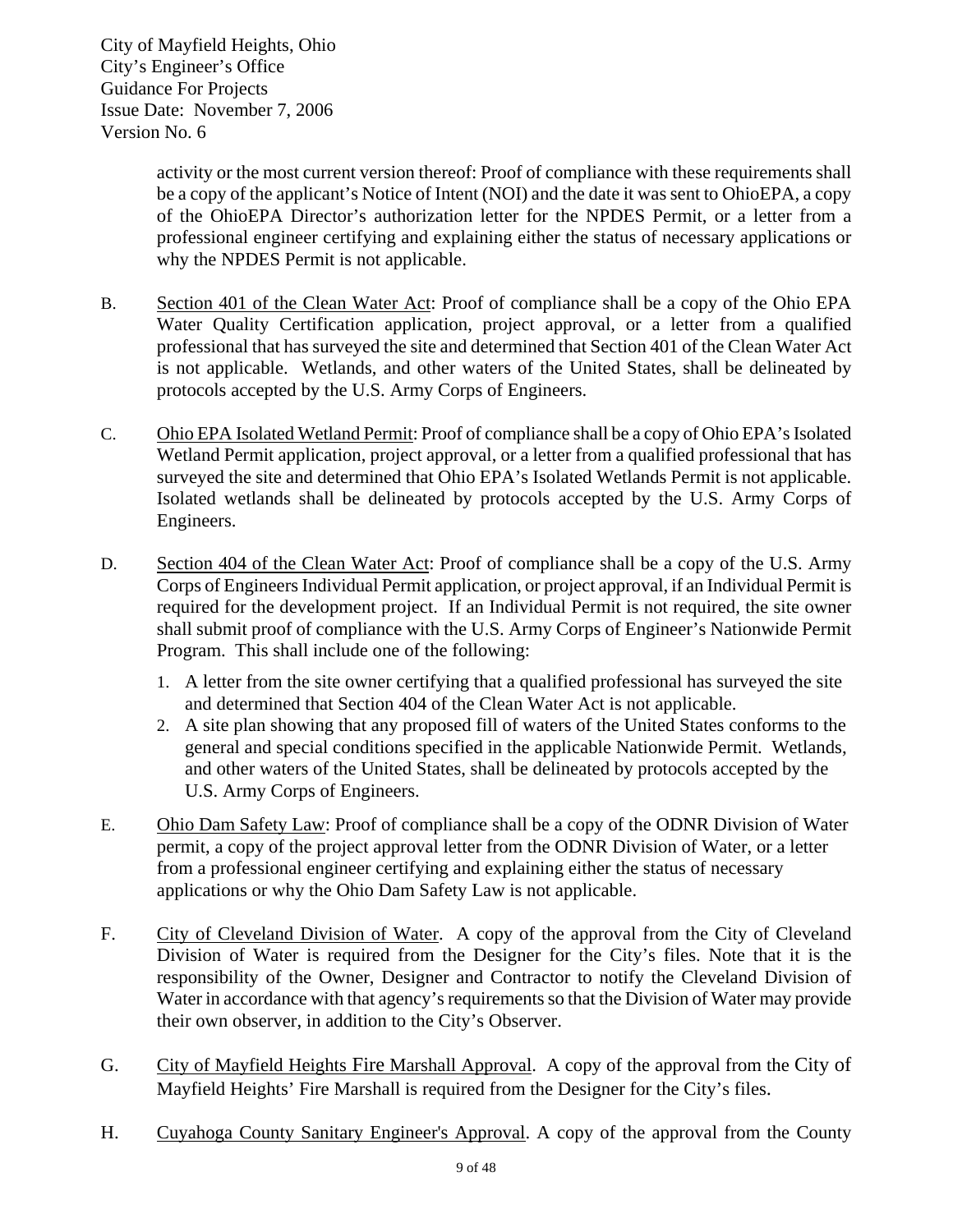activity or the most current version thereof: Proof of compliance with these requirements shall be a copy of the applicant's Notice of Intent (NOI) and the date it was sent to OhioEPA, a copy of the OhioEPA Director's authorization letter for the NPDES Permit, or a letter from a professional engineer certifying and explaining either the status of necessary applications or why the NPDES Permit is not applicable.

B. Section 401 of the Clean Water Act: Proof of compliance shall be a copy of the Ohio EPA Water Quality Certification application, project approval, or a letter from a qualified professional that has surveyed the site and determined that Section 401 of the Clean Water Act is not applicable. Wetlands, and other waters of the United States, shall be delineated by protocols accepted by the U.S. Army Corps of Engineers.

C. Ohio EPA Isolated Wetland Permit: Proof of compliance shall be a copy of Ohio EPA's Isolated Wetland Permit application, project approval, or a letter from a qualified professional that has surveyed the site and determined that Ohio EPA's Isolated Wetlands Permit is not applicable. Isolated wetlands shall be delineated by protocols accepted by the U.S. Army Corps of Engineers.

D. Section 404 of the Clean Water Act: Proof of compliance shall be a copy of the U.S. Army Corps of Engineers Individual Permit application, or project approval, if an Individual Permit is required for the development project. If an Individual Permit is not required, the site owner shall submit proof of compliance with the U.S. Army Corps of Engineer's Nationwide Permit Program. This shall include one of the following:

   1. A letter from the site owner certifying that a qualified professional has surveyed the site and determined that Section 404 of the Clean Water Act is not applicable.
   2. A site plan showing that any proposed fill of waters of the United States conforms to the general and special conditions specified in the applicable Nationwide Permit. Wetlands, and other waters of the United States, shall be delineated by protocols accepted by the U.S. Army Corps of Engineers.

E. Ohio Dam Safety Law: Proof of compliance shall be a copy of the ODNR Division of Water permit, a copy of the project approval letter from the ODNR Division of Water, or a letter from a professional engineer certifying and explaining either the status of necessary applications or why the Ohio Dam Safety Law is not applicable.

F. City of Cleveland Division of Water. A copy of the approval from the City of Cleveland Division of Water is required from the Designer for the City's files. Note that it is the responsibility of the Owner, Designer and Contractor to notify the Cleveland Division of Water in accordance with that agency's requirements so that the Division of Water may provide their own observer, in addition to the City's Observer.

G. City of Mayfield Heights Fire Marshall Approval. A copy of the approval from the City of Mayfield Heights' Fire Marshall is required from the Designer for the City's files.

H. Cuyahoga County Sanitary Engineer's Approval. A copy of the approval from the County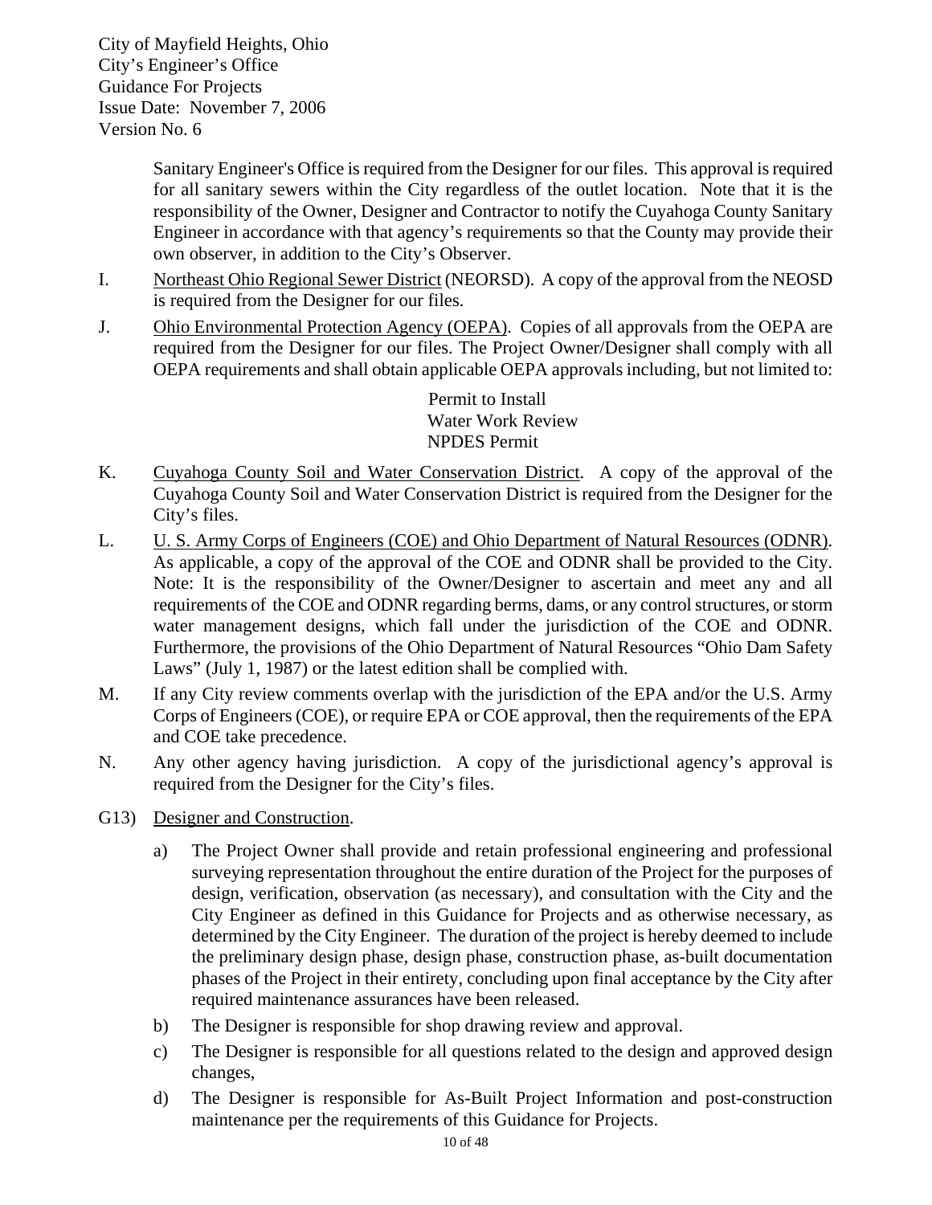Sanitary Engineer's Office is required from the Designer for our files. This approval is required for all sanitary sewers within the City regardless of the outlet location. Note that it is the responsibility of the Owner, Designer and Contractor to notify the Cuyahoga County Sanitary Engineer in accordance with that agency's requirements so that the County may provide their own observer, in addition to the City's Observer.

I. Northeast Ohio Regional Sewer District (NEORSD). A copy of the approval from the NEOSD is required from the Designer for our files.

J. Ohio Environmental Protection Agency (OEPA). Copies of all approvals from the OEPA are required from the Designer for our files. The Project Owner/Designer shall comply with all OEPA requirements and shall obtain applicable OEPA approvals including, but not limited to:

Permit to Install
Water Work Review
NPDES Permit

K. Cuyahoga County Soil and Water Conservation District. A copy of the approval of the Cuyahoga County Soil and Water Conservation District is required from the Designer for the City's files.

L. U. S. Army Corps of Engineers (COE) and Ohio Department of Natural Resources (ODNR). As applicable, a copy of the approval of the COE and ODNR shall be provided to the City. Note: It is the responsibility of the Owner/Designer to ascertain and meet any and all requirements of the COE and ODNR regarding berms, dams, or any control structures, or storm water management designs, which fall under the jurisdiction of the COE and ODNR. Furthermore, the provisions of the Ohio Department of Natural Resources "Ohio Dam Safety Laws" (July 1, 1987) or the latest edition shall be complied with.

M. If any City review comments overlap with the jurisdiction of the EPA and/or the U.S. Army Corps of Engineers (COE), or require EPA or COE approval, then the requirements of the EPA and COE take precedence.

N. Any other agency having jurisdiction. A copy of the jurisdictional agency's approval is required from the Designer for the City's files.

G13) Designer and Construction.

a) The Project Owner shall provide and retain professional engineering and professional surveying representation throughout the entire duration of the Project for the purposes of design, verification, observation (as necessary), and consultation with the City and the City Engineer as defined in this Guidance for Projects and as otherwise necessary, as determined by the City Engineer. The duration of the project is hereby deemed to include the preliminary design phase, design phase, construction phase, as-built documentation phases of the Project in their entirety, concluding upon final acceptance by the City after required maintenance assurances have been released.

b) The Designer is responsible for shop drawing review and approval.

c) The Designer is responsible for all questions related to the design and approved design changes,

d) The Designer is responsible for As-Built Project Information and post-construction maintenance per the requirements of this Guidance for Projects.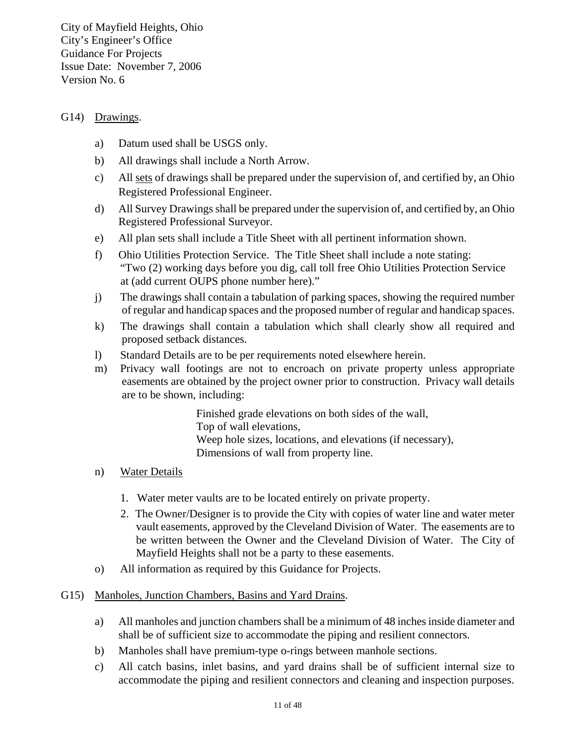G14) Drawings.

a) Datum used shall be USGS only.

b) All drawings shall include a North Arrow.

c) All sets of drawings shall be prepared under the supervision of, and certified by, an Ohio Registered Professional Engineer.

d) All Survey Drawings shall be prepared under the supervision of, and certified by, an Ohio Registered Professional Surveyor.

e) All plan sets shall include a Title Sheet with all pertinent information shown.

f) Ohio Utilities Protection Service. The Title Sheet shall include a note stating: "Two (2) working days before you dig, call toll free Ohio Utilities Protection Service at (add current OUPS phone number here)."

j) The drawings shall contain a tabulation of parking spaces, showing the required number of regular and handicap spaces and the proposed number of regular and handicap spaces.

k) The drawings shall contain a tabulation which shall clearly show all required and proposed setback distances.

l) Standard Details are to be per requirements noted elsewhere herein.

m) Privacy wall footings are not to encroach on private property unless appropriate easements are obtained by the project owner prior to construction. Privacy wall details are to be shown, including:

    Finished grade elevations on both sides of the wall,
    Top of wall elevations,
    Weep hole sizes, locations, and elevations (if necessary),
    Dimensions of wall from property line.

n) Water Details

    1. Water meter vaults are to be located entirely on private property.
    2. The Owner/Designer is to provide the City with copies of water line and water meter vault easements, approved by the Cleveland Division of Water. The easements are to be written between the Owner and the Cleveland Division of Water. The City of Mayfield Heights shall not be a party to these easements.

o) All information as required by this Guidance for Projects.

G15) Manholes, Junction Chambers, Basins and Yard Drains.

a) All manholes and junction chambers shall be a minimum of 48 inches inside diameter and shall be of sufficient size to accommodate the piping and resilient connectors.

b) Manholes shall have premium-type o-rings between manhole sections.

c) All catch basins, inlet basins, and yard drains shall be of sufficient internal size to accommodate the piping and resilient connectors and cleaning and inspection purposes.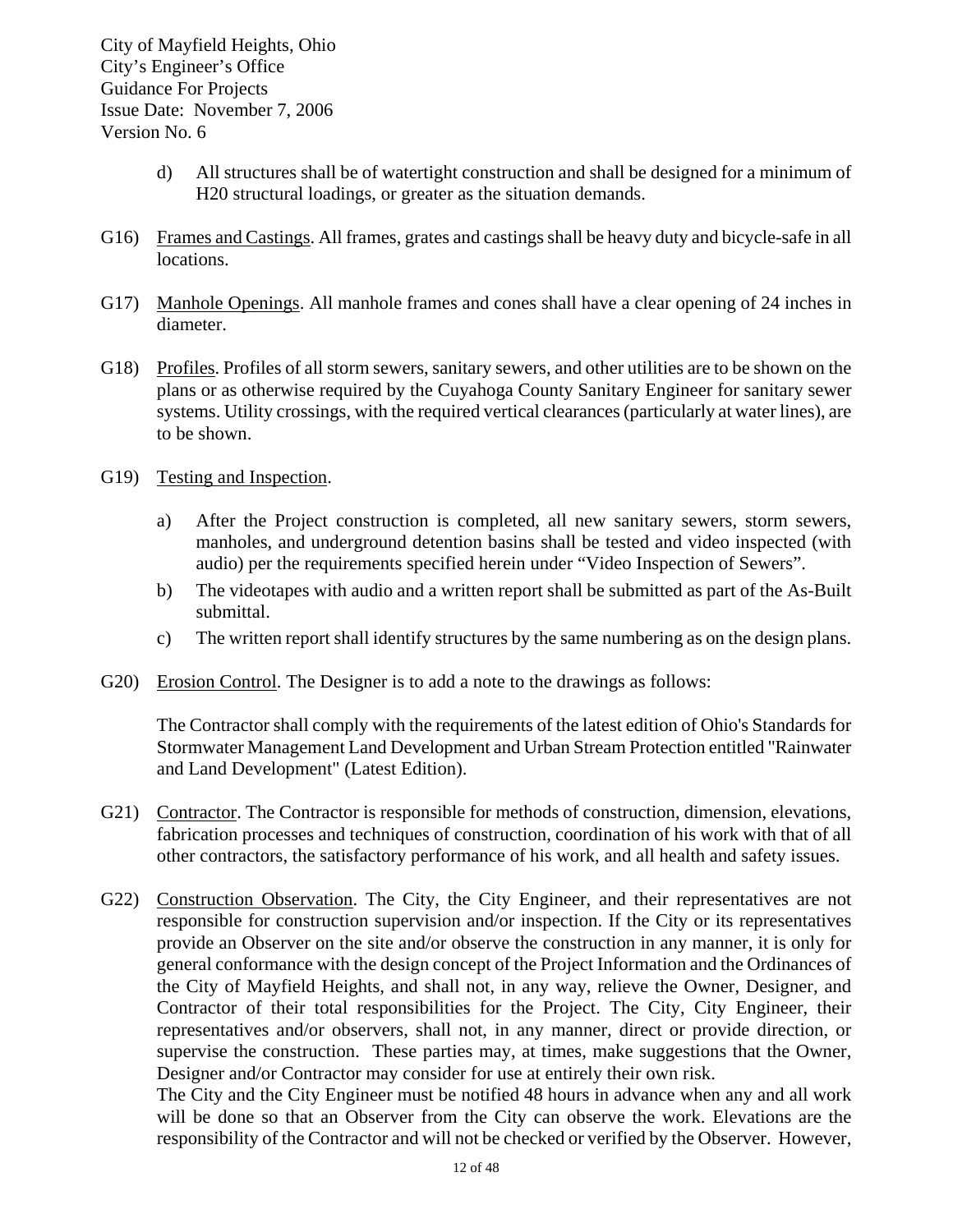d) All structures shall be of watertight construction and shall be designed for a minimum of H20 structural loadings, or greater as the situation demands.

G16) Frames and Castings. All frames, grates and castings shall be heavy duty and bicycle-safe in all locations.

G17) Manhole Openings. All manhole frames and cones shall have a clear opening of 24 inches in diameter.

G18) Profiles. Profiles of all storm sewers, sanitary sewers, and other utilities are to be shown on the plans or as otherwise required by the Cuyahoga County Sanitary Engineer for sanitary sewer systems. Utility crossings, with the required vertical clearances (particularly at water lines), are to be shown.

G19) Testing and Inspection.

a) After the Project construction is completed, all new sanitary sewers, storm sewers, manholes, and underground detention basins shall be tested and video inspected (with audio) per the requirements specified herein under "Video Inspection of Sewers".

b) The videotapes with audio and a written report shall be submitted as part of the As-Built submittal.

c) The written report shall identify structures by the same numbering as on the design plans.

G20) Erosion Control. The Designer is to add a note to the drawings as follows:

The Contractor shall comply with the requirements of the latest edition of Ohio's Standards for Stormwater Management Land Development and Urban Stream Protection entitled "Rainwater and Land Development" (Latest Edition).

G21) Contractor. The Contractor is responsible for methods of construction, dimension, elevations, fabrication processes and techniques of construction, coordination of his work with that of all other contractors, the satisfactory performance of his work, and all health and safety issues.

G22) Construction Observation. The City, the City Engineer, and their representatives are not responsible for construction supervision and/or inspection. If the City or its representatives provide an Observer on the site and/or observe the construction in any manner, it is only for general conformance with the design concept of the Project Information and the Ordinances of the City of Mayfield Heights, and shall not, in any way, relieve the Owner, Designer, and Contractor of their total responsibilities for the Project. The City, City Engineer, their representatives and/or observers, shall not, in any manner, direct or provide direction, or supervise the construction. These parties may, at times, make suggestions that the Owner, Designer and/or Contractor may consider for use at entirely their own risk.

The City and the City Engineer must be notified 48 hours in advance when any and all work will be done so that an Observer from the City can observe the work. Elevations are the responsibility of the Contractor and will not be checked or verified by the Observer. However,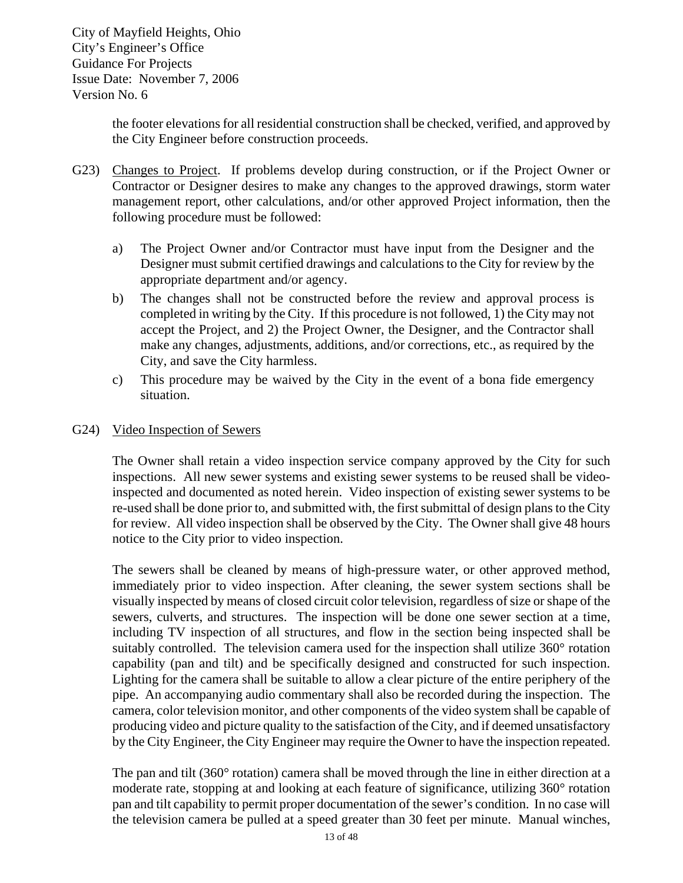the footer elevations for all residential construction shall be checked, verified, and approved by the City Engineer before construction proceeds.

G23) Changes to Project. If problems develop during construction, or if the Project Owner or Contractor or Designer desires to make any changes to the approved drawings, storm water management report, other calculations, and/or other approved Project information, then the following procedure must be followed:

a) The Project Owner and/or Contractor must have input from the Designer and the Designer must submit certified drawings and calculations to the City for review by the appropriate department and/or agency.

b) The changes shall not be constructed before the review and approval process is completed in writing by the City. If this procedure is not followed, 1) the City may not accept the Project, and 2) the Project Owner, the Designer, and the Contractor shall make any changes, adjustments, additions, and/or corrections, etc., as required by the City, and save the City harmless.

c) This procedure may be waived by the City in the event of a bona fide emergency situation.

G24) Video Inspection of Sewers

The Owner shall retain a video inspection service company approved by the City for such inspections. All new sewer systems and existing sewer systems to be reused shall be video-inspected and documented as noted herein. Video inspection of existing sewer systems to be re-used shall be done prior to, and submitted with, the first submittal of design plans to the City for review. All video inspection shall be observed by the City. The Owner shall give 48 hours notice to the City prior to video inspection.

The sewers shall be cleaned by means of high-pressure water, or other approved method, immediately prior to video inspection. After cleaning, the sewer system sections shall be visually inspected by means of closed circuit color television, regardless of size or shape of the sewers, culverts, and structures. The inspection will be done one sewer section at a time, including TV inspection of all structures, and flow in the section being inspected shall be suitably controlled. The television camera used for the inspection shall utilize 360° rotation capability (pan and tilt) and be specifically designed and constructed for such inspection. Lighting for the camera shall be suitable to allow a clear picture of the entire periphery of the pipe. An accompanying audio commentary shall also be recorded during the inspection. The camera, color television monitor, and other components of the video system shall be capable of producing video and picture quality to the satisfaction of the City, and if deemed unsatisfactory by the City Engineer, the City Engineer may require the Owner to have the inspection repeated.

The pan and tilt (360° rotation) camera shall be moved through the line in either direction at a moderate rate, stopping at and looking at each feature of significance, utilizing 360° rotation pan and tilt capability to permit proper documentation of the sewer's condition. In no case will the television camera be pulled at a speed greater than 30 feet per minute. Manual winches,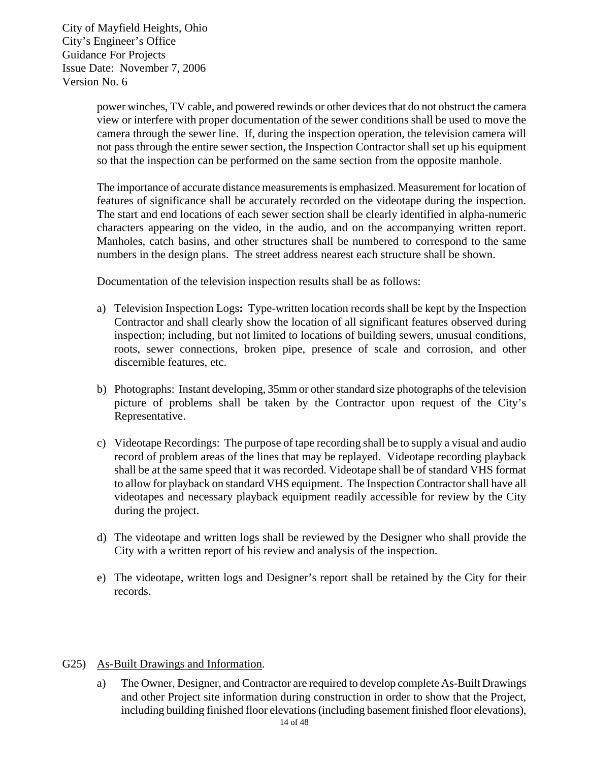power winches, TV cable, and powered rewinds or other devices that do not obstruct the camera view or interfere with proper documentation of the sewer conditions shall be used to move the camera through the sewer line. If, during the inspection operation, the television camera will not pass through the entire sewer section, the Inspection Contractor shall set up his equipment so that the inspection can be performed on the same section from the opposite manhole.

The importance of accurate distance measurements is emphasized. Measurement for location of features of significance shall be accurately recorded on the videotape during the inspection. The start and end locations of each sewer section shall be clearly identified in alpha-numeric characters appearing on the video, in the audio, and on the accompanying written report. Manholes, catch basins, and other structures shall be numbered to correspond to the same numbers in the design plans. The street address nearest each structure shall be shown.

Documentation of the television inspection results shall be as follows:

a) Television Inspection Logs**:** Type-written location records shall be kept by the Inspection Contractor and shall clearly show the location of all significant features observed during inspection; including, but not limited to locations of building sewers, unusual conditions, roots, sewer connections, broken pipe, presence of scale and corrosion, and other discernible features, etc.

b) Photographs: Instant developing, 35mm or other standard size photographs of the television picture of problems shall be taken by the Contractor upon request of the City's Representative.

c) Videotape Recordings: The purpose of tape recording shall be to supply a visual and audio record of problem areas of the lines that may be replayed. Videotape recording playback shall be at the same speed that it was recorded. Videotape shall be of standard VHS format to allow for playback on standard VHS equipment. The Inspection Contractor shall have all videotapes and necessary playback equipment readily accessible for review by the City during the project.

d) The videotape and written logs shall be reviewed by the Designer who shall provide the City with a written report of his review and analysis of the inspection.

e) The videotape, written logs and Designer's report shall be retained by the City for their records.

G25) As-Built Drawings and Information.

a) The Owner, Designer, and Contractor are required to develop complete As-Built Drawings and other Project site information during construction in order to show that the Project, including building finished floor elevations (including basement finished floor elevations),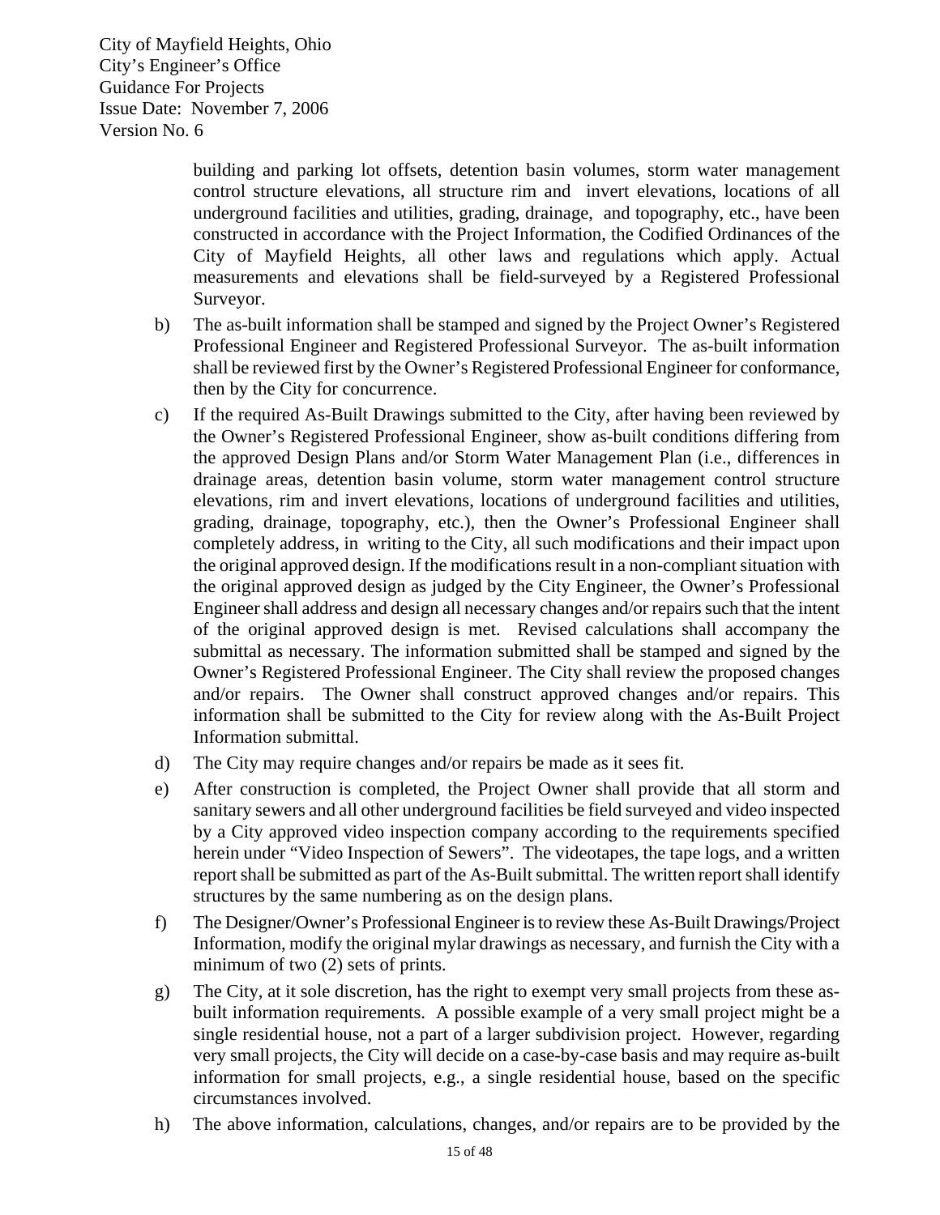building and parking lot offsets, detention basin volumes, storm water management control structure elevations, all structure rim and invert elevations, locations of all underground facilities and utilities, grading, drainage, and topography, etc., have been constructed in accordance with the Project Information, the Codified Ordinances of the City of Mayfield Heights, all other laws and regulations which apply. Actual measurements and elevations shall be field-surveyed by a Registered Professional Surveyor.

b) The as-built information shall be stamped and signed by the Project Owner's Registered Professional Engineer and Registered Professional Surveyor. The as-built information shall be reviewed first by the Owner's Registered Professional Engineer for conformance, then by the City for concurrence.

c) If the required As-Built Drawings submitted to the City, after having been reviewed by the Owner's Registered Professional Engineer, show as-built conditions differing from the approved Design Plans and/or Storm Water Management Plan (i.e., differences in drainage areas, detention basin volume, storm water management control structure elevations, rim and invert elevations, locations of underground facilities and utilities, grading, drainage, topography, etc.), then the Owner's Professional Engineer shall completely address, in writing to the City, all such modifications and their impact upon the original approved design. If the modifications result in a non-compliant situation with the original approved design as judged by the City Engineer, the Owner's Professional Engineer shall address and design all necessary changes and/or repairs such that the intent of the original approved design is met. Revised calculations shall accompany the submittal as necessary. The information submitted shall be stamped and signed by the Owner's Registered Professional Engineer. The City shall review the proposed changes and/or repairs. The Owner shall construct approved changes and/or repairs. This information shall be submitted to the City for review along with the As-Built Project Information submittal.

d) The City may require changes and/or repairs be made as it sees fit.

e) After construction is completed, the Project Owner shall provide that all storm and sanitary sewers and all other underground facilities be field surveyed and video inspected by a City approved video inspection company according to the requirements specified herein under "Video Inspection of Sewers". The videotapes, the tape logs, and a written report shall be submitted as part of the As-Built submittal. The written report shall identify structures by the same numbering as on the design plans.

f) The Designer/Owner's Professional Engineer is to review these As-Built Drawings/Project Information, modify the original mylar drawings as necessary, and furnish the City with a minimum of two (2) sets of prints.

g) The City, at it sole discretion, has the right to exempt very small projects from these as-built information requirements. A possible example of a very small project might be a single residential house, not a part of a larger subdivision project. However, regarding very small projects, the City will decide on a case-by-case basis and may require as-built information for small projects, e.g., a single residential house, based on the specific circumstances involved.

h) The above information, calculations, changes, and/or repairs are to be provided by the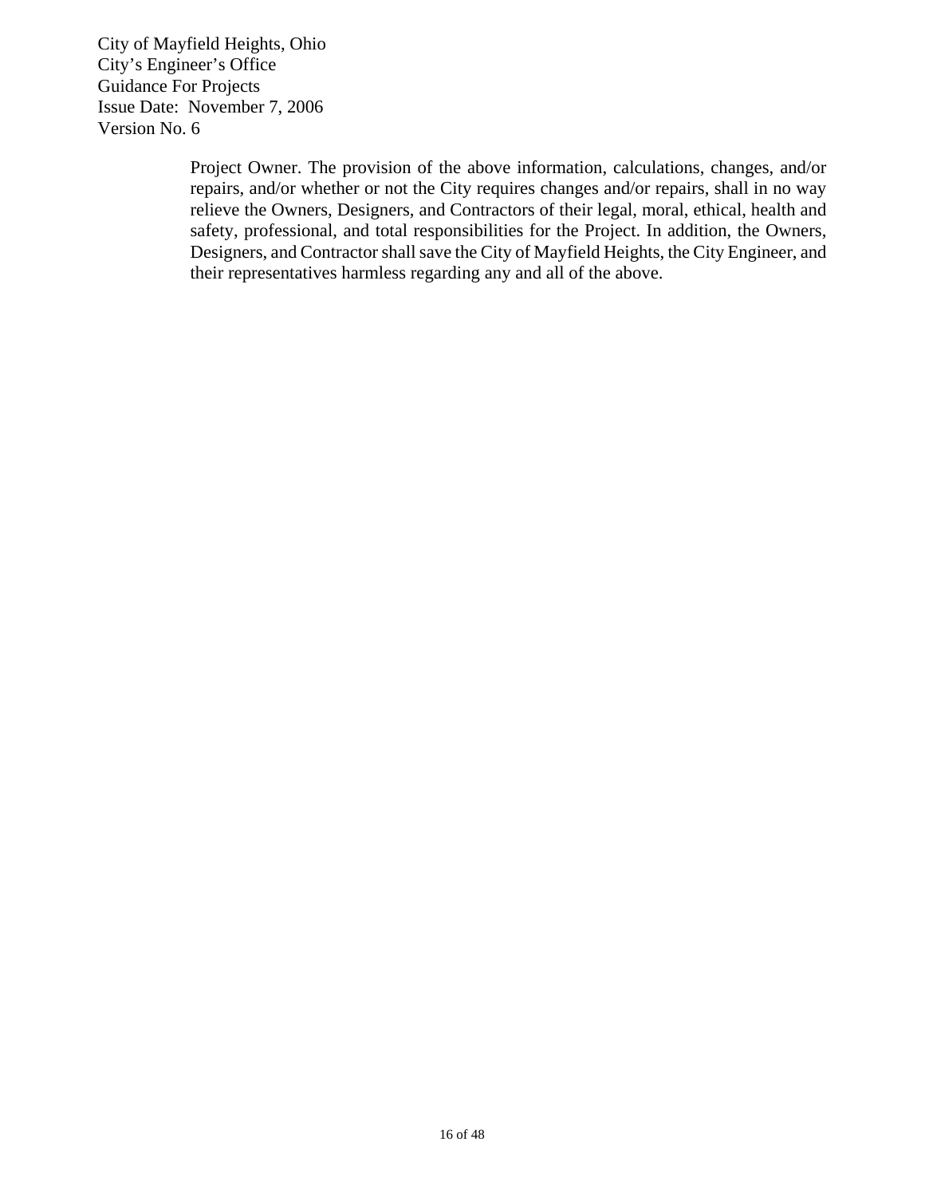Project Owner. The provision of the above information, calculations, changes, and/or repairs, and/or whether or not the City requires changes and/or repairs, shall in no way relieve the Owners, Designers, and Contractors of their legal, moral, ethical, health and safety, professional, and total responsibilities for the Project. In addition, the Owners, Designers, and Contractor shall save the City of Mayfield Heights, the City Engineer, and their representatives harmless regarding any and all of the above.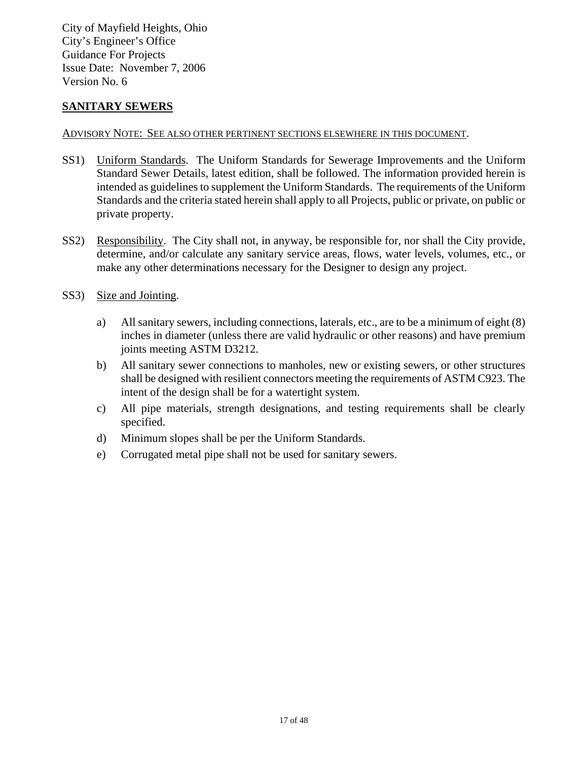City of Mayfield Heights, Ohio
City's Engineer's Office
Guidance For Projects
Issue Date: November 7, 2006
Version No. 6

## SANITARY SEWERS

ADVISORY NOTE: SEE ALSO OTHER PERTINENT SECTIONS ELSEWHERE IN THIS DOCUMENT.

SS1) Uniform Standards. The Uniform Standards for Sewerage Improvements and the Uniform Standard Sewer Details, latest edition, shall be followed. The information provided herein is intended as guidelines to supplement the Uniform Standards. The requirements of the Uniform Standards and the criteria stated herein shall apply to all Projects, public or private, on public or private property.

SS2) Responsibility. The City shall not, in anyway, be responsible for, nor shall the City provide, determine, and/or calculate any sanitary service areas, flows, water levels, volumes, etc., or make any other determinations necessary for the Designer to design any project.

SS3) Size and Jointing.

a) All sanitary sewers, including connections, laterals, etc., are to be a minimum of eight (8) inches in diameter (unless there are valid hydraulic or other reasons) and have premium joints meeting ASTM D3212.

b) All sanitary sewer connections to manholes, new or existing sewers, or other structures shall be designed with resilient connectors meeting the requirements of ASTM C923. The intent of the design shall be for a watertight system.

c) All pipe materials, strength designations, and testing requirements shall be clearly specified.

d) Minimum slopes shall be per the Uniform Standards.

e) Corrugated metal pipe shall not be used for sanitary sewers.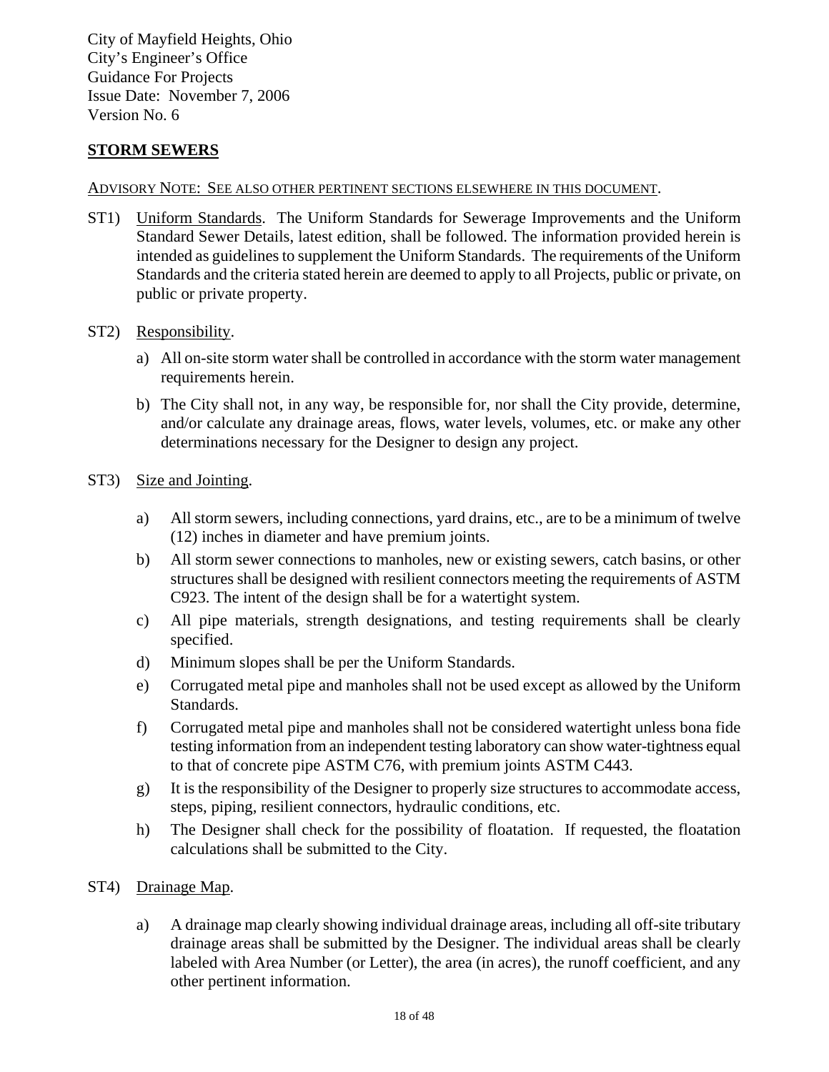City of Mayfield Heights, Ohio
City's Engineer's Office
Guidance For Projects
Issue Date: November 7, 2006
Version No. 6

## STORM SEWERS

ADVISORY NOTE: SEE ALSO OTHER PERTINENT SECTIONS ELSEWHERE IN THIS DOCUMENT.

ST1) Uniform Standards. The Uniform Standards for Sewerage Improvements and the Uniform Standard Sewer Details, latest edition, shall be followed. The information provided herein is intended as guidelines to supplement the Uniform Standards. The requirements of the Uniform Standards and the criteria stated herein are deemed to apply to all Projects, public or private, on public or private property.

ST2) Responsibility.

a) All on-site storm water shall be controlled in accordance with the storm water management requirements herein.

b) The City shall not, in any way, be responsible for, nor shall the City provide, determine, and/or calculate any drainage areas, flows, water levels, volumes, etc. or make any other determinations necessary for the Designer to design any project.

ST3) Size and Jointing.

a) All storm sewers, including connections, yard drains, etc., are to be a minimum of twelve (12) inches in diameter and have premium joints.

b) All storm sewer connections to manholes, new or existing sewers, catch basins, or other structures shall be designed with resilient connectors meeting the requirements of ASTM C923. The intent of the design shall be for a watertight system.

c) All pipe materials, strength designations, and testing requirements shall be clearly specified.

d) Minimum slopes shall be per the Uniform Standards.

e) Corrugated metal pipe and manholes shall not be used except as allowed by the Uniform Standards.

f) Corrugated metal pipe and manholes shall not be considered watertight unless bona fide testing information from an independent testing laboratory can show water-tightness equal to that of concrete pipe ASTM C76, with premium joints ASTM C443.

g) It is the responsibility of the Designer to properly size structures to accommodate access, steps, piping, resilient connectors, hydraulic conditions, etc.

h) The Designer shall check for the possibility of floatation. If requested, the floatation calculations shall be submitted to the City.

ST4) Drainage Map.

a) A drainage map clearly showing individual drainage areas, including all off-site tributary drainage areas shall be submitted by the Designer. The individual areas shall be clearly labeled with Area Number (or Letter), the area (in acres), the runoff coefficient, and any other pertinent information.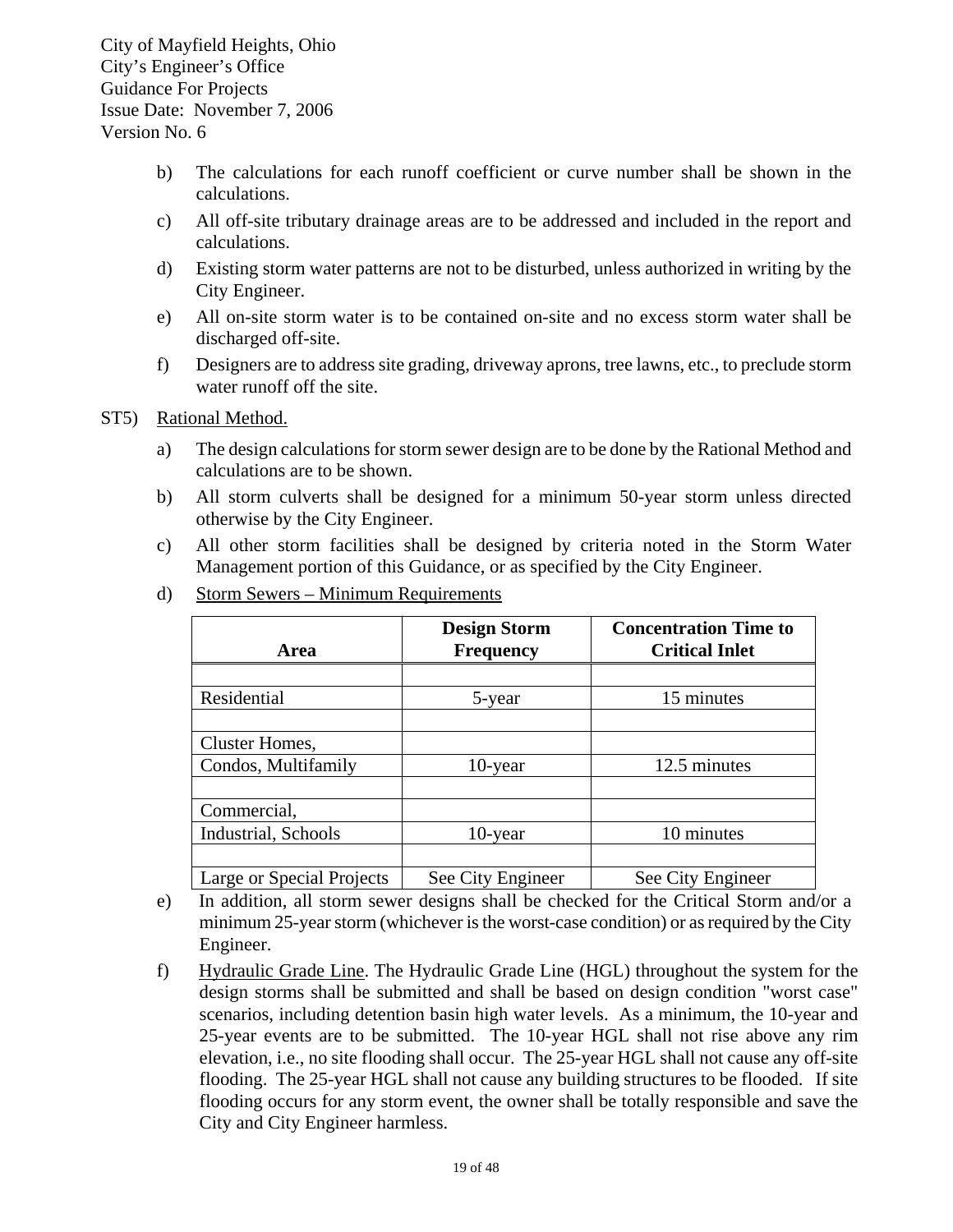b) The calculations for each runoff coefficient or curve number shall be shown in the calculations.

c) All off-site tributary drainage areas are to be addressed and included in the report and calculations.

d) Existing storm water patterns are not to be disturbed, unless authorized in writing by the City Engineer.

e) All on-site storm water is to be contained on-site and no excess storm water shall be discharged off-site.

f) Designers are to address site grading, driveway aprons, tree lawns, etc., to preclude storm water runoff off the site.

ST5) Rational Method.

a) The design calculations for storm sewer design are to be done by the Rational Method and calculations are to be shown.

b) All storm culverts shall be designed for a minimum 50-year storm unless directed otherwise by the City Engineer.

c) All other storm facilities shall be designed by criteria noted in the Storm Water Management portion of this Guidance, or as specified by the City Engineer.

d) Storm Sewers – Minimum Requirements

| Area | Design Storm Frequency | Concentration Time to Critical Inlet |
|---|---|---|
| Residential | 5-year | 15 minutes |
| Cluster Homes, Condos, Multifamily | 10-year | 12.5 minutes |
| Commercial, Industrial, Schools | 10-year | 10 minutes |
| Large or Special Projects | See City Engineer | See City Engineer |

e) In addition, all storm sewer designs shall be checked for the Critical Storm and/or a minimum 25-year storm (whichever is the worst-case condition) or as required by the City Engineer.

f) Hydraulic Grade Line. The Hydraulic Grade Line (HGL) throughout the system for the design storms shall be submitted and shall be based on design condition "worst case" scenarios, including detention basin high water levels. As a minimum, the 10-year and 25-year events are to be submitted. The 10-year HGL shall not rise above any rim elevation, i.e., no site flooding shall occur. The 25-year HGL shall not cause any off-site flooding. The 25-year HGL shall not cause any building structures to be flooded. If site flooding occurs for any storm event, the owner shall be totally responsible and save the City and City Engineer harmless.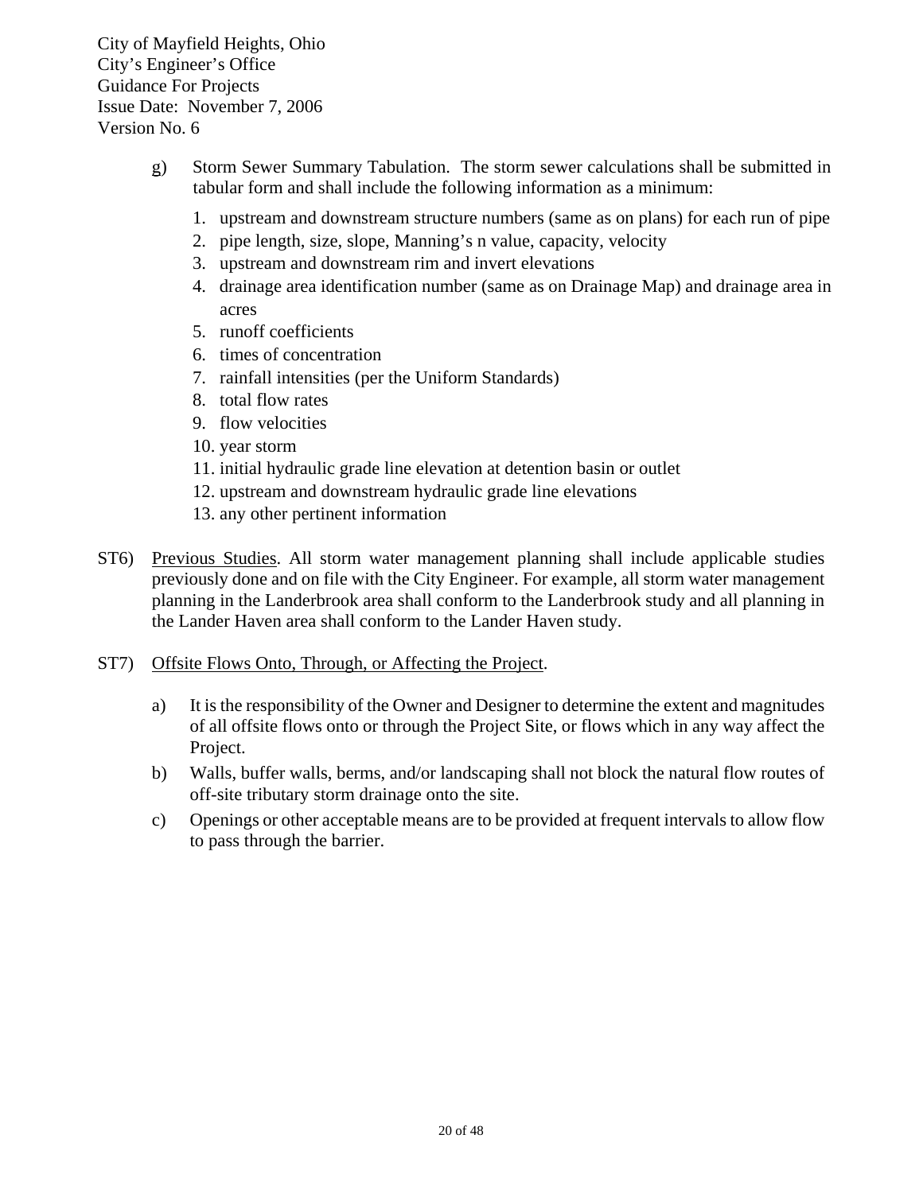g) Storm Sewer Summary Tabulation. The storm sewer calculations shall be submitted in tabular form and shall include the following information as a minimum:

1. upstream and downstream structure numbers (same as on plans) for each run of pipe
2. pipe length, size, slope, Manning's n value, capacity, velocity
3. upstream and downstream rim and invert elevations
4. drainage area identification number (same as on Drainage Map) and drainage area in acres
5. runoff coefficients
6. times of concentration
7. rainfall intensities (per the Uniform Standards)
8. total flow rates
9. flow velocities
10. year storm
11. initial hydraulic grade line elevation at detention basin or outlet
12. upstream and downstream hydraulic grade line elevations
13. any other pertinent information

ST6) Previous Studies. All storm water management planning shall include applicable studies previously done and on file with the City Engineer. For example, all storm water management planning in the Landerbrook area shall conform to the Landerbrook study and all planning in the Lander Haven area shall conform to the Lander Haven study.

ST7) Offsite Flows Onto, Through, or Affecting the Project.

a) It is the responsibility of the Owner and Designer to determine the extent and magnitudes of all offsite flows onto or through the Project Site, or flows which in any way affect the Project.

b) Walls, buffer walls, berms, and/or landscaping shall not block the natural flow routes of off-site tributary storm drainage onto the site.

c) Openings or other acceptable means are to be provided at frequent intervals to allow flow to pass through the barrier.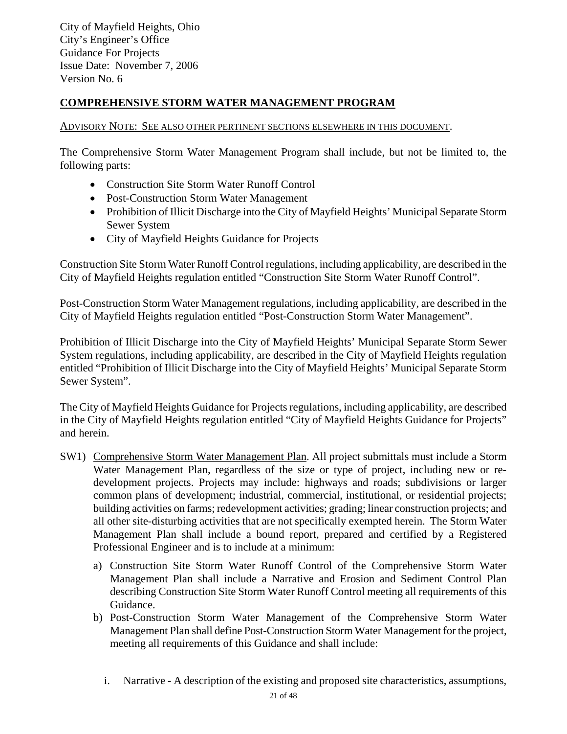City of Mayfield Heights, Ohio
City's Engineer's Office
Guidance For Projects
Issue Date: November 7, 2006
Version No. 6

## COMPREHENSIVE STORM WATER MANAGEMENT PROGRAM

ADVISORY NOTE: SEE ALSO OTHER PERTINENT SECTIONS ELSEWHERE IN THIS DOCUMENT.

The Comprehensive Storm Water Management Program shall include, but not be limited to, the following parts:

- Construction Site Storm Water Runoff Control
- Post-Construction Storm Water Management
- Prohibition of Illicit Discharge into the City of Mayfield Heights' Municipal Separate Storm Sewer System
- City of Mayfield Heights Guidance for Projects

Construction Site Storm Water Runoff Control regulations, including applicability, are described in the City of Mayfield Heights regulation entitled "Construction Site Storm Water Runoff Control".

Post-Construction Storm Water Management regulations, including applicability, are described in the City of Mayfield Heights regulation entitled "Post-Construction Storm Water Management".

Prohibition of Illicit Discharge into the City of Mayfield Heights' Municipal Separate Storm Sewer System regulations, including applicability, are described in the City of Mayfield Heights regulation entitled "Prohibition of Illicit Discharge into the City of Mayfield Heights' Municipal Separate Storm Sewer System".

The City of Mayfield Heights Guidance for Projects regulations, including applicability, are described in the City of Mayfield Heights regulation entitled "City of Mayfield Heights Guidance for Projects" and herein.

SW1) Comprehensive Storm Water Management Plan. All project submittals must include a Storm Water Management Plan, regardless of the size or type of project, including new or re-development projects. Projects may include: highways and roads; subdivisions or larger common plans of development; industrial, commercial, institutional, or residential projects; building activities on farms; redevelopment activities; grading; linear construction projects; and all other site-disturbing activities that are not specifically exempted herein. The Storm Water Management Plan shall include a bound report, prepared and certified by a Registered Professional Engineer and is to include at a minimum:

a) Construction Site Storm Water Runoff Control of the Comprehensive Storm Water Management Plan shall include a Narrative and Erosion and Sediment Control Plan describing Construction Site Storm Water Runoff Control meeting all requirements of this Guidance.

b) Post-Construction Storm Water Management of the Comprehensive Storm Water Management Plan shall define Post-Construction Storm Water Management for the project, meeting all requirements of this Guidance and shall include:

   i. Narrative - A description of the existing and proposed site characteristics, assumptions,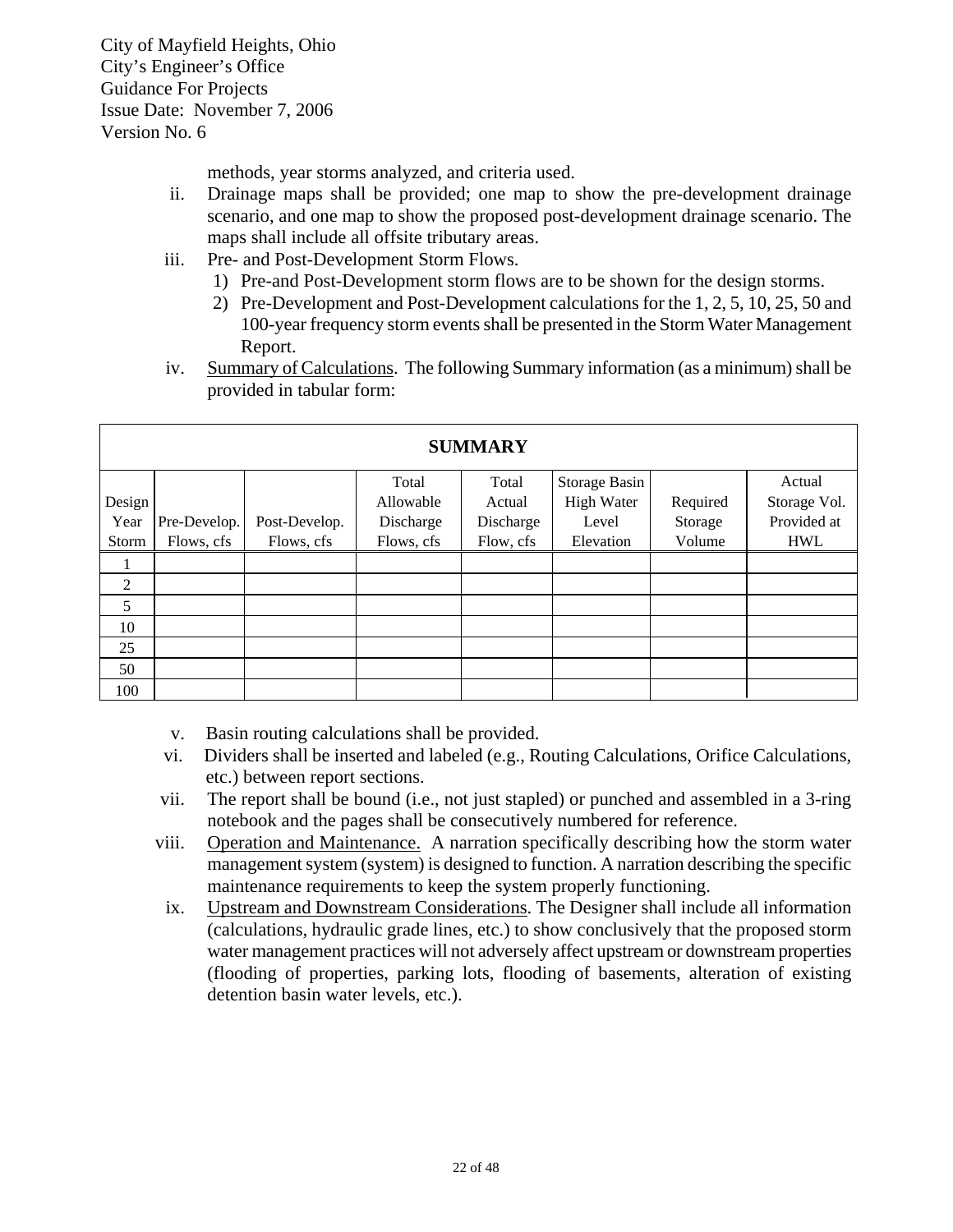methods, year storms analyzed, and criteria used.

ii. Drainage maps shall be provided; one map to show the pre-development drainage scenario, and one map to show the proposed post-development drainage scenario. The maps shall include all offsite tributary areas.

iii. Pre- and Post-Development Storm Flows.
   1) Pre-and Post-Development storm flows are to be shown for the design storms.
   2) Pre-Development and Post-Development calculations for the 1, 2, 5, 10, 25, 50 and 100-year frequency storm events shall be presented in the Storm Water Management Report.

iv. Summary of Calculations. The following Summary information (as a minimum) shall be provided in tabular form:

| SUMMARY | | | | | | | |
|---|---|---|---|---|---|---|---|
| Design Year Storm | Pre-Develop. Flows, cfs | Post-Develop. Flows, cfs | Total Allowable Discharge Flows, cfs | Total Actual Discharge Flow, cfs | Storage Basin High Water Level Elevation | Required Storage Volume | Actual Storage Vol. Provided at HWL |
| 1 | | | | | | | |
| 2 | | | | | | | |
| 5 | | | | | | | |
| 10 | | | | | | | |
| 25 | | | | | | | |
| 50 | | | | | | | |
| 100 | | | | | | | |

v. Basin routing calculations shall be provided.

vi. Dividers shall be inserted and labeled (e.g., Routing Calculations, Orifice Calculations, etc.) between report sections.

vii. The report shall be bound (i.e., not just stapled) or punched and assembled in a 3-ring notebook and the pages shall be consecutively numbered for reference.

viii. Operation and Maintenance. A narration specifically describing how the storm water management system (system) is designed to function. A narration describing the specific maintenance requirements to keep the system properly functioning.

ix. Upstream and Downstream Considerations. The Designer shall include all information (calculations, hydraulic grade lines, etc.) to show conclusively that the proposed storm water management practices will not adversely affect upstream or downstream properties (flooding of properties, parking lots, flooding of basements, alteration of existing detention basin water levels, etc.).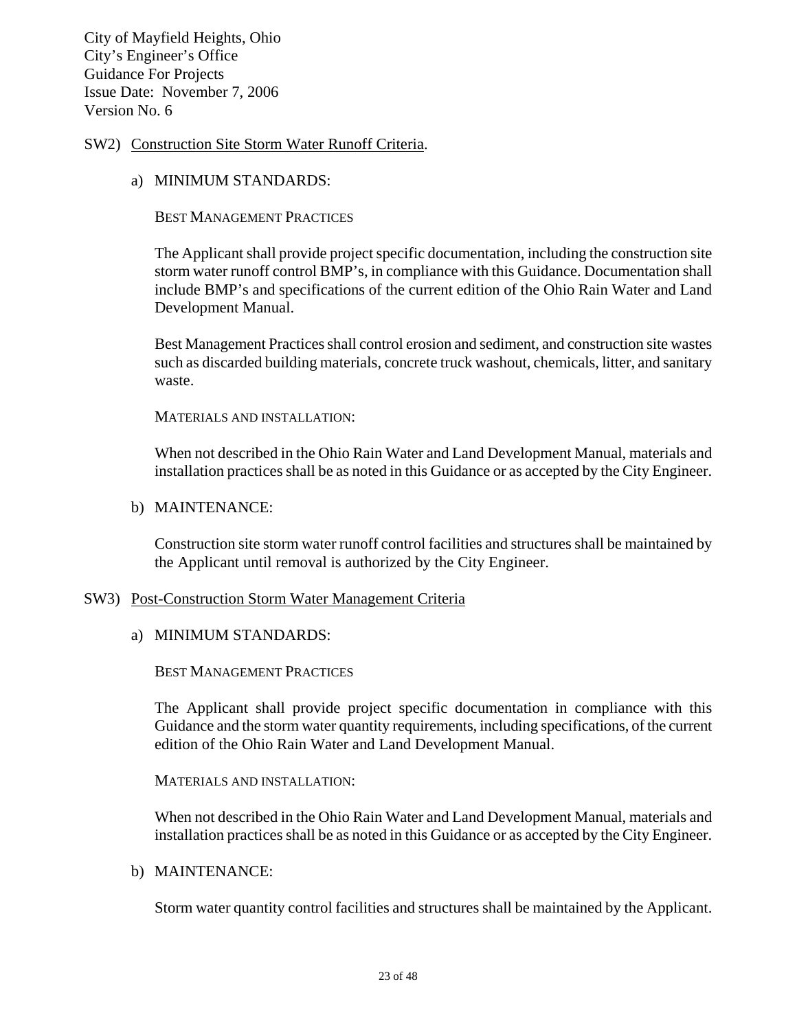SW2) Construction Site Storm Water Runoff Criteria.

a) MINIMUM STANDARDS:

BEST MANAGEMENT PRACTICES

The Applicant shall provide project specific documentation, including the construction site storm water runoff control BMP's, in compliance with this Guidance. Documentation shall include BMP's and specifications of the current edition of the Ohio Rain Water and Land Development Manual.

Best Management Practices shall control erosion and sediment, and construction site wastes such as discarded building materials, concrete truck washout, chemicals, litter, and sanitary waste.

MATERIALS AND INSTALLATION:

When not described in the Ohio Rain Water and Land Development Manual, materials and installation practices shall be as noted in this Guidance or as accepted by the City Engineer.

b) MAINTENANCE:

Construction site storm water runoff control facilities and structures shall be maintained by the Applicant until removal is authorized by the City Engineer.

SW3) Post-Construction Storm Water Management Criteria

a) MINIMUM STANDARDS:

BEST MANAGEMENT PRACTICES

The Applicant shall provide project specific documentation in compliance with this Guidance and the storm water quantity requirements, including specifications, of the current edition of the Ohio Rain Water and Land Development Manual.

MATERIALS AND INSTALLATION:

When not described in the Ohio Rain Water and Land Development Manual, materials and installation practices shall be as noted in this Guidance or as accepted by the City Engineer.

b) MAINTENANCE:

Storm water quantity control facilities and structures shall be maintained by the Applicant.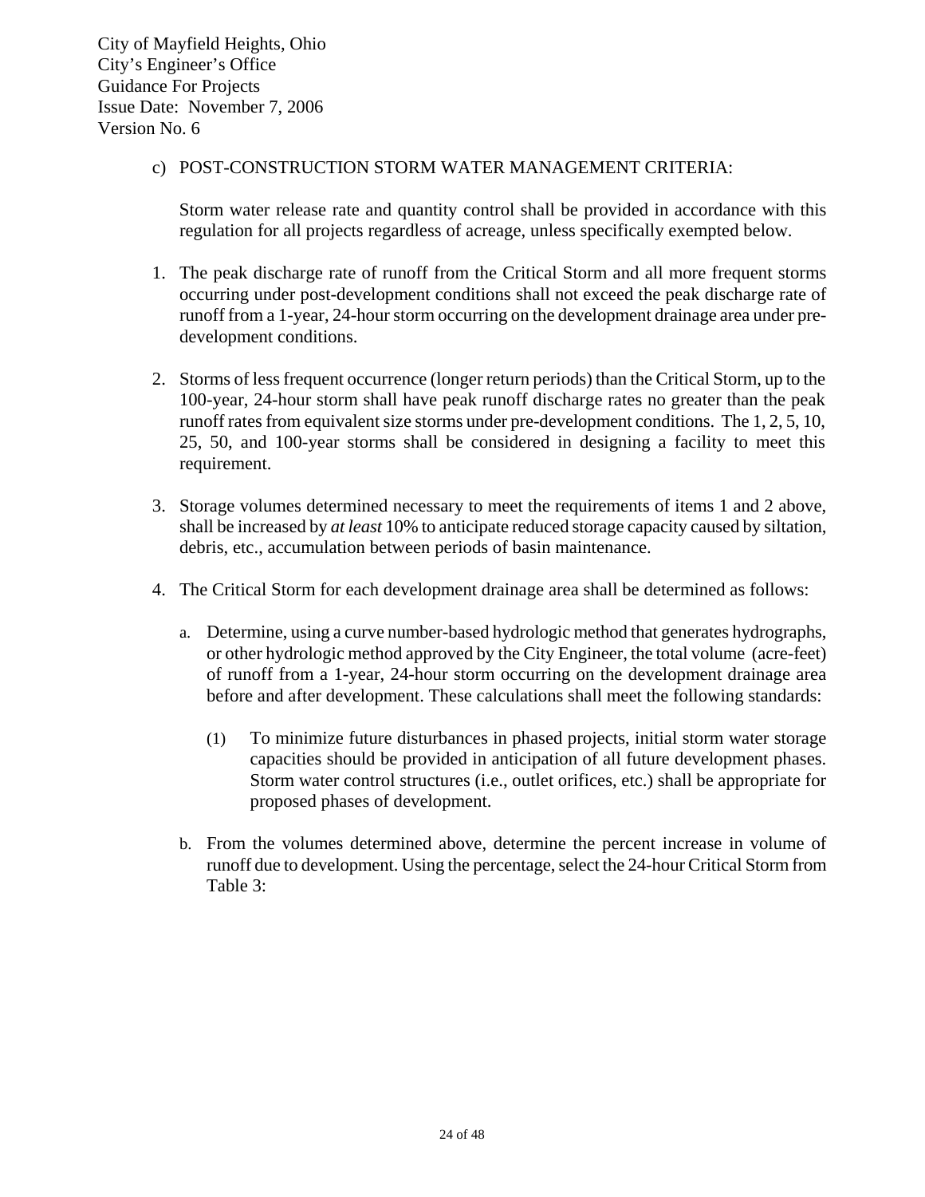c) POST-CONSTRUCTION STORM WATER MANAGEMENT CRITERIA:

Storm water release rate and quantity control shall be provided in accordance with this regulation for all projects regardless of acreage, unless specifically exempted below.

1. The peak discharge rate of runoff from the Critical Storm and all more frequent storms occurring under post-development conditions shall not exceed the peak discharge rate of runoff from a 1-year, 24-hour storm occurring on the development drainage area under pre-development conditions.

2. Storms of less frequent occurrence (longer return periods) than the Critical Storm, up to the 100-year, 24-hour storm shall have peak runoff discharge rates no greater than the peak runoff rates from equivalent size storms under pre-development conditions. The 1, 2, 5, 10, 25, 50, and 100-year storms shall be considered in designing a facility to meet this requirement.

3. Storage volumes determined necessary to meet the requirements of items 1 and 2 above, shall be increased by *at least* 10% to anticipate reduced storage capacity caused by siltation, debris, etc., accumulation between periods of basin maintenance.

4. The Critical Storm for each development drainage area shall be determined as follows:

   a. Determine, using a curve number-based hydrologic method that generates hydrographs, or other hydrologic method approved by the City Engineer, the total volume (acre-feet) of runoff from a 1-year, 24-hour storm occurring on the development drainage area before and after development. These calculations shall meet the following standards:

      (1) To minimize future disturbances in phased projects, initial storm water storage capacities should be provided in anticipation of all future development phases. Storm water control structures (i.e., outlet orifices, etc.) shall be appropriate for proposed phases of development.

   b. From the volumes determined above, determine the percent increase in volume of runoff due to development. Using the percentage, select the 24-hour Critical Storm from Table 3: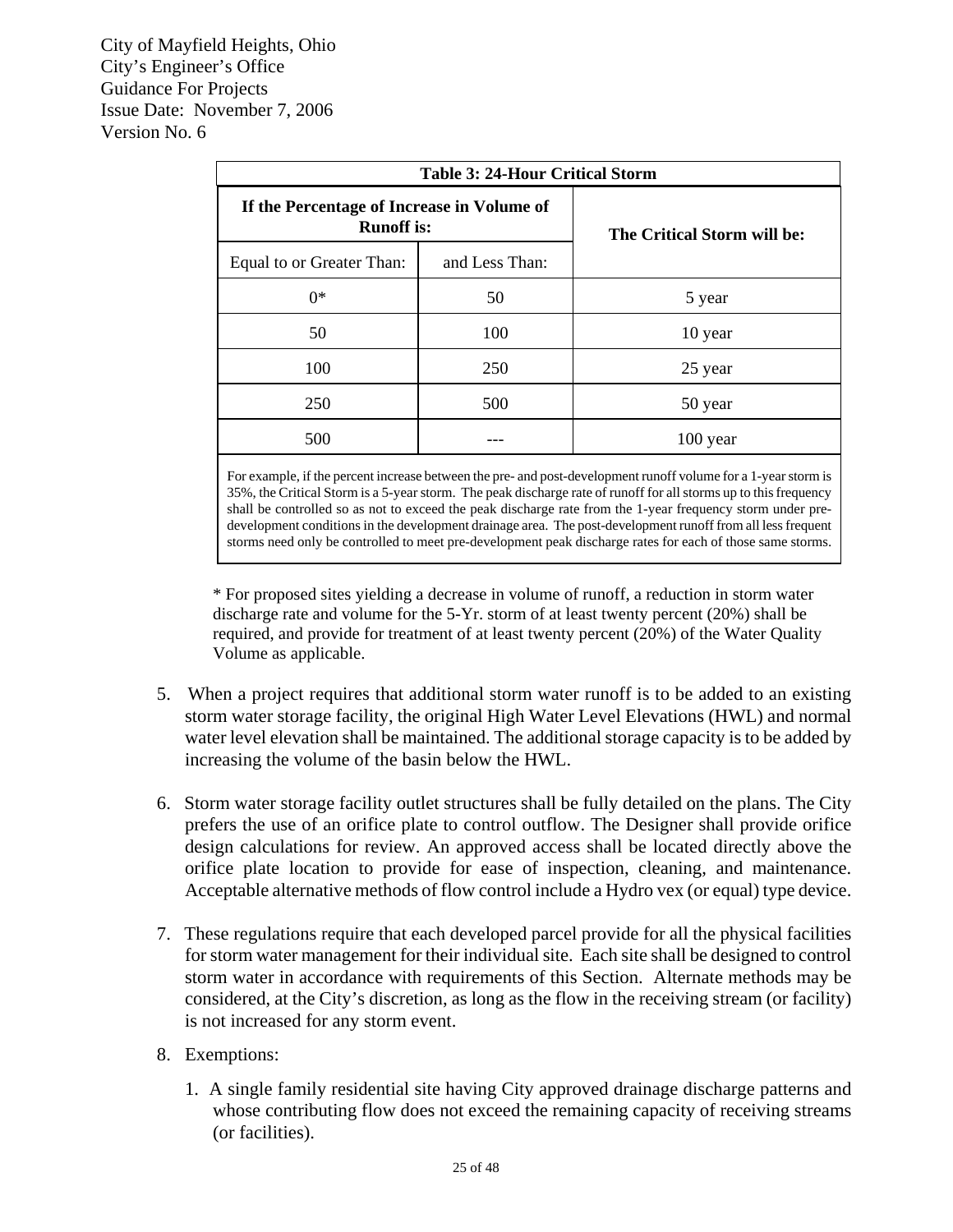| Table 3: 24-Hour Critical Storm | | |
|---|---|---|
| **If the Percentage of Increase in Volume of Runoff is:** | | **The Critical Storm will be:** |
| Equal to or Greater Than: | and Less Than: | |
| 0* | 50 | 5 year |
| 50 | 100 | 10 year |
| 100 | 250 | 25 year |
| 250 | 500 | 50 year |
| 500 | --- | 100 year |

For example, if the percent increase between the pre- and post-development runoff volume for a 1-year storm is 35%, the Critical Storm is a 5-year storm. The peak discharge rate of runoff for all storms up to this frequency shall be controlled so as not to exceed the peak discharge rate from the 1-year frequency storm under pre-development conditions in the development drainage area. The post-development runoff from all less frequent storms need only be controlled to meet pre-development peak discharge rates for each of those same storms.

\* For proposed sites yielding a decrease in volume of runoff, a reduction in storm water discharge rate and volume for the 5-Yr. storm of at least twenty percent (20%) shall be required, and provide for treatment of at least twenty percent (20%) of the Water Quality Volume as applicable.

5. When a project requires that additional storm water runoff is to be added to an existing storm water storage facility, the original High Water Level Elevations (HWL) and normal water level elevation shall be maintained. The additional storage capacity is to be added by increasing the volume of the basin below the HWL.

6. Storm water storage facility outlet structures shall be fully detailed on the plans. The City prefers the use of an orifice plate to control outflow. The Designer shall provide orifice design calculations for review. An approved access shall be located directly above the orifice plate location to provide for ease of inspection, cleaning, and maintenance. Acceptable alternative methods of flow control include a Hydro vex (or equal) type device.

7. These regulations require that each developed parcel provide for all the physical facilities for storm water management for their individual site. Each site shall be designed to control storm water in accordance with requirements of this Section. Alternate methods may be considered, at the City's discretion, as long as the flow in the receiving stream (or facility) is not increased for any storm event.

8. Exemptions:

   1. A single family residential site having City approved drainage discharge patterns and whose contributing flow does not exceed the remaining capacity of receiving streams (or facilities).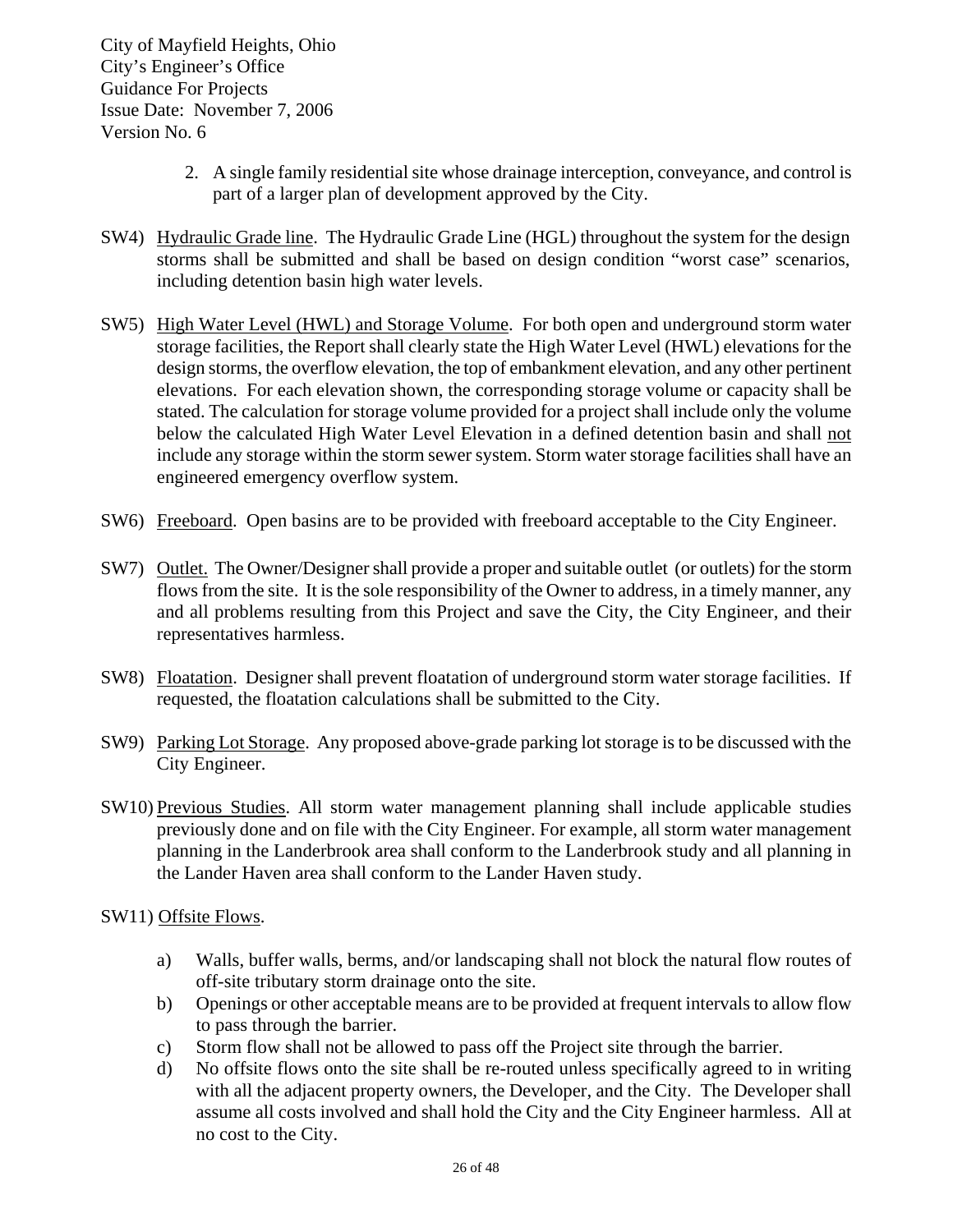2. A single family residential site whose drainage interception, conveyance, and control is part of a larger plan of development approved by the City.

SW4) Hydraulic Grade line. The Hydraulic Grade Line (HGL) throughout the system for the design storms shall be submitted and shall be based on design condition "worst case" scenarios, including detention basin high water levels.

SW5) High Water Level (HWL) and Storage Volume. For both open and underground storm water storage facilities, the Report shall clearly state the High Water Level (HWL) elevations for the design storms, the overflow elevation, the top of embankment elevation, and any other pertinent elevations. For each elevation shown, the corresponding storage volume or capacity shall be stated. The calculation for storage volume provided for a project shall include only the volume below the calculated High Water Level Elevation in a defined detention basin and shall not include any storage within the storm sewer system. Storm water storage facilities shall have an engineered emergency overflow system.

SW6) Freeboard. Open basins are to be provided with freeboard acceptable to the City Engineer.

SW7) Outlet. The Owner/Designer shall provide a proper and suitable outlet (or outlets) for the storm flows from the site. It is the sole responsibility of the Owner to address, in a timely manner, any and all problems resulting from this Project and save the City, the City Engineer, and their representatives harmless.

SW8) Floatation. Designer shall prevent floatation of underground storm water storage facilities. If requested, the floatation calculations shall be submitted to the City.

SW9) Parking Lot Storage. Any proposed above-grade parking lot storage is to be discussed with the City Engineer.

SW10) Previous Studies. All storm water management planning shall include applicable studies previously done and on file with the City Engineer. For example, all storm water management planning in the Landerbrook area shall conform to the Landerbrook study and all planning in the Lander Haven area shall conform to the Lander Haven study.

SW11) Offsite Flows.

a) Walls, buffer walls, berms, and/or landscaping shall not block the natural flow routes of off-site tributary storm drainage onto the site.
b) Openings or other acceptable means are to be provided at frequent intervals to allow flow to pass through the barrier.
c) Storm flow shall not be allowed to pass off the Project site through the barrier.
d) No offsite flows onto the site shall be re-routed unless specifically agreed to in writing with all the adjacent property owners, the Developer, and the City. The Developer shall assume all costs involved and shall hold the City and the City Engineer harmless. All at no cost to the City.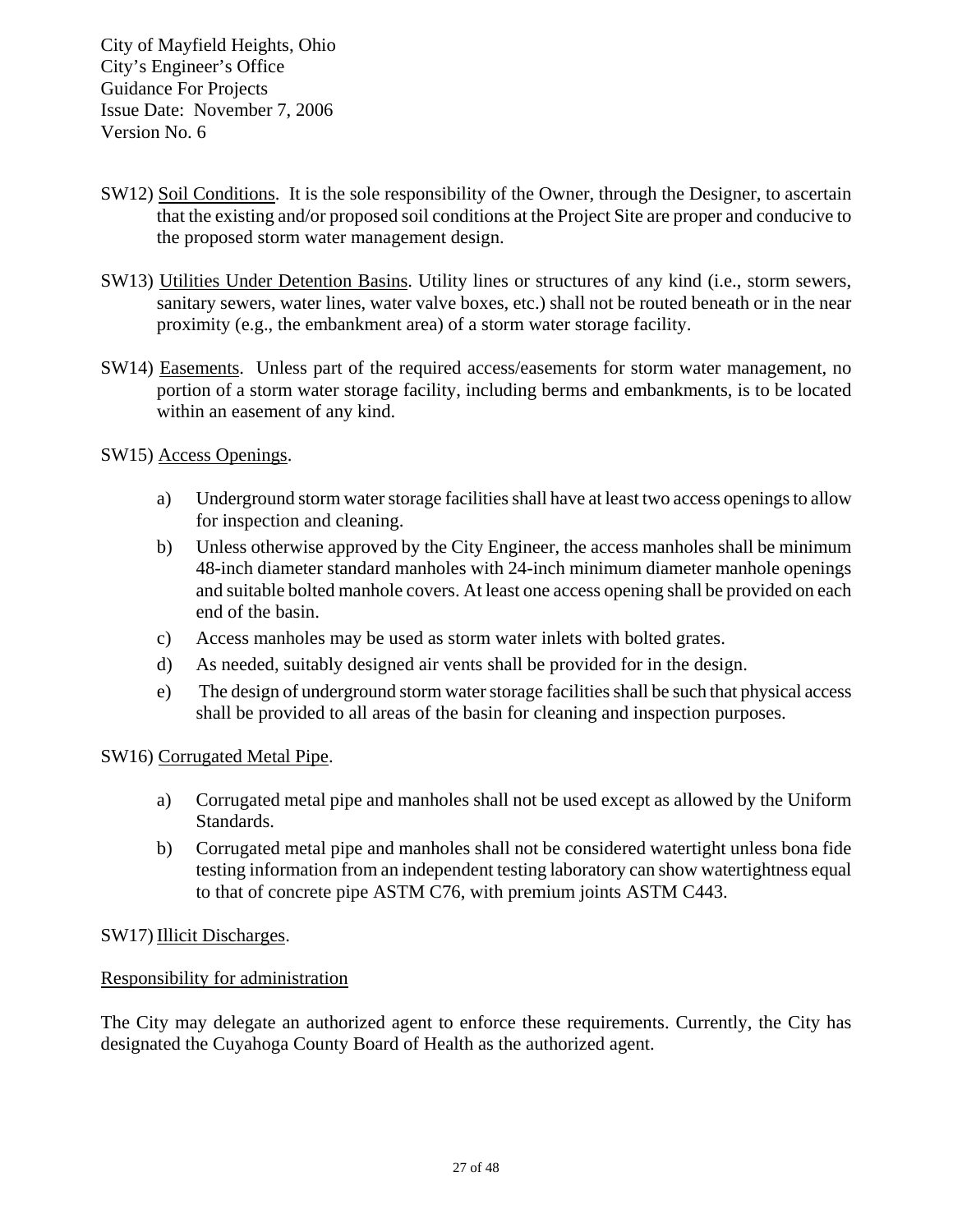SW12) Soil Conditions. It is the sole responsibility of the Owner, through the Designer, to ascertain that the existing and/or proposed soil conditions at the Project Site are proper and conducive to the proposed storm water management design.

SW13) Utilities Under Detention Basins. Utility lines or structures of any kind (i.e., storm sewers, sanitary sewers, water lines, water valve boxes, etc.) shall not be routed beneath or in the near proximity (e.g., the embankment area) of a storm water storage facility.

SW14) Easements. Unless part of the required access/easements for storm water management, no portion of a storm water storage facility, including berms and embankments, is to be located within an easement of any kind.

SW15) Access Openings.

a) Underground storm water storage facilities shall have at least two access openings to allow for inspection and cleaning.
b) Unless otherwise approved by the City Engineer, the access manholes shall be minimum 48-inch diameter standard manholes with 24-inch minimum diameter manhole openings and suitable bolted manhole covers. At least one access opening shall be provided on each end of the basin.
c) Access manholes may be used as storm water inlets with bolted grates.
d) As needed, suitably designed air vents shall be provided for in the design.
e) The design of underground storm water storage facilities shall be such that physical access shall be provided to all areas of the basin for cleaning and inspection purposes.

SW16) Corrugated Metal Pipe.

a) Corrugated metal pipe and manholes shall not be used except as allowed by the Uniform Standards.
b) Corrugated metal pipe and manholes shall not be considered watertight unless bona fide testing information from an independent testing laboratory can show watertightness equal to that of concrete pipe ASTM C76, with premium joints ASTM C443.

SW17) Illicit Discharges.

Responsibility for administration

The City may delegate an authorized agent to enforce these requirements. Currently, the City has designated the Cuyahoga County Board of Health as the authorized agent.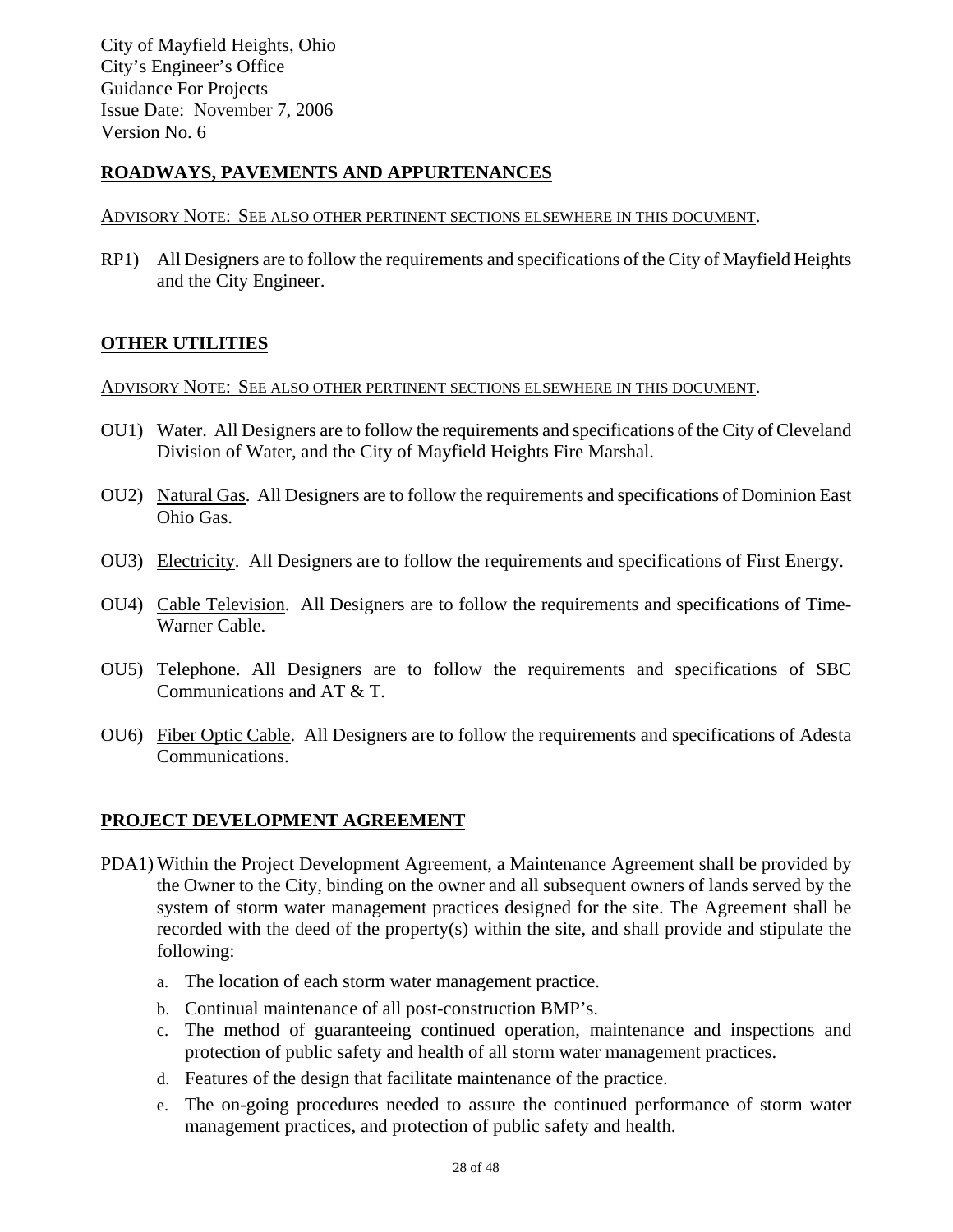## ROADWAYS, PAVEMENTS AND APPURTENANCES

ADVISORY NOTE: SEE ALSO OTHER PERTINENT SECTIONS ELSEWHERE IN THIS DOCUMENT.

RP1) All Designers are to follow the requirements and specifications of the City of Mayfield Heights and the City Engineer.

## OTHER UTILITIES

ADVISORY NOTE: SEE ALSO OTHER PERTINENT SECTIONS ELSEWHERE IN THIS DOCUMENT.

OU1) Water. All Designers are to follow the requirements and specifications of the City of Cleveland Division of Water, and the City of Mayfield Heights Fire Marshal.

OU2) Natural Gas. All Designers are to follow the requirements and specifications of Dominion East Ohio Gas.

OU3) Electricity. All Designers are to follow the requirements and specifications of First Energy.

OU4) Cable Television. All Designers are to follow the requirements and specifications of Time-Warner Cable.

OU5) Telephone. All Designers are to follow the requirements and specifications of SBC Communications and AT & T.

OU6) Fiber Optic Cable. All Designers are to follow the requirements and specifications of Adesta Communications.

## PROJECT DEVELOPMENT AGREEMENT

PDA1) Within the Project Development Agreement, a Maintenance Agreement shall be provided by the Owner to the City, binding on the owner and all subsequent owners of lands served by the system of storm water management practices designed for the site. The Agreement shall be recorded with the deed of the property(s) within the site, and shall provide and stipulate the following:

a. The location of each storm water management practice.
b. Continual maintenance of all post-construction BMP's.
c. The method of guaranteeing continued operation, maintenance and inspections and protection of public safety and health of all storm water management practices.
d. Features of the design that facilitate maintenance of the practice.
e. The on-going procedures needed to assure the continued performance of storm water management practices, and protection of public safety and health.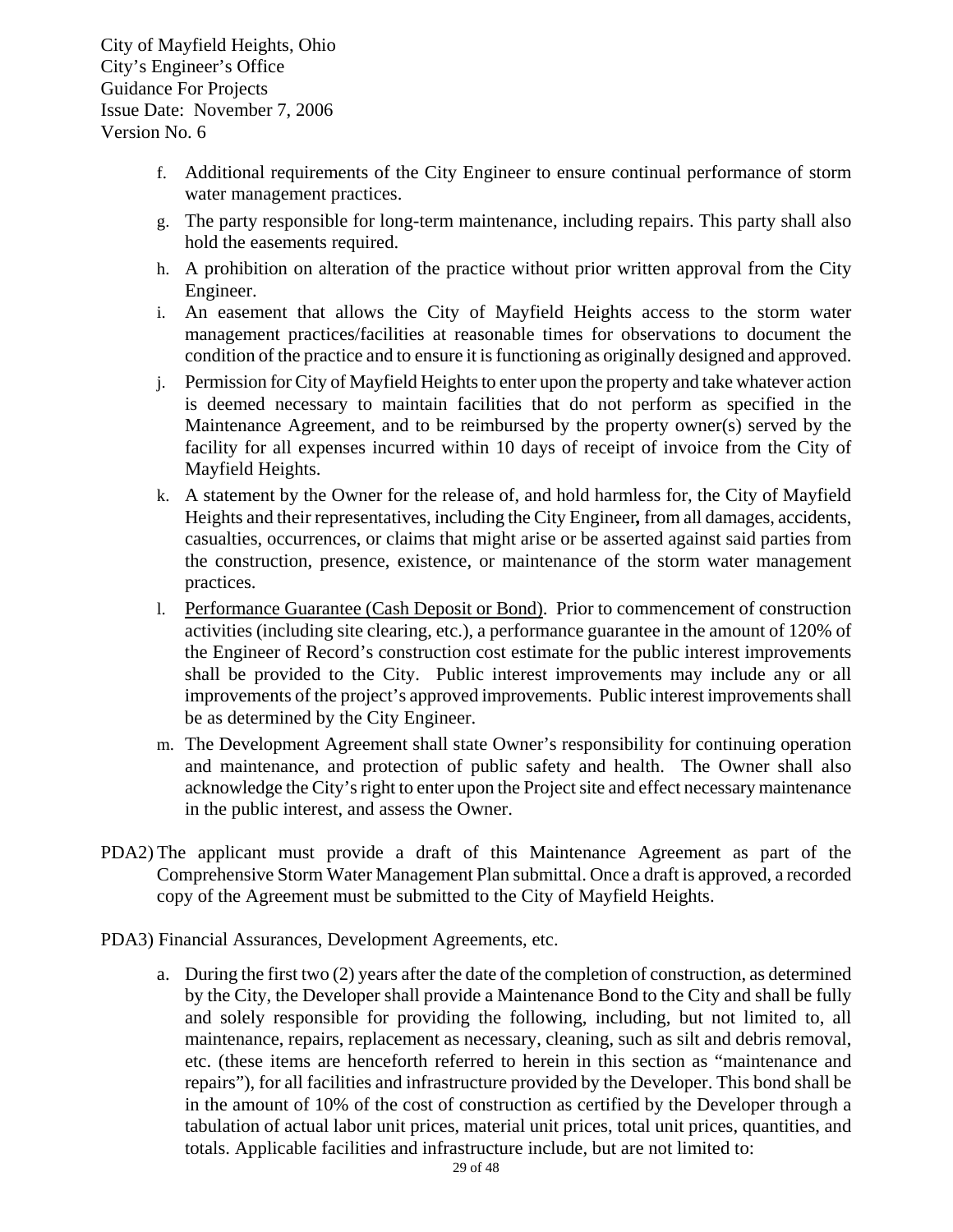f. Additional requirements of the City Engineer to ensure continual performance of storm water management practices.

g. The party responsible for long-term maintenance, including repairs. This party shall also hold the easements required.

h. A prohibition on alteration of the practice without prior written approval from the City Engineer.

i. An easement that allows the City of Mayfield Heights access to the storm water management practices/facilities at reasonable times for observations to document the condition of the practice and to ensure it is functioning as originally designed and approved.

j. Permission for City of Mayfield Heights to enter upon the property and take whatever action is deemed necessary to maintain facilities that do not perform as specified in the Maintenance Agreement, and to be reimbursed by the property owner(s) served by the facility for all expenses incurred within 10 days of receipt of invoice from the City of Mayfield Heights.

k. A statement by the Owner for the release of, and hold harmless for, the City of Mayfield Heights and their representatives, including the City Engineer**,** from all damages, accidents, casualties, occurrences, or claims that might arise or be asserted against said parties from the construction, presence, existence, or maintenance of the storm water management practices.

l. Performance Guarantee (Cash Deposit or Bond). Prior to commencement of construction activities (including site clearing, etc.), a performance guarantee in the amount of 120% of the Engineer of Record's construction cost estimate for the public interest improvements shall be provided to the City. Public interest improvements may include any or all improvements of the project's approved improvements. Public interest improvements shall be as determined by the City Engineer.

m. The Development Agreement shall state Owner's responsibility for continuing operation and maintenance, and protection of public safety and health. The Owner shall also acknowledge the City's right to enter upon the Project site and effect necessary maintenance in the public interest, and assess the Owner.

PDA2) The applicant must provide a draft of this Maintenance Agreement as part of the Comprehensive Storm Water Management Plan submittal. Once a draft is approved, a recorded copy of the Agreement must be submitted to the City of Mayfield Heights.

PDA3) Financial Assurances, Development Agreements, etc.

a. During the first two (2) years after the date of the completion of construction, as determined by the City, the Developer shall provide a Maintenance Bond to the City and shall be fully and solely responsible for providing the following, including, but not limited to, all maintenance, repairs, replacement as necessary, cleaning, such as silt and debris removal, etc. (these items are henceforth referred to herein in this section as "maintenance and repairs"), for all facilities and infrastructure provided by the Developer. This bond shall be in the amount of 10% of the cost of construction as certified by the Developer through a tabulation of actual labor unit prices, material unit prices, total unit prices, quantities, and totals. Applicable facilities and infrastructure include, but are not limited to: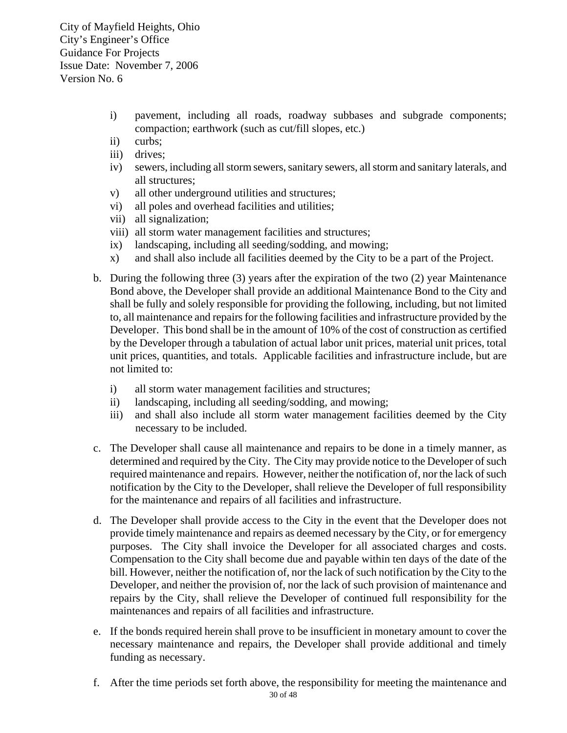i) pavement, including all roads, roadway subbases and subgrade components; compaction; earthwork (such as cut/fill slopes, etc.)
ii) curbs;
iii) drives;
iv) sewers, including all storm sewers, sanitary sewers, all storm and sanitary laterals, and all structures;
v) all other underground utilities and structures;
vi) all poles and overhead facilities and utilities;
vii) all signalization;
viii) all storm water management facilities and structures;
ix) landscaping, including all seeding/sodding, and mowing;
x) and shall also include all facilities deemed by the City to be a part of the Project.

b. During the following three (3) years after the expiration of the two (2) year Maintenance Bond above, the Developer shall provide an additional Maintenance Bond to the City and shall be fully and solely responsible for providing the following, including, but not limited to, all maintenance and repairs for the following facilities and infrastructure provided by the Developer. This bond shall be in the amount of 10% of the cost of construction as certified by the Developer through a tabulation of actual labor unit prices, material unit prices, total unit prices, quantities, and totals. Applicable facilities and infrastructure include, but are not limited to:

   i) all storm water management facilities and structures;
   ii) landscaping, including all seeding/sodding, and mowing;
   iii) and shall also include all storm water management facilities deemed by the City necessary to be included.

c. The Developer shall cause all maintenance and repairs to be done in a timely manner, as determined and required by the City. The City may provide notice to the Developer of such required maintenance and repairs. However, neither the notification of, nor the lack of such notification by the City to the Developer, shall relieve the Developer of full responsibility for the maintenance and repairs of all facilities and infrastructure.

d. The Developer shall provide access to the City in the event that the Developer does not provide timely maintenance and repairs as deemed necessary by the City, or for emergency purposes. The City shall invoice the Developer for all associated charges and costs. Compensation to the City shall become due and payable within ten days of the date of the bill. However, neither the notification of, nor the lack of such notification by the City to the Developer, and neither the provision of, nor the lack of such provision of maintenance and repairs by the City, shall relieve the Developer of continued full responsibility for the maintenances and repairs of all facilities and infrastructure.

e. If the bonds required herein shall prove to be insufficient in monetary amount to cover the necessary maintenance and repairs, the Developer shall provide additional and timely funding as necessary.

f. After the time periods set forth above, the responsibility for meeting the maintenance and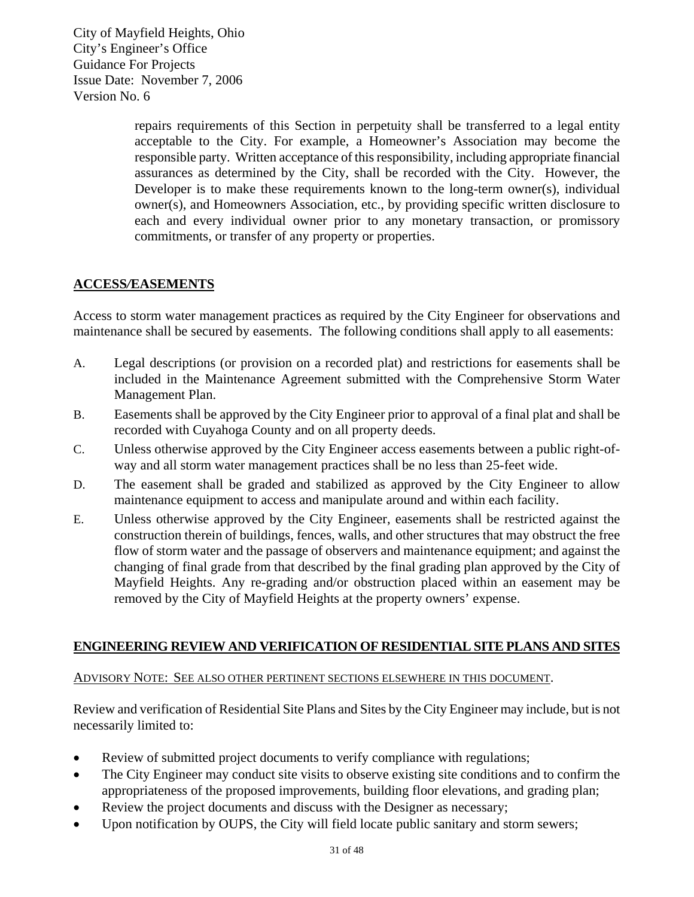repairs requirements of this Section in perpetuity shall be transferred to a legal entity acceptable to the City. For example, a Homeowner's Association may become the responsible party. Written acceptance of this responsibility, including appropriate financial assurances as determined by the City, shall be recorded with the City. However, the Developer is to make these requirements known to the long-term owner(s), individual owner(s), and Homeowners Association, etc., by providing specific written disclosure to each and every individual owner prior to any monetary transaction, or promissory commitments, or transfer of any property or properties.

## ACCESS/EASEMENTS

Access to storm water management practices as required by the City Engineer for observations and maintenance shall be secured by easements. The following conditions shall apply to all easements:

A. Legal descriptions (or provision on a recorded plat) and restrictions for easements shall be included in the Maintenance Agreement submitted with the Comprehensive Storm Water Management Plan.

B. Easements shall be approved by the City Engineer prior to approval of a final plat and shall be recorded with Cuyahoga County and on all property deeds.

C. Unless otherwise approved by the City Engineer access easements between a public right-of-way and all storm water management practices shall be no less than 25-feet wide.

D. The easement shall be graded and stabilized as approved by the City Engineer to allow maintenance equipment to access and manipulate around and within each facility.

E. Unless otherwise approved by the City Engineer, easements shall be restricted against the construction therein of buildings, fences, walls, and other structures that may obstruct the free flow of storm water and the passage of observers and maintenance equipment; and against the changing of final grade from that described by the final grading plan approved by the City of Mayfield Heights. Any re-grading and/or obstruction placed within an easement may be removed by the City of Mayfield Heights at the property owners' expense.

## ENGINEERING REVIEW AND VERIFICATION OF RESIDENTIAL SITE PLANS AND SITES

ADVISORY NOTE: SEE ALSO OTHER PERTINENT SECTIONS ELSEWHERE IN THIS DOCUMENT.

Review and verification of Residential Site Plans and Sites by the City Engineer may include, but is not necessarily limited to:

- Review of submitted project documents to verify compliance with regulations;
- The City Engineer may conduct site visits to observe existing site conditions and to confirm the appropriateness of the proposed improvements, building floor elevations, and grading plan;
- Review the project documents and discuss with the Designer as necessary;
- Upon notification by OUPS, the City will field locate public sanitary and storm sewers;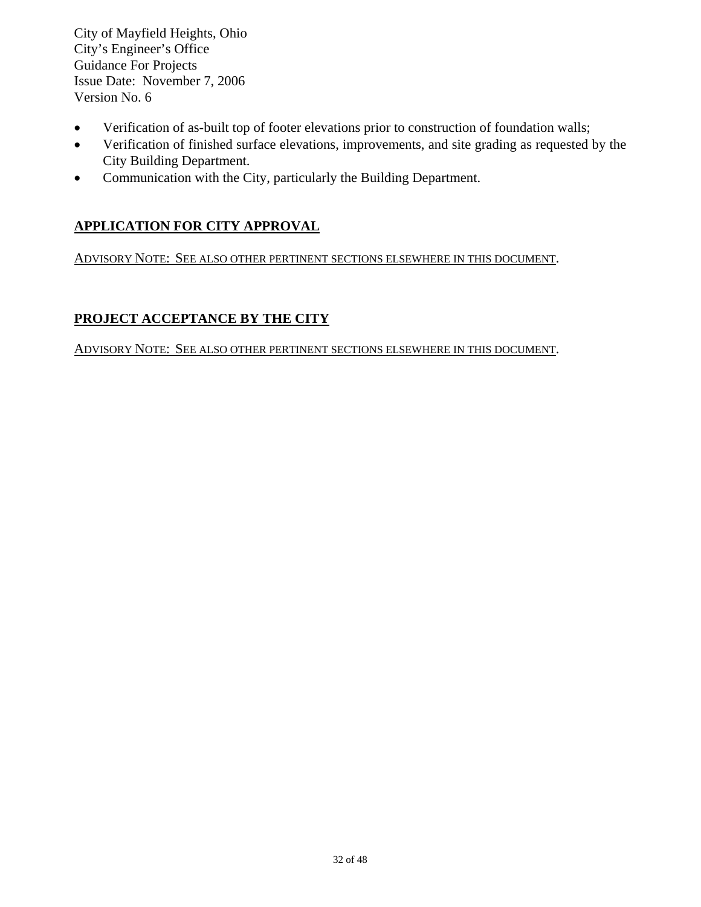- Verification of as-built top of footer elevations prior to construction of foundation walls;
- Verification of finished surface elevations, improvements, and site grading as requested by the City Building Department.
- Communication with the City, particularly the Building Department.

## APPLICATION FOR CITY APPROVAL

ADVISORY NOTE: SEE ALSO OTHER PERTINENT SECTIONS ELSEWHERE IN THIS DOCUMENT.

## PROJECT ACCEPTANCE BY THE CITY

ADVISORY NOTE: SEE ALSO OTHER PERTINENT SECTIONS ELSEWHERE IN THIS DOCUMENT.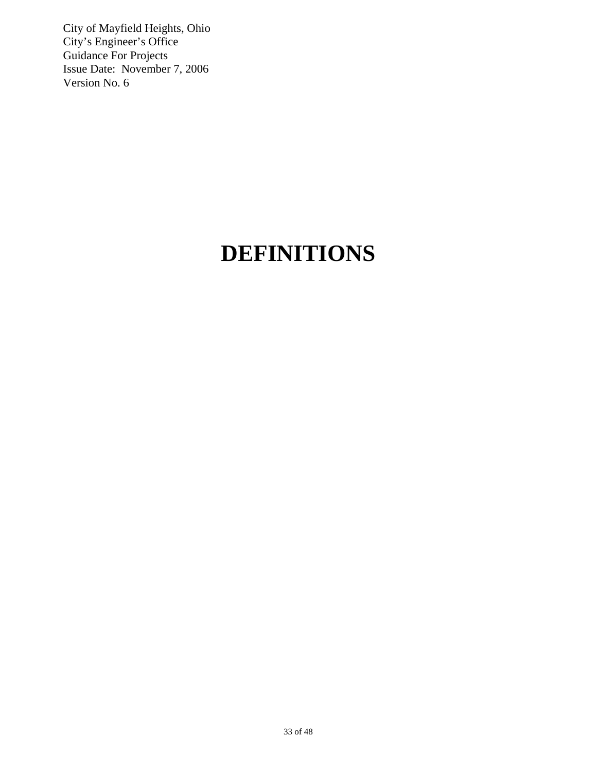# DEFINITIONS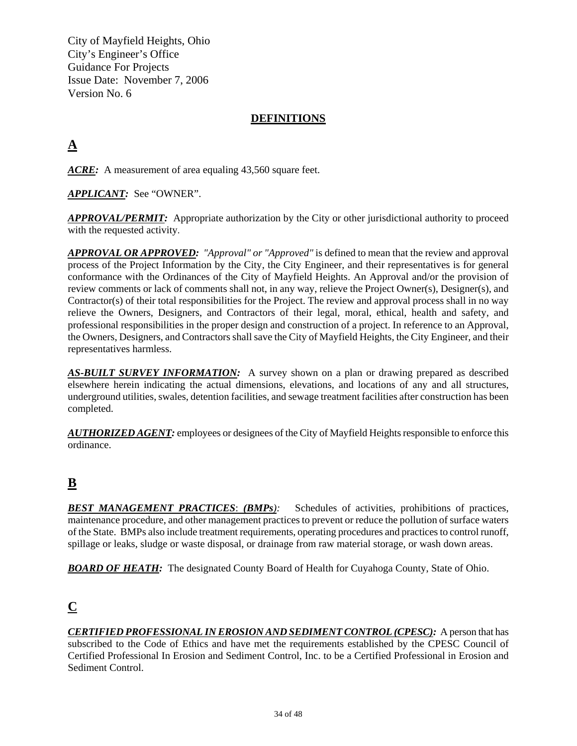City of Mayfield Heights, Ohio
City's Engineer's Office
Guidance For Projects
Issue Date: November 7, 2006
Version No. 6

## DEFINITIONS

## A

***ACRE:*** A measurement of area equaling 43,560 square feet.

***APPLICANT:*** See "OWNER".

***APPROVAL/PERMIT:*** Appropriate authorization by the City or other jurisdictional authority to proceed with the requested activity.

***APPROVAL OR APPROVED:*** *"Approval" or "Approved"* is defined to mean that the review and approval process of the Project Information by the City, the City Engineer, and their representatives is for general conformance with the Ordinances of the City of Mayfield Heights. An Approval and/or the provision of review comments or lack of comments shall not, in any way, relieve the Project Owner(s), Designer(s), and Contractor(s) of their total responsibilities for the Project. The review and approval process shall in no way relieve the Owners, Designers, and Contractors of their legal, moral, ethical, health and safety, and professional responsibilities in the proper design and construction of a project. In reference to an Approval, the Owners, Designers, and Contractors shall save the City of Mayfield Heights, the City Engineer, and their representatives harmless.

***AS-BUILT SURVEY INFORMATION:*** A survey shown on a plan or drawing prepared as described elsewhere herein indicating the actual dimensions, elevations, and locations of any and all structures, underground utilities, swales, detention facilities, and sewage treatment facilities after construction has been completed.

***AUTHORIZED AGENT:*** employees or designees of the City of Mayfield Heights responsible to enforce this ordinance.

## B

***BEST MANAGEMENT PRACTICES: (BMPs):*** Schedules of activities, prohibitions of practices, maintenance procedure, and other management practices to prevent or reduce the pollution of surface waters of the State. BMPs also include treatment requirements, operating procedures and practices to control runoff, spillage or leaks, sludge or waste disposal, or drainage from raw material storage, or wash down areas.

***BOARD OF HEATH:*** The designated County Board of Health for Cuyahoga County, State of Ohio.

## C

***CERTIFIED PROFESSIONAL IN EROSION AND SEDIMENT CONTROL (CPESC):*** A person that has subscribed to the Code of Ethics and have met the requirements established by the CPESC Council of Certified Professional In Erosion and Sediment Control, Inc. to be a Certified Professional in Erosion and Sediment Control.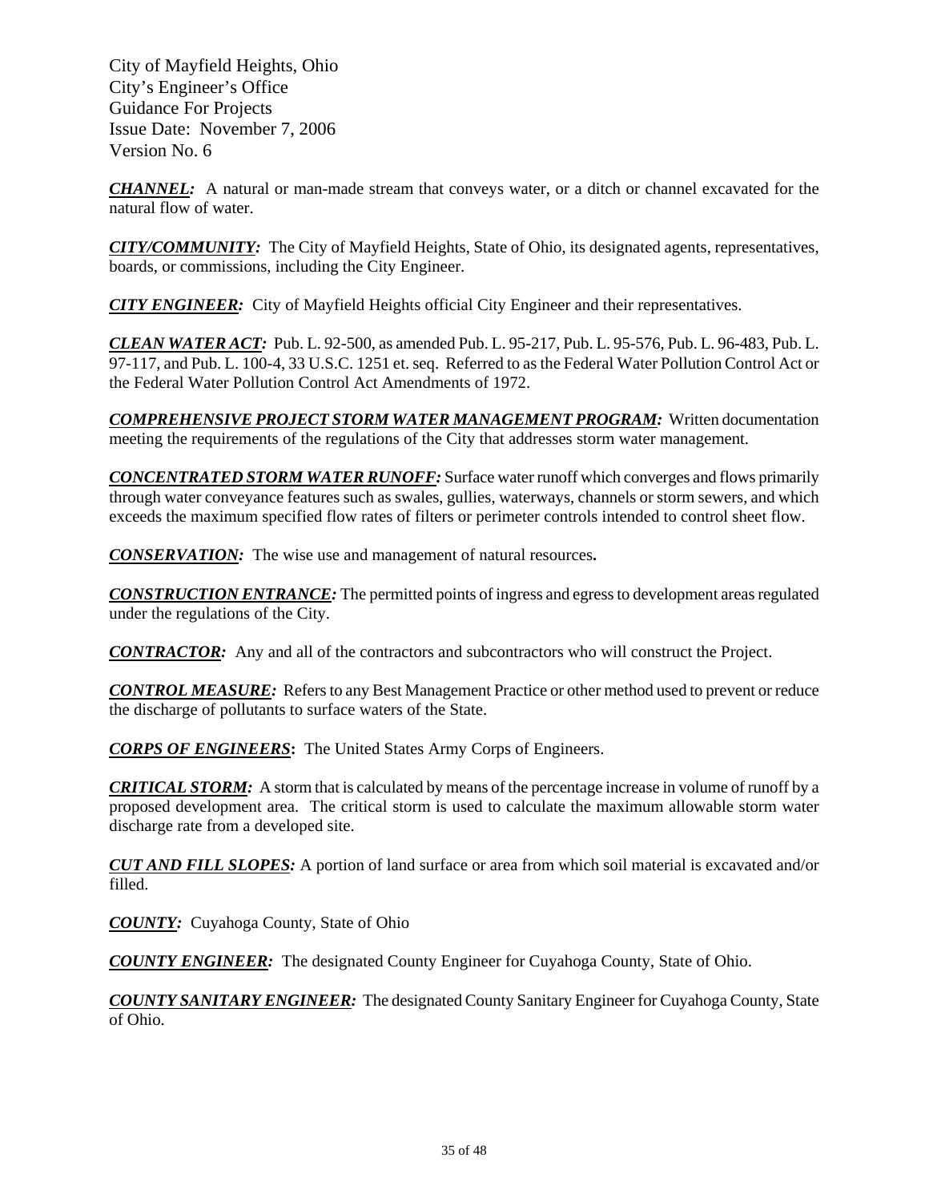City of Mayfield Heights, Ohio
City's Engineer's Office
Guidance For Projects
Issue Date: November 7, 2006
Version No. 6

***CHANNEL:*** A natural or man-made stream that conveys water, or a ditch or channel excavated for the natural flow of water.

***CITY/COMMUNITY:*** The City of Mayfield Heights, State of Ohio, its designated agents, representatives, boards, or commissions, including the City Engineer.

***CITY ENGINEER:*** City of Mayfield Heights official City Engineer and their representatives.

***CLEAN WATER ACT:*** Pub. L. 92-500, as amended Pub. L. 95-217, Pub. L. 95-576, Pub. L. 96-483, Pub. L. 97-117, and Pub. L. 100-4, 33 U.S.C. 1251 et. seq. Referred to as the Federal Water Pollution Control Act or the Federal Water Pollution Control Act Amendments of 1972.

***COMPREHENSIVE PROJECT STORM WATER MANAGEMENT PROGRAM:*** Written documentation meeting the requirements of the regulations of the City that addresses storm water management.

***CONCENTRATED STORM WATER RUNOFF:*** Surface water runoff which converges and flows primarily through water conveyance features such as swales, gullies, waterways, channels or storm sewers, and which exceeds the maximum specified flow rates of filters or perimeter controls intended to control sheet flow.

***CONSERVATION:*** The wise use and management of natural resources**.**

***CONSTRUCTION ENTRANCE:*** The permitted points of ingress and egress to development areas regulated under the regulations of the City.

***CONTRACTOR:*** Any and all of the contractors and subcontractors who will construct the Project.

***CONTROL MEASURE:*** Refers to any Best Management Practice or other method used to prevent or reduce the discharge of pollutants to surface waters of the State.

***CORPS OF ENGINEERS*****:** The United States Army Corps of Engineers.

***CRITICAL STORM:*** A storm that is calculated by means of the percentage increase in volume of runoff by a proposed development area. The critical storm is used to calculate the maximum allowable storm water discharge rate from a developed site.

***CUT AND FILL SLOPES:*** A portion of land surface or area from which soil material is excavated and/or filled.

***COUNTY:*** Cuyahoga County, State of Ohio

***COUNTY ENGINEER:*** The designated County Engineer for Cuyahoga County, State of Ohio.

***COUNTY SANITARY ENGINEER:*** The designated County Sanitary Engineer for Cuyahoga County, State of Ohio.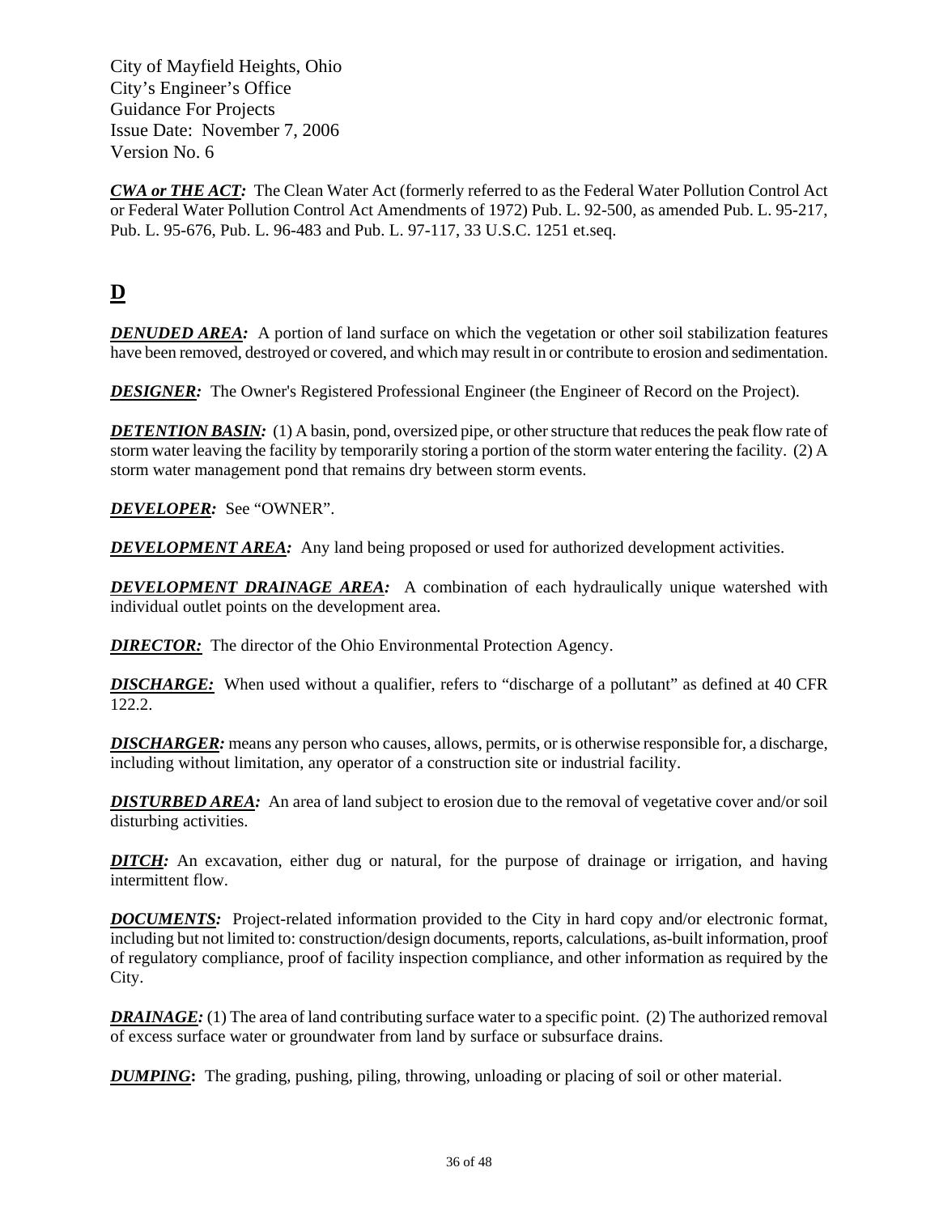***CWA or THE ACT:*** The Clean Water Act (formerly referred to as the Federal Water Pollution Control Act or Federal Water Pollution Control Act Amendments of 1972) Pub. L. 92-500, as amended Pub. L. 95-217, Pub. L. 95-676, Pub. L. 96-483 and Pub. L. 97-117, 33 U.S.C. 1251 et.seq.

## D

***DENUDED AREA:*** A portion of land surface on which the vegetation or other soil stabilization features have been removed, destroyed or covered, and which may result in or contribute to erosion and sedimentation.

***DESIGNER:*** The Owner's Registered Professional Engineer (the Engineer of Record on the Project).

***DETENTION BASIN:*** (1) A basin, pond, oversized pipe, or other structure that reduces the peak flow rate of storm water leaving the facility by temporarily storing a portion of the storm water entering the facility. (2) A storm water management pond that remains dry between storm events.

***DEVELOPER:*** See "OWNER".

***DEVELOPMENT AREA:*** Any land being proposed or used for authorized development activities.

***DEVELOPMENT DRAINAGE AREA:*** A combination of each hydraulically unique watershed with individual outlet points on the development area.

***DIRECTOR:*** The director of the Ohio Environmental Protection Agency.

***DISCHARGE:*** When used without a qualifier, refers to "discharge of a pollutant" as defined at 40 CFR 122.2.

***DISCHARGER:*** means any person who causes, allows, permits, or is otherwise responsible for, a discharge, including without limitation, any operator of a construction site or industrial facility.

***DISTURBED AREA:*** An area of land subject to erosion due to the removal of vegetative cover and/or soil disturbing activities.

***DITCH:*** An excavation, either dug or natural, for the purpose of drainage or irrigation, and having intermittent flow.

***DOCUMENTS:*** Project-related information provided to the City in hard copy and/or electronic format, including but not limited to: construction/design documents, reports, calculations, as-built information, proof of regulatory compliance, proof of facility inspection compliance, and other information as required by the City.

***DRAINAGE:*** (1) The area of land contributing surface water to a specific point. (2) The authorized removal of excess surface water or groundwater from land by surface or subsurface drains.

***DUMPING:*** The grading, pushing, piling, throwing, unloading or placing of soil or other material.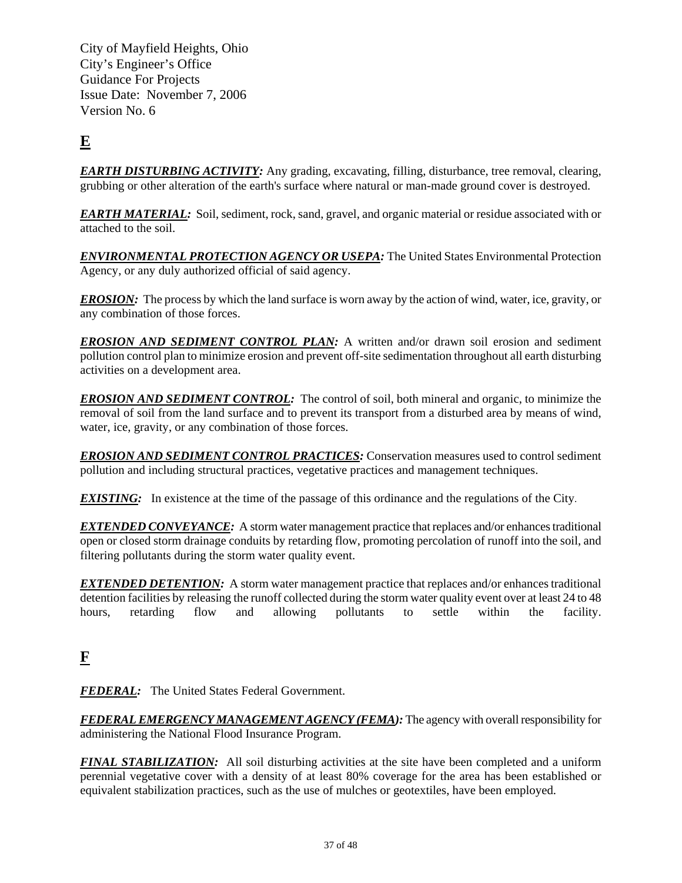City of Mayfield Heights, Ohio
City's Engineer's Office
Guidance For Projects
Issue Date: November 7, 2006
Version No. 6

## E

***EARTH DISTURBING ACTIVITY:*** Any grading, excavating, filling, disturbance, tree removal, clearing, grubbing or other alteration of the earth's surface where natural or man-made ground cover is destroyed.

***EARTH MATERIAL:*** Soil, sediment, rock, sand, gravel, and organic material or residue associated with or attached to the soil.

***ENVIRONMENTAL PROTECTION AGENCY OR USEPA:*** The United States Environmental Protection Agency, or any duly authorized official of said agency.

***EROSION:*** The process by which the land surface is worn away by the action of wind, water, ice, gravity, or any combination of those forces.

***EROSION AND SEDIMENT CONTROL PLAN:*** A written and/or drawn soil erosion and sediment pollution control plan to minimize erosion and prevent off-site sedimentation throughout all earth disturbing activities on a development area.

***EROSION AND SEDIMENT CONTROL:*** The control of soil, both mineral and organic, to minimize the removal of soil from the land surface and to prevent its transport from a disturbed area by means of wind, water, ice, gravity, or any combination of those forces.

***EROSION AND SEDIMENT CONTROL PRACTICES:*** Conservation measures used to control sediment pollution and including structural practices, vegetative practices and management techniques.

***EXISTING:*** In existence at the time of the passage of this ordinance and the regulations of the City.

***EXTENDED CONVEYANCE:*** A storm water management practice that replaces and/or enhances traditional open or closed storm drainage conduits by retarding flow, promoting percolation of runoff into the soil, and filtering pollutants during the storm water quality event.

***EXTENDED DETENTION:*** A storm water management practice that replaces and/or enhances traditional detention facilities by releasing the runoff collected during the storm water quality event over at least 24 to 48 hours, retarding flow and allowing pollutants to settle within the facility.

## F

***FEDERAL:*** The United States Federal Government.

***FEDERAL EMERGENCY MANAGEMENT AGENCY (FEMA):*** The agency with overall responsibility for administering the National Flood Insurance Program.

***FINAL STABILIZATION:*** All soil disturbing activities at the site have been completed and a uniform perennial vegetative cover with a density of at least 80% coverage for the area has been established or equivalent stabilization practices, such as the use of mulches or geotextiles, have been employed.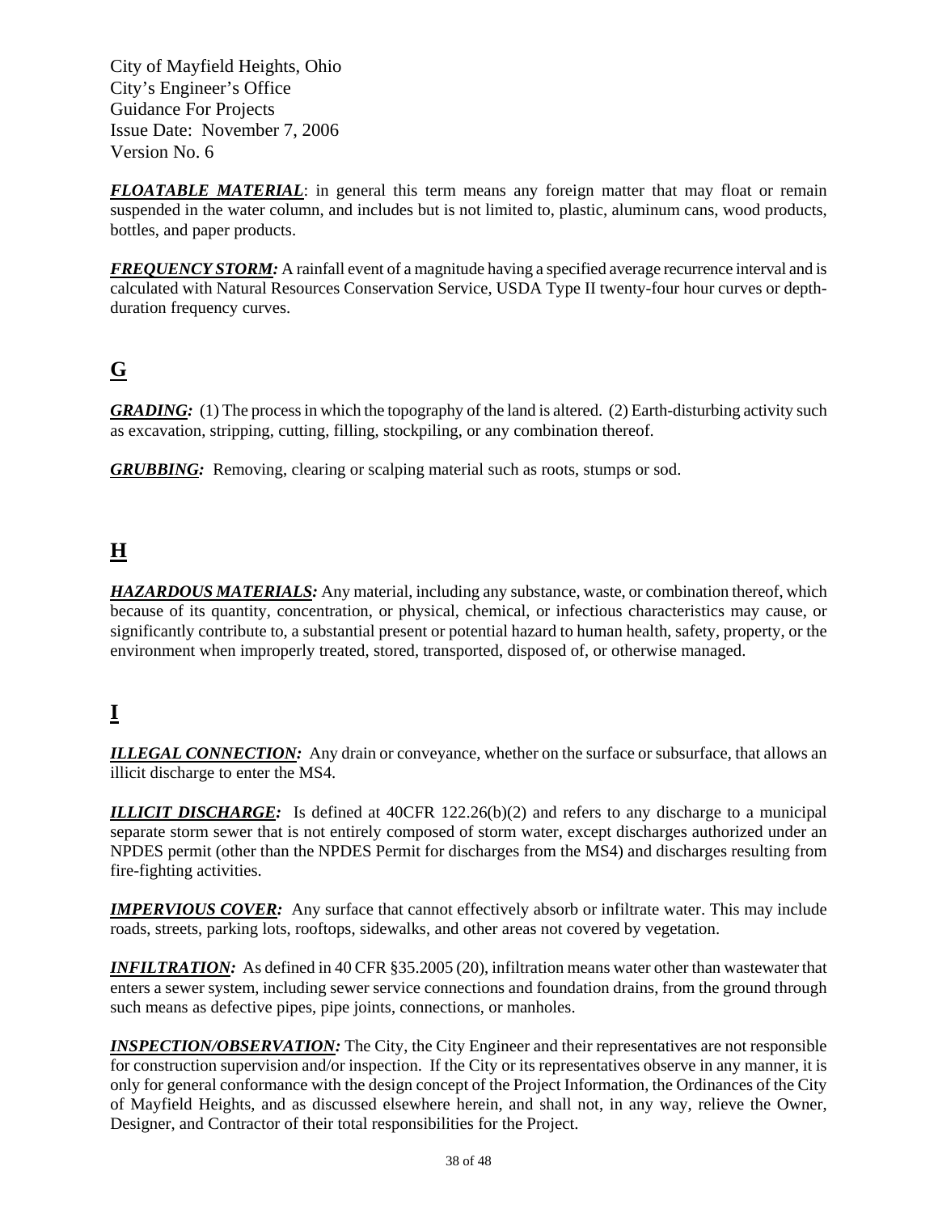***FLOATABLE MATERIAL***: in general this term means any foreign matter that may float or remain suspended in the water column, and includes but is not limited to, plastic, aluminum cans, wood products, bottles, and paper products.

***FREQUENCY STORM:*** A rainfall event of a magnitude having a specified average recurrence interval and is calculated with Natural Resources Conservation Service, USDA Type II twenty-four hour curves or depth-duration frequency curves.

## G

***GRADING:*** (1) The process in which the topography of the land is altered. (2) Earth-disturbing activity such as excavation, stripping, cutting, filling, stockpiling, or any combination thereof.

***GRUBBING:*** Removing, clearing or scalping material such as roots, stumps or sod.

## H

***HAZARDOUS MATERIALS:*** Any material, including any substance, waste, or combination thereof, which because of its quantity, concentration, or physical, chemical, or infectious characteristics may cause, or significantly contribute to, a substantial present or potential hazard to human health, safety, property, or the environment when improperly treated, stored, transported, disposed of, or otherwise managed.

## I

***ILLEGAL CONNECTION:*** Any drain or conveyance, whether on the surface or subsurface, that allows an illicit discharge to enter the MS4.

***ILLICIT DISCHARGE:*** Is defined at 40CFR 122.26(b)(2) and refers to any discharge to a municipal separate storm sewer that is not entirely composed of storm water, except discharges authorized under an NPDES permit (other than the NPDES Permit for discharges from the MS4) and discharges resulting from fire-fighting activities.

***IMPERVIOUS COVER:*** Any surface that cannot effectively absorb or infiltrate water. This may include roads, streets, parking lots, rooftops, sidewalks, and other areas not covered by vegetation.

***INFILTRATION:*** As defined in 40 CFR §35.2005 (20), infiltration means water other than wastewater that enters a sewer system, including sewer service connections and foundation drains, from the ground through such means as defective pipes, pipe joints, connections, or manholes.

***INSPECTION/OBSERVATION:*** The City, the City Engineer and their representatives are not responsible for construction supervision and/or inspection. If the City or its representatives observe in any manner, it is only for general conformance with the design concept of the Project Information, the Ordinances of the City of Mayfield Heights, and as discussed elsewhere herein, and shall not, in any way, relieve the Owner, Designer, and Contractor of their total responsibilities for the Project.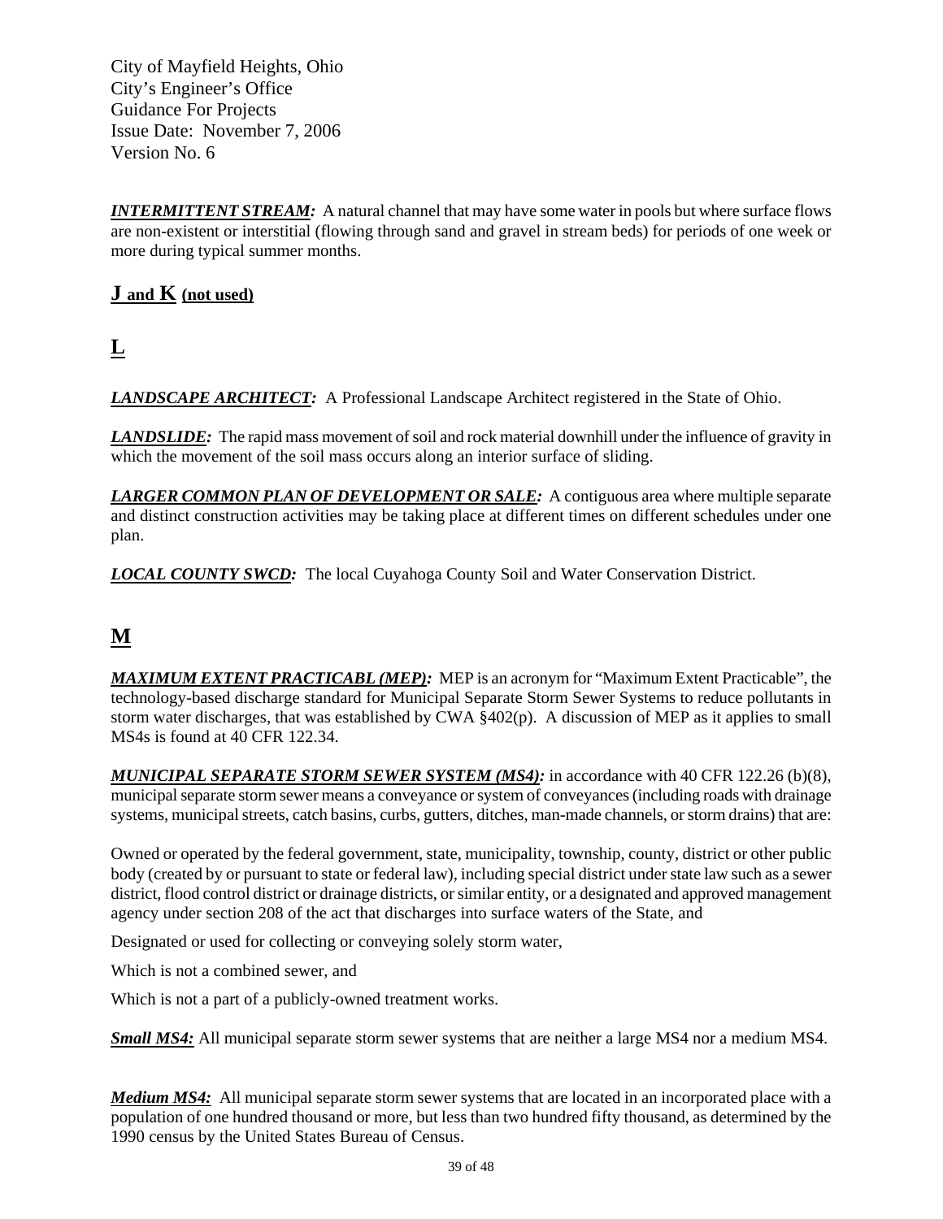***INTERMITTENT STREAM:*** A natural channel that may have some water in pools but where surface flows are non-existent or interstitial (flowing through sand and gravel in stream beds) for periods of one week or more during typical summer months.

## J and K (not used)

## L

***LANDSCAPE ARCHITECT:*** A Professional Landscape Architect registered in the State of Ohio.

***LANDSLIDE:*** The rapid mass movement of soil and rock material downhill under the influence of gravity in which the movement of the soil mass occurs along an interior surface of sliding.

***LARGER COMMON PLAN OF DEVELOPMENT OR SALE:*** A contiguous area where multiple separate and distinct construction activities may be taking place at different times on different schedules under one plan.

***LOCAL COUNTY SWCD:*** The local Cuyahoga County Soil and Water Conservation District.

## M

***MAXIMUM EXTENT PRACTICABL (MEP):*** MEP is an acronym for "Maximum Extent Practicable", the technology-based discharge standard for Municipal Separate Storm Sewer Systems to reduce pollutants in storm water discharges, that was established by CWA §402(p). A discussion of MEP as it applies to small MS4s is found at 40 CFR 122.34.

***MUNICIPAL SEPARATE STORM SEWER SYSTEM (MS4):*** in accordance with 40 CFR 122.26 (b)(8), municipal separate storm sewer means a conveyance or system of conveyances (including roads with drainage systems, municipal streets, catch basins, curbs, gutters, ditches, man-made channels, or storm drains) that are:

Owned or operated by the federal government, state, municipality, township, county, district or other public body (created by or pursuant to state or federal law), including special district under state law such as a sewer district, flood control district or drainage districts, or similar entity, or a designated and approved management agency under section 208 of the act that discharges into surface waters of the State, and

Designated or used for collecting or conveying solely storm water,

Which is not a combined sewer, and

Which is not a part of a publicly-owned treatment works.

***Small MS4:*** All municipal separate storm sewer systems that are neither a large MS4 nor a medium MS4.

***Medium MS4:*** All municipal separate storm sewer systems that are located in an incorporated place with a population of one hundred thousand or more, but less than two hundred fifty thousand, as determined by the 1990 census by the United States Bureau of Census.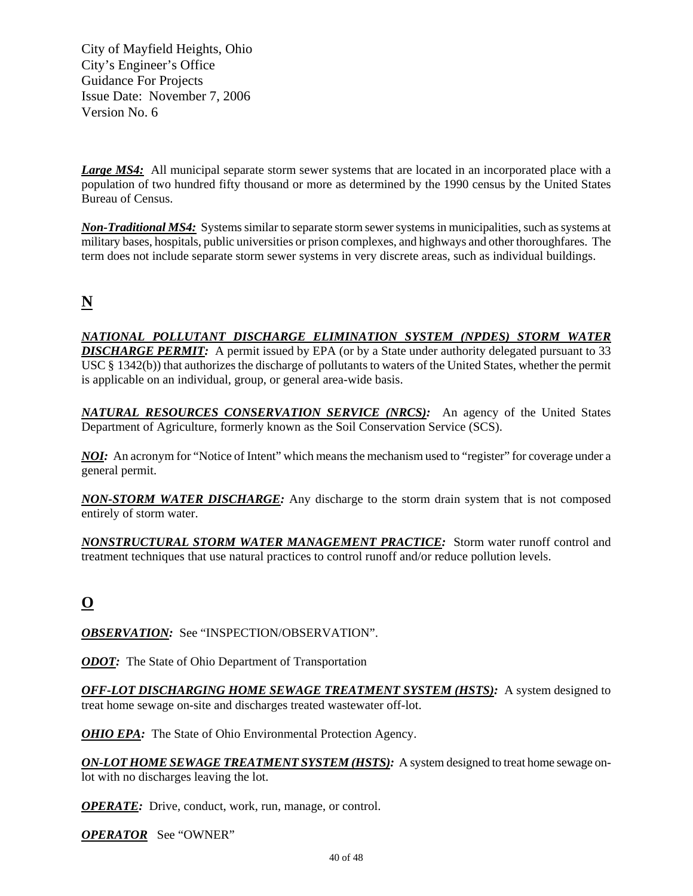***Large MS4:*** All municipal separate storm sewer systems that are located in an incorporated place with a population of two hundred fifty thousand or more as determined by the 1990 census by the United States Bureau of Census.

***Non-Traditional MS4:*** Systems similar to separate storm sewer systems in municipalities, such as systems at military bases, hospitals, public universities or prison complexes, and highways and other thoroughfares. The term does not include separate storm sewer systems in very discrete areas, such as individual buildings.

## N

***NATIONAL POLLUTANT DISCHARGE ELIMINATION SYSTEM (NPDES) STORM WATER DISCHARGE PERMIT:*** A permit issued by EPA (or by a State under authority delegated pursuant to 33 USC § 1342(b)) that authorizes the discharge of pollutants to waters of the United States, whether the permit is applicable on an individual, group, or general area-wide basis.

***NATURAL RESOURCES CONSERVATION SERVICE (NRCS):*** An agency of the United States Department of Agriculture, formerly known as the Soil Conservation Service (SCS).

***NOI:*** An acronym for "Notice of Intent" which means the mechanism used to "register" for coverage under a general permit.

***NON-STORM WATER DISCHARGE:*** Any discharge to the storm drain system that is not composed entirely of storm water.

***NONSTRUCTURAL STORM WATER MANAGEMENT PRACTICE:*** Storm water runoff control and treatment techniques that use natural practices to control runoff and/or reduce pollution levels.

## O

***OBSERVATION:*** See "INSPECTION/OBSERVATION".

***ODOT:*** The State of Ohio Department of Transportation

***OFF-LOT DISCHARGING HOME SEWAGE TREATMENT SYSTEM (HSTS):*** A system designed to treat home sewage on-site and discharges treated wastewater off-lot.

***OHIO EPA:*** The State of Ohio Environmental Protection Agency.

***ON-LOT HOME SEWAGE TREATMENT SYSTEM (HSTS):*** A system designed to treat home sewage on-lot with no discharges leaving the lot.

***OPERATE:*** Drive, conduct, work, run, manage, or control.

***OPERATOR*** See "OWNER"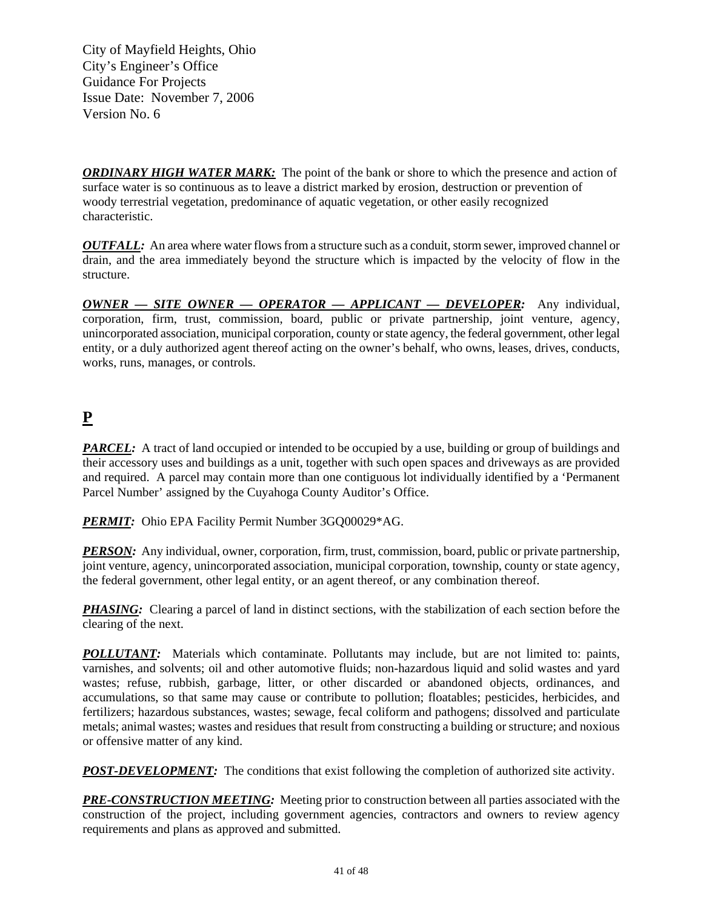***ORDINARY HIGH WATER MARK:*** The point of the bank or shore to which the presence and action of surface water is so continuous as to leave a district marked by erosion, destruction or prevention of woody terrestrial vegetation, predominance of aquatic vegetation, or other easily recognized characteristic.

***OUTFALL:*** An area where water flows from a structure such as a conduit, storm sewer, improved channel or drain, and the area immediately beyond the structure which is impacted by the velocity of flow in the structure.

***OWNER — SITE OWNER — OPERATOR — APPLICANT — DEVELOPER:*** Any individual, corporation, firm, trust, commission, board, public or private partnership, joint venture, agency, unincorporated association, municipal corporation, county or state agency, the federal government, other legal entity, or a duly authorized agent thereof acting on the owner's behalf, who owns, leases, drives, conducts, works, runs, manages, or controls.

## P

***PARCEL:*** A tract of land occupied or intended to be occupied by a use, building or group of buildings and their accessory uses and buildings as a unit, together with such open spaces and driveways as are provided and required. A parcel may contain more than one contiguous lot individually identified by a 'Permanent Parcel Number' assigned by the Cuyahoga County Auditor's Office.

***PERMIT:*** Ohio EPA Facility Permit Number 3GQ00029*AG.

***PERSON:*** Any individual, owner, corporation, firm, trust, commission, board, public or private partnership, joint venture, agency, unincorporated association, municipal corporation, township, county or state agency, the federal government, other legal entity, or an agent thereof, or any combination thereof.

***PHASING:*** Clearing a parcel of land in distinct sections, with the stabilization of each section before the clearing of the next.

***POLLUTANT:*** Materials which contaminate. Pollutants may include, but are not limited to: paints, varnishes, and solvents; oil and other automotive fluids; non-hazardous liquid and solid wastes and yard wastes; refuse, rubbish, garbage, litter, or other discarded or abandoned objects, ordinances, and accumulations, so that same may cause or contribute to pollution; floatables; pesticides, herbicides, and fertilizers; hazardous substances, wastes; sewage, fecal coliform and pathogens; dissolved and particulate metals; animal wastes; wastes and residues that result from constructing a building or structure; and noxious or offensive matter of any kind.

***POST-DEVELOPMENT:*** The conditions that exist following the completion of authorized site activity.

***PRE-CONSTRUCTION MEETING:*** Meeting prior to construction between all parties associated with the construction of the project, including government agencies, contractors and owners to review agency requirements and plans as approved and submitted.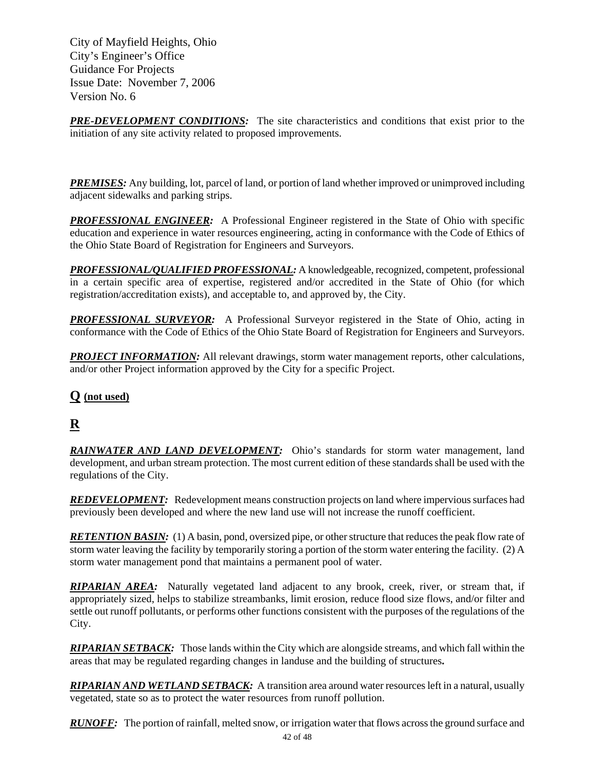***PRE-DEVELOPMENT CONDITIONS:*** The site characteristics and conditions that exist prior to the initiation of any site activity related to proposed improvements.

***PREMISES:*** Any building, lot, parcel of land, or portion of land whether improved or unimproved including adjacent sidewalks and parking strips.

***PROFESSIONAL ENGINEER:*** A Professional Engineer registered in the State of Ohio with specific education and experience in water resources engineering, acting in conformance with the Code of Ethics of the Ohio State Board of Registration for Engineers and Surveyors.

***PROFESSIONAL/QUALIFIED PROFESSIONAL:*** A knowledgeable, recognized, competent, professional in a certain specific area of expertise, registered and/or accredited in the State of Ohio (for which registration/accreditation exists), and acceptable to, and approved by, the City.

***PROFESSIONAL SURVEYOR:*** A Professional Surveyor registered in the State of Ohio, acting in conformance with the Code of Ethics of the Ohio State Board of Registration for Engineers and Surveyors.

***PROJECT INFORMATION:*** All relevant drawings, storm water management reports, other calculations, and/or other Project information approved by the City for a specific Project.

## Q (not used)

## R

***RAINWATER AND LAND DEVELOPMENT:*** Ohio's standards for storm water management, land development, and urban stream protection. The most current edition of these standards shall be used with the regulations of the City.

***REDEVELOPMENT:*** Redevelopment means construction projects on land where impervious surfaces had previously been developed and where the new land use will not increase the runoff coefficient.

***RETENTION BASIN:*** (1) A basin, pond, oversized pipe, or other structure that reduces the peak flow rate of storm water leaving the facility by temporarily storing a portion of the storm water entering the facility. (2) A storm water management pond that maintains a permanent pool of water.

***RIPARIAN AREA:*** Naturally vegetated land adjacent to any brook, creek, river, or stream that, if appropriately sized, helps to stabilize streambanks, limit erosion, reduce flood size flows, and/or filter and settle out runoff pollutants, or performs other functions consistent with the purposes of the regulations of the City.

***RIPARIAN SETBACK:*** Those lands within the City which are alongside streams, and which fall within the areas that may be regulated regarding changes in landuse and the building of structures**.**

***RIPARIAN AND WETLAND SETBACK:*** A transition area around water resources left in a natural, usually vegetated, state so as to protect the water resources from runoff pollution.

***RUNOFF:*** The portion of rainfall, melted snow, or irrigation water that flows across the ground surface and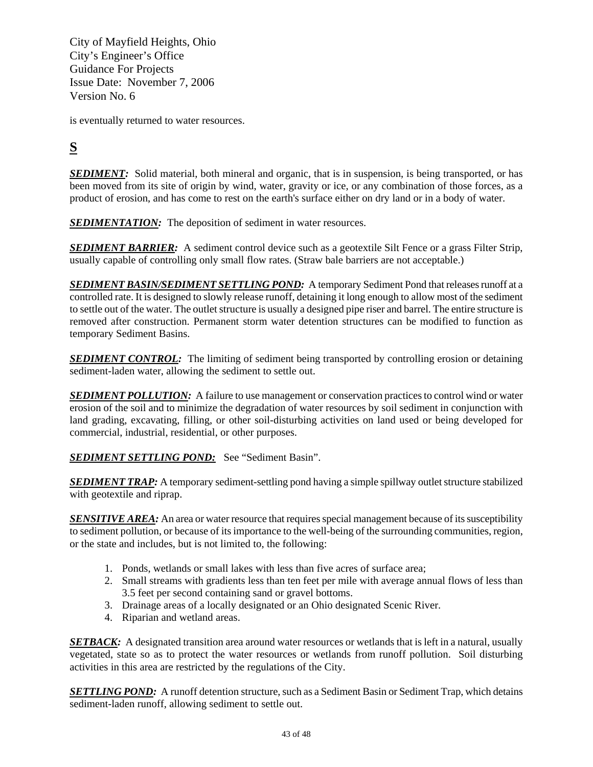is eventually returned to water resources.

## S

***SEDIMENT:*** Solid material, both mineral and organic, that is in suspension, is being transported, or has been moved from its site of origin by wind, water, gravity or ice, or any combination of those forces, as a product of erosion, and has come to rest on the earth's surface either on dry land or in a body of water.

***SEDIMENTATION:*** The deposition of sediment in water resources.

***SEDIMENT BARRIER:*** A sediment control device such as a geotextile Silt Fence or a grass Filter Strip, usually capable of controlling only small flow rates. (Straw bale barriers are not acceptable.)

***SEDIMENT BASIN/SEDIMENT SETTLING POND:*** A temporary Sediment Pond that releases runoff at a controlled rate. It is designed to slowly release runoff, detaining it long enough to allow most of the sediment to settle out of the water. The outlet structure is usually a designed pipe riser and barrel. The entire structure is removed after construction. Permanent storm water detention structures can be modified to function as temporary Sediment Basins.

***SEDIMENT CONTROL:*** The limiting of sediment being transported by controlling erosion or detaining sediment-laden water, allowing the sediment to settle out.

***SEDIMENT POLLUTION:*** A failure to use management or conservation practices to control wind or water erosion of the soil and to minimize the degradation of water resources by soil sediment in conjunction with land grading, excavating, filling, or other soil-disturbing activities on land used or being developed for commercial, industrial, residential, or other purposes.

***SEDIMENT SETTLING POND:*** See "Sediment Basin".

***SEDIMENT TRAP:*** A temporary sediment-settling pond having a simple spillway outlet structure stabilized with geotextile and riprap.

***SENSITIVE AREA:*** An area or water resource that requires special management because of its susceptibility to sediment pollution, or because of its importance to the well-being of the surrounding communities, region, or the state and includes, but is not limited to, the following:

1. Ponds, wetlands or small lakes with less than five acres of surface area;
2. Small streams with gradients less than ten feet per mile with average annual flows of less than 3.5 feet per second containing sand or gravel bottoms.
3. Drainage areas of a locally designated or an Ohio designated Scenic River.
4. Riparian and wetland areas.

***SETBACK:*** A designated transition area around water resources or wetlands that is left in a natural, usually vegetated, state so as to protect the water resources or wetlands from runoff pollution. Soil disturbing activities in this area are restricted by the regulations of the City.

***SETTLING POND:*** A runoff detention structure, such as a Sediment Basin or Sediment Trap, which detains sediment-laden runoff, allowing sediment to settle out.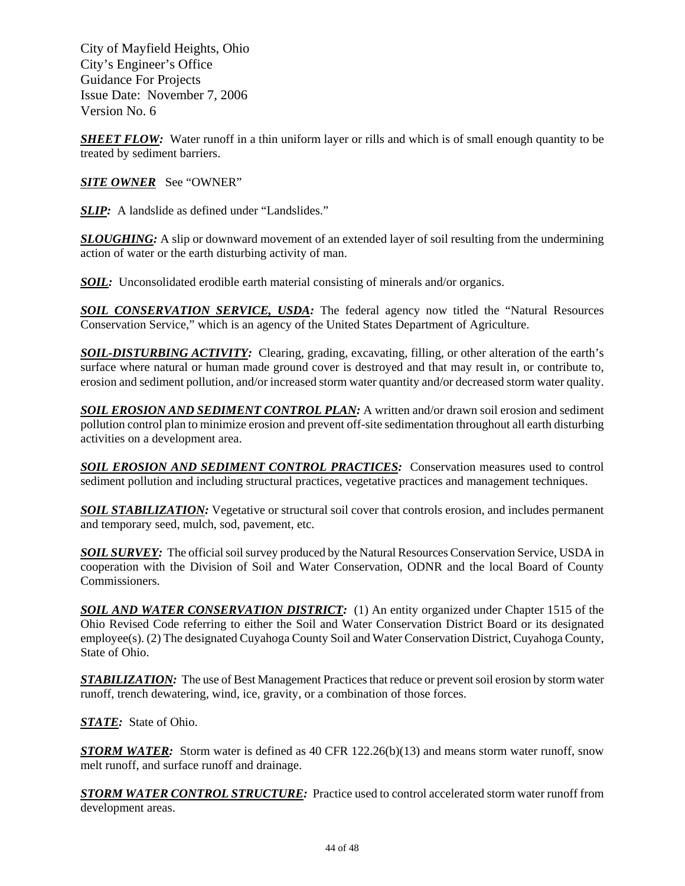***SHEET FLOW:*** Water runoff in a thin uniform layer or rills and which is of small enough quantity to be treated by sediment barriers.

***SITE OWNER*** See "OWNER"

***SLIP:*** A landslide as defined under "Landslides."

***SLOUGHING:*** A slip or downward movement of an extended layer of soil resulting from the undermining action of water or the earth disturbing activity of man.

***SOIL:*** Unconsolidated erodible earth material consisting of minerals and/or organics.

***SOIL CONSERVATION SERVICE, USDA:*** The federal agency now titled the "Natural Resources Conservation Service," which is an agency of the United States Department of Agriculture.

***SOIL-DISTURBING ACTIVITY:*** Clearing, grading, excavating, filling, or other alteration of the earth's surface where natural or human made ground cover is destroyed and that may result in, or contribute to, erosion and sediment pollution, and/or increased storm water quantity and/or decreased storm water quality.

***SOIL EROSION AND SEDIMENT CONTROL PLAN:*** A written and/or drawn soil erosion and sediment pollution control plan to minimize erosion and prevent off-site sedimentation throughout all earth disturbing activities on a development area.

***SOIL EROSION AND SEDIMENT CONTROL PRACTICES:*** Conservation measures used to control sediment pollution and including structural practices, vegetative practices and management techniques.

***SOIL STABILIZATION:*** Vegetative or structural soil cover that controls erosion, and includes permanent and temporary seed, mulch, sod, pavement, etc.

***SOIL SURVEY:*** The official soil survey produced by the Natural Resources Conservation Service, USDA in cooperation with the Division of Soil and Water Conservation, ODNR and the local Board of County Commissioners.

***SOIL AND WATER CONSERVATION DISTRICT:*** (1) An entity organized under Chapter 1515 of the Ohio Revised Code referring to either the Soil and Water Conservation District Board or its designated employee(s). (2) The designated Cuyahoga County Soil and Water Conservation District, Cuyahoga County, State of Ohio.

***STABILIZATION:*** The use of Best Management Practices that reduce or prevent soil erosion by storm water runoff, trench dewatering, wind, ice, gravity, or a combination of those forces.

***STATE:*** State of Ohio.

***STORM WATER:*** Storm water is defined as 40 CFR 122.26(b)(13) and means storm water runoff, snow melt runoff, and surface runoff and drainage.

***STORM WATER CONTROL STRUCTURE:*** Practice used to control accelerated storm water runoff from development areas.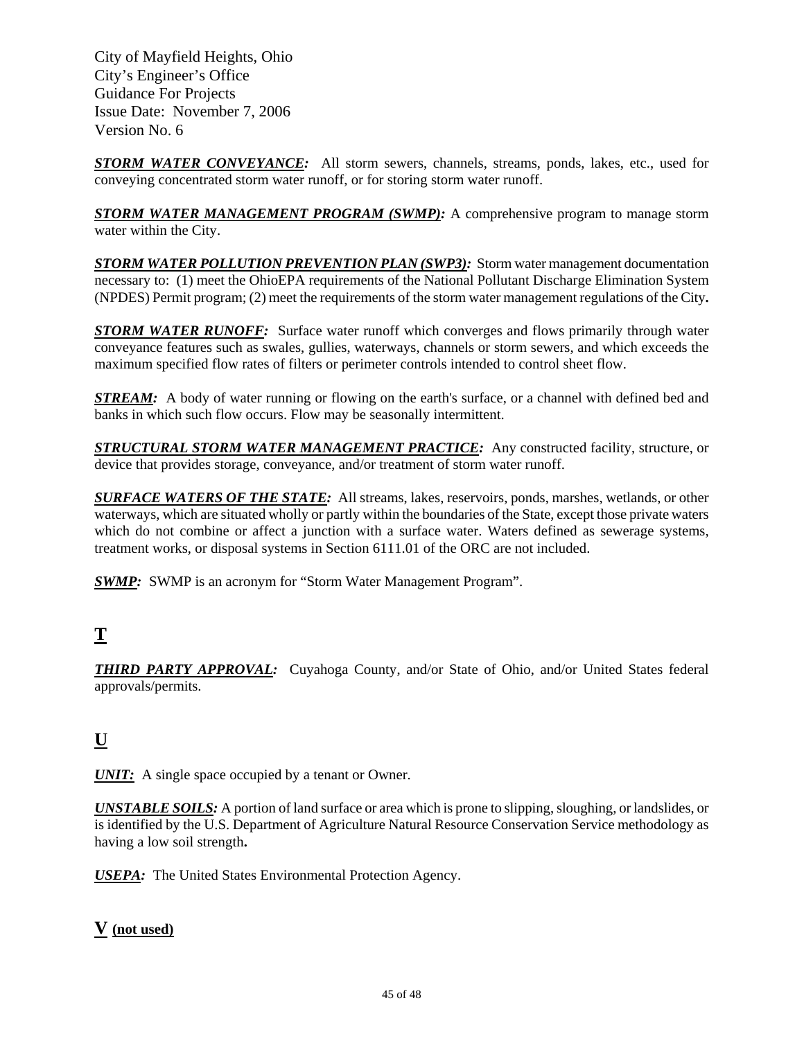***STORM WATER CONVEYANCE:*** All storm sewers, channels, streams, ponds, lakes, etc., used for conveying concentrated storm water runoff, or for storing storm water runoff.

***STORM WATER MANAGEMENT PROGRAM (SWMP):*** A comprehensive program to manage storm water within the City.

***STORM WATER POLLUTION PREVENTION PLAN (SWP3):*** Storm water management documentation necessary to: (1) meet the OhioEPA requirements of the National Pollutant Discharge Elimination System (NPDES) Permit program; (2) meet the requirements of the storm water management regulations of the City**.**

***STORM WATER RUNOFF:*** Surface water runoff which converges and flows primarily through water conveyance features such as swales, gullies, waterways, channels or storm sewers, and which exceeds the maximum specified flow rates of filters or perimeter controls intended to control sheet flow.

***STREAM:*** A body of water running or flowing on the earth's surface, or a channel with defined bed and banks in which such flow occurs. Flow may be seasonally intermittent.

***STRUCTURAL STORM WATER MANAGEMENT PRACTICE:*** Any constructed facility, structure, or device that provides storage, conveyance, and/or treatment of storm water runoff.

***SURFACE WATERS OF THE STATE:*** All streams, lakes, reservoirs, ponds, marshes, wetlands, or other waterways, which are situated wholly or partly within the boundaries of the State, except those private waters which do not combine or affect a junction with a surface water. Waters defined as sewerage systems, treatment works, or disposal systems in Section 6111.01 of the ORC are not included.

***SWMP:*** SWMP is an acronym for "Storm Water Management Program".

## T

***THIRD PARTY APPROVAL:*** Cuyahoga County, and/or State of Ohio, and/or United States federal approvals/permits.

## U

***UNIT:*** A single space occupied by a tenant or Owner.

***UNSTABLE SOILS:*** A portion of land surface or area which is prone to slipping, sloughing, or landslides, or is identified by the U.S. Department of Agriculture Natural Resource Conservation Service methodology as having a low soil strength**.**

***USEPA:*** The United States Environmental Protection Agency.

## V (not used)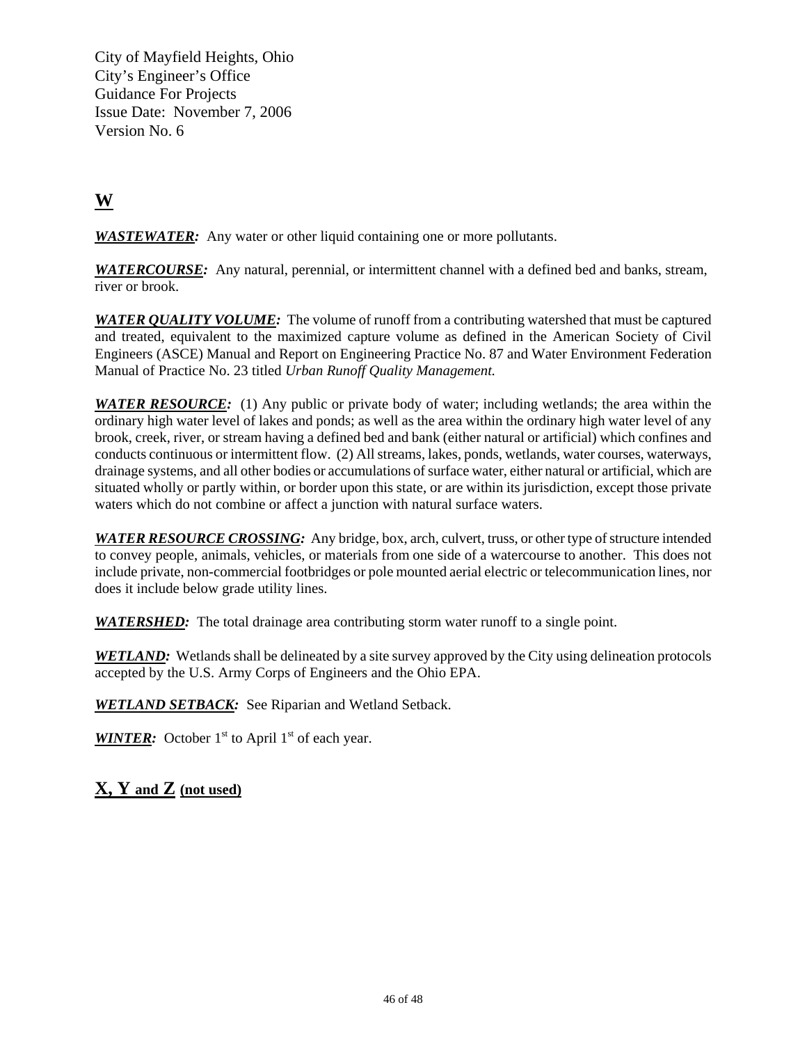## W

***WASTEWATER:*** Any water or other liquid containing one or more pollutants.

***WATERCOURSE:*** Any natural, perennial, or intermittent channel with a defined bed and banks, stream, river or brook.

***WATER QUALITY VOLUME:*** The volume of runoff from a contributing watershed that must be captured and treated, equivalent to the maximized capture volume as defined in the American Society of Civil Engineers (ASCE) Manual and Report on Engineering Practice No. 87 and Water Environment Federation Manual of Practice No. 23 titled *Urban Runoff Quality Management.*

***WATER RESOURCE:*** (1) Any public or private body of water; including wetlands; the area within the ordinary high water level of lakes and ponds; as well as the area within the ordinary high water level of any brook, creek, river, or stream having a defined bed and bank (either natural or artificial) which confines and conducts continuous or intermittent flow. (2) All streams, lakes, ponds, wetlands, water courses, waterways, drainage systems, and all other bodies or accumulations of surface water, either natural or artificial, which are situated wholly or partly within, or border upon this state, or are within its jurisdiction, except those private waters which do not combine or affect a junction with natural surface waters.

***WATER RESOURCE CROSSING:*** Any bridge, box, arch, culvert, truss, or other type of structure intended to convey people, animals, vehicles, or materials from one side of a watercourse to another. This does not include private, non-commercial footbridges or pole mounted aerial electric or telecommunication lines, nor does it include below grade utility lines.

***WATERSHED:*** The total drainage area contributing storm water runoff to a single point.

***WETLAND:*** Wetlands shall be delineated by a site survey approved by the City using delineation protocols accepted by the U.S. Army Corps of Engineers and the Ohio EPA.

***WETLAND SETBACK:*** See Riparian and Wetland Setback.

***WINTER:*** October 1st to April 1st of each year.

## X, Y and Z (not used)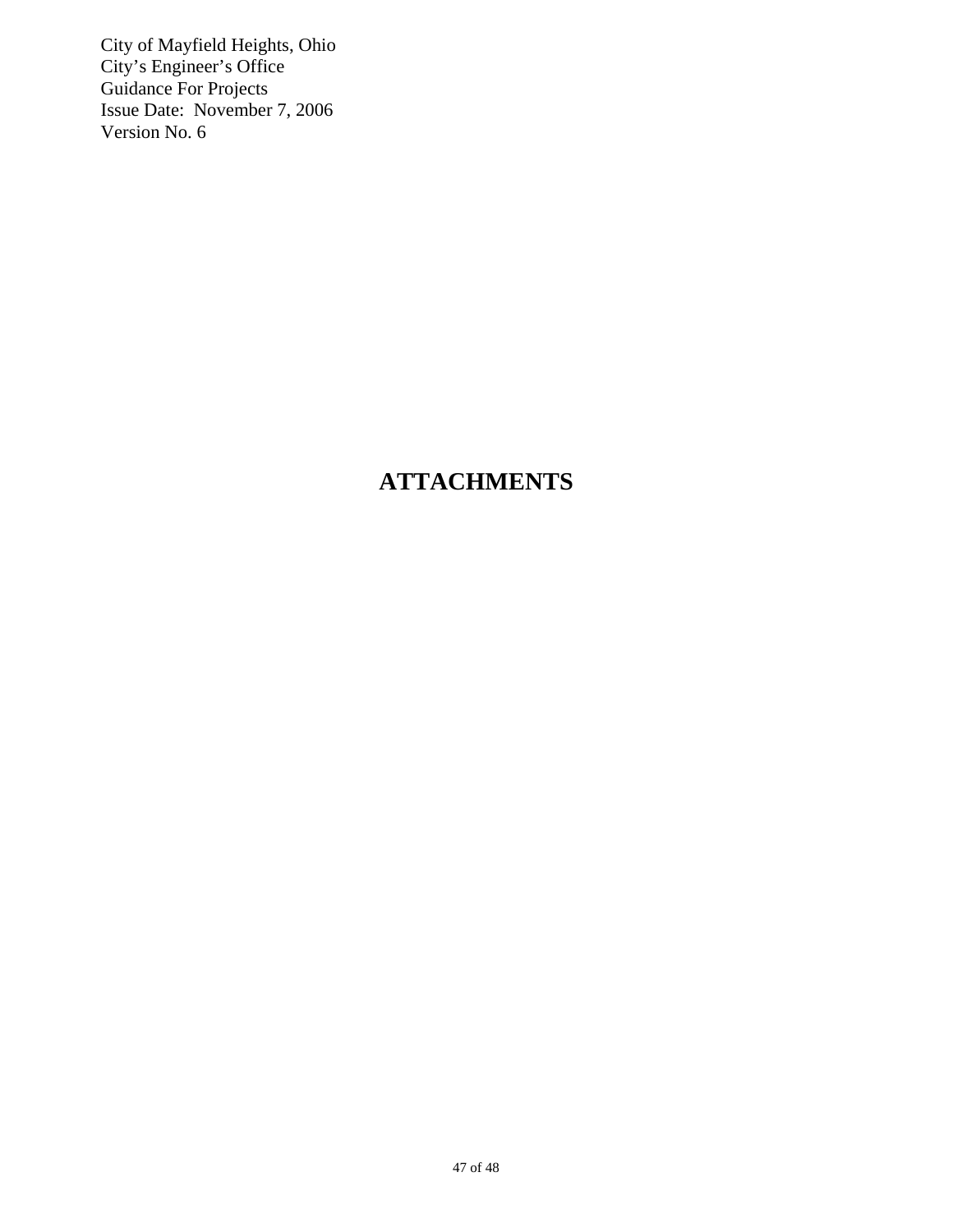# ATTACHMENTS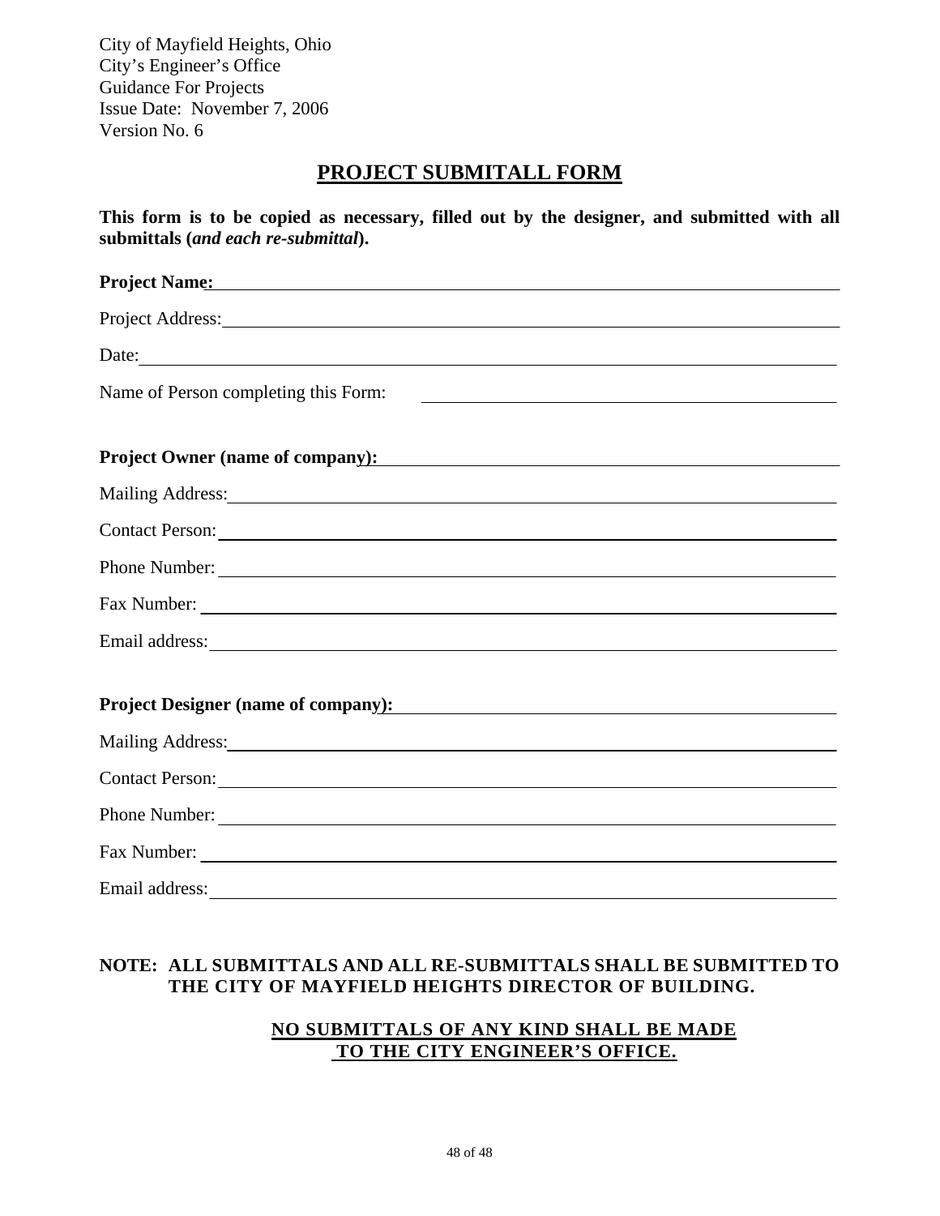City of Mayfield Heights, Ohio
City's Engineer's Office
Guidance For Projects
Issue Date: November 7, 2006
Version No. 6

# PROJECT SUBMITALL FORM

**This form is to be copied as necessary, filled out by the designer, and submitted with all submittals (*and each re-submittal*).**

**Project Name:** ______________________________

Project Address: ______________________________

Date: ______________________________

Name of Person completing this Form: ______________________________

**Project Owner (name of company):** ______________________________

Mailing Address: ______________________________

Contact Person: ______________________________

Phone Number: ______________________________

Fax Number: ______________________________

Email address: ______________________________

**Project Designer (name of company):** ______________________________

Mailing Address: ______________________________

Contact Person: ______________________________

Phone Number: ______________________________

Fax Number: ______________________________

Email address: ______________________________

**NOTE: ALL SUBMITTALS AND ALL RE-SUBMITTALS SHALL BE SUBMITTED TO THE CITY OF MAYFIELD HEIGHTS DIRECTOR OF BUILDING.**

**NO SUBMITTALS OF ANY KIND SHALL BE MADE TO THE CITY ENGINEER'S OFFICE.**